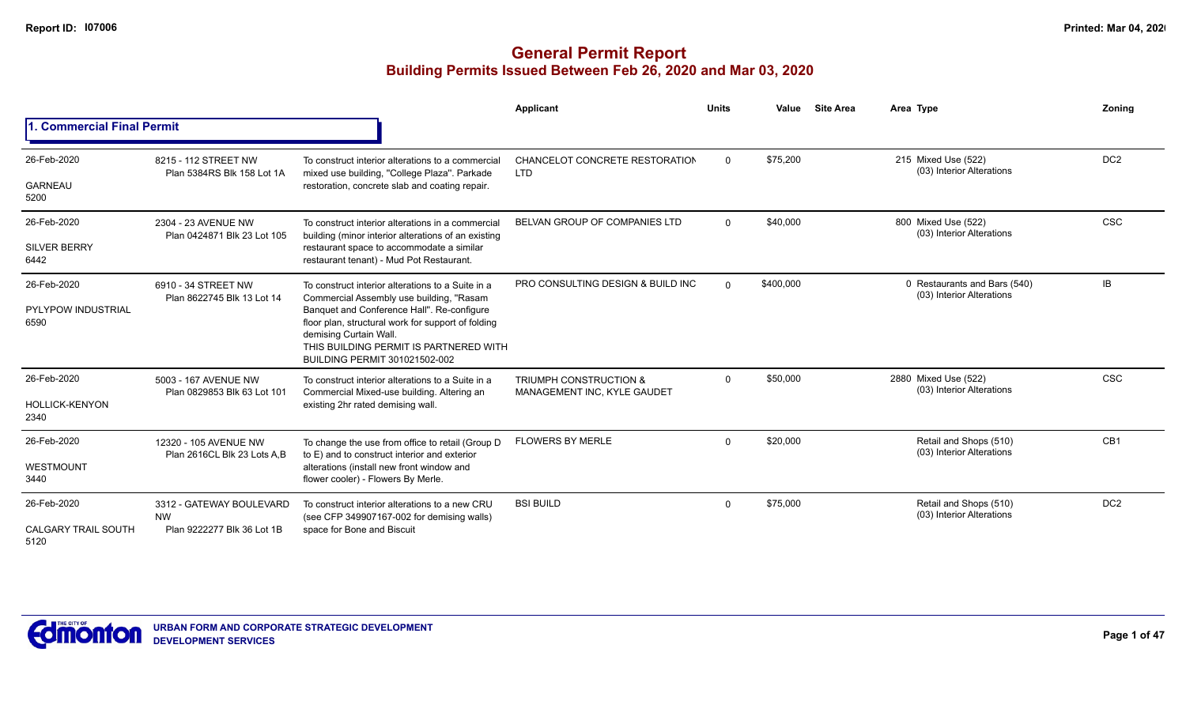Report ID: I07006

Printed: Mar 04, 2020

# General Permit Report

## Building Permits Issued Between Feb 26, 2020 and Mar 03, 2020

### 1. Commercial Final Permit

| Date / Neighbourhood | Address / Legal | Description | Applicant | Units | Value | Site Area | Area Type | Zoning |
|---|---|---|---|---|---|---|---|---|
| 26-Feb-2020<br>GARNEAU<br>5200 | 8215 - 112 STREET NW<br>Plan 5384RS Blk 158 Lot 1A | To construct interior alterations to a commercial mixed use building, "College Plaza". Parkade restoration, concrete slab and coating repair. | CHANCELOT CONCRETE RESTORATION LTD | 0 | $75,200 | | 215 Mixed Use (522)<br>(03) Interior Alterations | DC2 |
| 26-Feb-2020<br>SILVER BERRY<br>6442 | 2304 - 23 AVENUE NW<br>Plan 0424871 Blk 23 Lot 105 | To construct interior alterations in a commercial building (minor interior alterations of an existing restaurant space to accommodate a similar restaurant tenant) - Mud Pot Restaurant. | BELVAN GROUP OF COMPANIES LTD | 0 | $40,000 | | 800 Mixed Use (522)<br>(03) Interior Alterations | CSC |
| 26-Feb-2020<br>PYLYPOW INDUSTRIAL<br>6590 | 6910 - 34 STREET NW<br>Plan 8622745 Blk 13 Lot 14 | To construct interior alterations to a Suite in a Commercial Assembly use building, "Rasam Banquet and Conference Hall". Re-configure floor plan, structural work for support of folding demising Curtain Wall.<br>THIS BUILDING PERMIT IS PARTNERED WITH BUILDING PERMIT 301021502-002 | PRO CONSULTING DESIGN & BUILD INC | 0 | $400,000 | | 0 Restaurants and Bars (540)<br>(03) Interior Alterations | IB |
| 26-Feb-2020<br>HOLLICK-KENYON<br>2340 | 5003 - 167 AVENUE NW<br>Plan 0829853 Blk 63 Lot 101 | To construct interior alterations to a Suite in a Commercial Mixed-use building. Altering an existing 2hr rated demising wall. | TRIUMPH CONSTRUCTION & MANAGEMENT INC, KYLE GAUDET | 0 | $50,000 | | 2880 Mixed Use (522)<br>(03) Interior Alterations | CSC |
| 26-Feb-2020<br>WESTMOUNT<br>3440 | 12320 - 105 AVENUE NW<br>Plan 2616CL Blk 23 Lots A,B | To change the use from office to retail (Group D to E) and to construct interior and exterior alterations (install new front window and flower cooler) - Flowers By Merle. | FLOWERS BY MERLE | 0 | $20,000 | | Retail and Shops (510)<br>(03) Interior Alterations | CB1 |
| 26-Feb-2020<br>CALGARY TRAIL SOUTH<br>5120 | 3312 - GATEWAY BOULEVARD NW<br>Plan 9222277 Blk 36 Lot 1B | To construct interior alterations to a new CRU (see CFP 349907167-002 for demising walls) space for Bone and Biscuit | BSI BUILD | 0 | $75,000 | | Retail and Shops (510)<br>(03) Interior Alterations | DC2 |

URBAN FORM AND CORPORATE STRATEGIC DEVELOPMENT
DEVELOPMENT SERVICES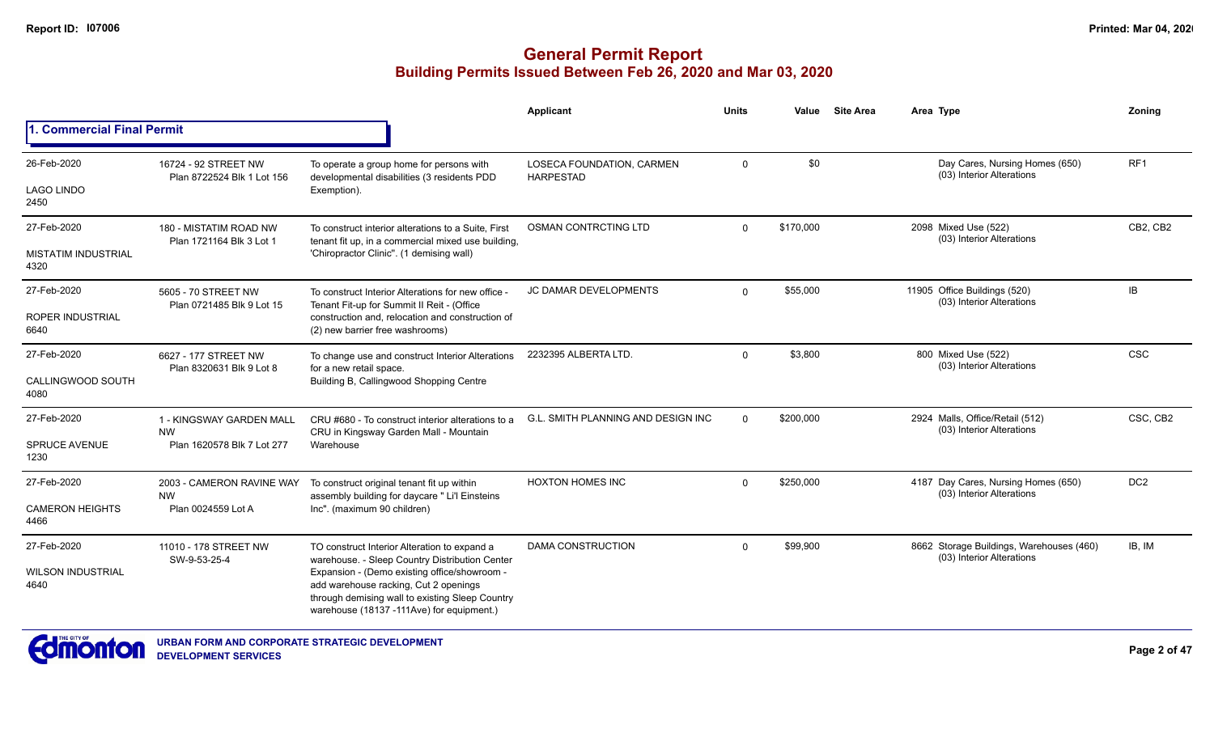# General Permit Report
## Building Permits Issued Between Feb 26, 2020 and Mar 03, 2020

### 1. Commercial Final Permit

| Date / Neighbourhood | Address / Legal | Description | Applicant | Units | Value | Site Area | Area | Type | Zoning |
|---|---|---|---|---|---|---|---|---|---|
| 26-Feb-2020 LAGO LINDO 2450 | 16724 - 92 STREET NW Plan 8722524 Blk 1 Lot 156 | To operate a group home for persons with developmental disabilities (3 residents PDD Exemption). | LOSECA FOUNDATION, CARMEN HARPESTAD | 0 | $0 | | | Day Cares, Nursing Homes (650) (03) Interior Alterations | RF1 |
| 27-Feb-2020 MISTATIM INDUSTRIAL 4320 | 180 - MISTATIM ROAD NW Plan 1721164 Blk 3 Lot 1 | To construct interior alterations to a Suite, First tenant fit up, in a commercial mixed use building, 'Chiropractor Clinic". (1 demising wall) | OSMAN CONTRCTING LTD | 0 | $170,000 | | 2098 | Mixed Use (522) (03) Interior Alterations | CB2, CB2 |
| 27-Feb-2020 ROPER INDUSTRIAL 6640 | 5605 - 70 STREET NW Plan 0721485 Blk 9 Lot 15 | To construct Interior Alterations for new office - Tenant Fit-up for Summit II Reit - (Office construction and, relocation and construction of (2) new barrier free washrooms) | JC DAMAR DEVELOPMENTS | 0 | $55,000 | | 11905 | Office Buildings (520) (03) Interior Alterations | IB |
| 27-Feb-2020 CALLINGWOOD SOUTH 4080 | 6627 - 177 STREET NW Plan 8320631 Blk 9 Lot 8 | To change use and construct Interior Alterations for a new retail space. Building B, Callingwood Shopping Centre | 2232395 ALBERTA LTD. | 0 | $3,800 | | 800 | Mixed Use (522) (03) Interior Alterations | CSC |
| 27-Feb-2020 SPRUCE AVENUE 1230 | 1 - KINGSWAY GARDEN MALL NW Plan 1620578 Blk 7 Lot 277 | CRU #680 - To construct interior alterations to a CRU in Kingsway Garden Mall - Mountain Warehouse | G.L. SMITH PLANNING AND DESIGN INC | 0 | $200,000 | | 2924 | Malls, Office/Retail (512) (03) Interior Alterations | CSC, CB2 |
| 27-Feb-2020 CAMERON HEIGHTS 4466 | 2003 - CAMERON RAVINE WAY NW Plan 0024559 Lot A | To construct original tenant fit up within assembly building for daycare " Li'l Einsteins Inc". (maximum 90 children) | HOXTON HOMES INC | 0 | $250,000 | | 4187 | Day Cares, Nursing Homes (650) (03) Interior Alterations | DC2 |
| 27-Feb-2020 WILSON INDUSTRIAL 4640 | 11010 - 178 STREET NW SW-9-53-25-4 | TO construct Interior Alteration to expand a warehouse. - Sleep Country Distribution Center Expansion - (Demo existing office/showroom - add warehouse racking, Cut 2 openings through demising wall to existing Sleep Country warehouse (18137 -111Ave) for equipment.) | DAMA CONSTRUCTION | 0 | $99,900 | | 8662 | Storage Buildings, Warehouses (460) (03) Interior Alterations | IB, IM |

URBAN FORM AND CORPORATE STRATEGIC DEVELOPMENT
DEVELOPMENT SERVICES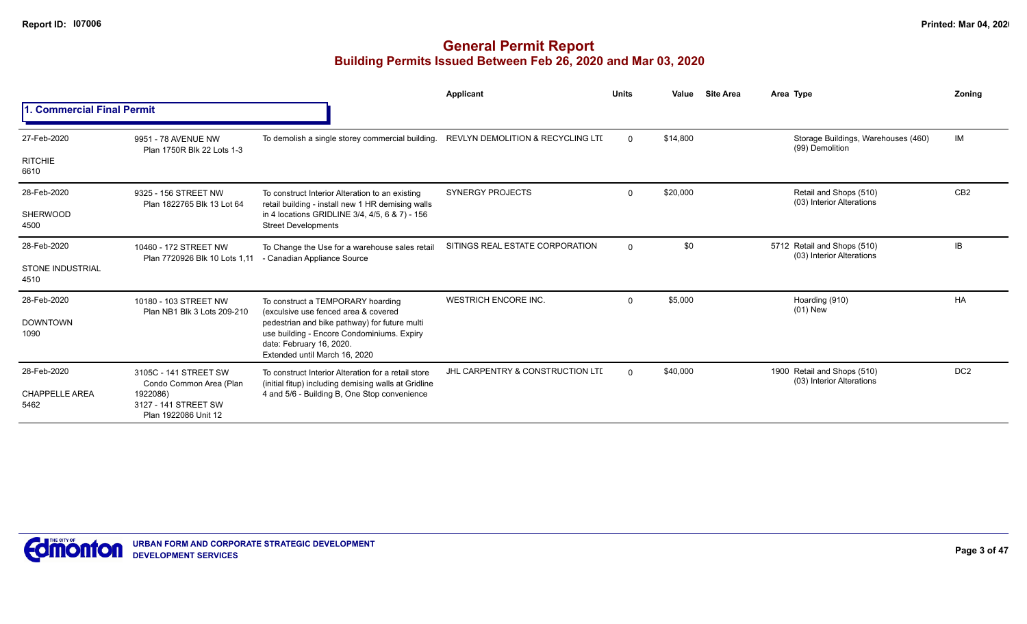# General Permit Report

## Building Permits Issued Between Feb 26, 2020 and Mar 03, 2020

### 1. Commercial Final Permit

| Date / Neighbourhood | Address | Description | Applicant | Units | Value | Site Area | Area Type | Zoning |
|---|---|---|---|---|---|---|---|---|
| 27-Feb-2020<br>RITCHIE<br>6610 | 9951 - 78 AVENUE NW<br>Plan 1750R Blk 22 Lots 1-3 | To demolish a single storey commercial building. | REVLYN DEMOLITION & RECYCLING LTI | 0 | $14,800 | | Storage Buildings, Warehouses (460)<br>(99) Demolition | IM |
| 28-Feb-2020<br>SHERWOOD<br>4500 | 9325 - 156 STREET NW<br>Plan 1822765 Blk 13 Lot 64 | To construct Interior Alteration to an existing retail building - install new 1 HR demising walls in 4 locations GRIDLINE 3/4, 4/5, 6 & 7) - 156 Street Developments | SYNERGY PROJECTS | 0 | $20,000 | | Retail and Shops (510)<br>(03) Interior Alterations | CB2 |
| 28-Feb-2020<br>STONE INDUSTRIAL<br>4510 | 10460 - 172 STREET NW<br>Plan 7720926 Blk 10 Lots 1,11 | To Change the Use for a warehouse sales retail - Canadian Appliance Source | SITINGS REAL ESTATE CORPORATION | 0 | $0 | 5712 | Retail and Shops (510)<br>(03) Interior Alterations | IB |
| 28-Feb-2020<br>DOWNTOWN<br>1090 | 10180 - 103 STREET NW<br>Plan NB1 Blk 3 Lots 209-210 | To construct a TEMPORARY hoarding (exculsive use fenced area & covered pedestrian and bike pathway) for future multi use building - Encore Condominiums. Expiry date: February 16, 2020.<br>Extended until March 16, 2020 | WESTRICH ENCORE INC. | 0 | $5,000 | | Hoarding (910)<br>(01) New | HA |
| 28-Feb-2020<br>CHAPPELLE AREA<br>5462 | 3105C - 141 STREET SW<br>Condo Common Area (Plan 1922086)<br>3127 - 141 STREET SW<br>Plan 1922086 Unit 12 | To construct Interior Alteration for a retail store (initial fitup) including demising walls at Gridline 4 and 5/6 - Building B, One Stop convenience | JHL CARPENTRY & CONSTRUCTION LTI | 0 | $40,000 | 1900 | Retail and Shops (510)<br>(03) Interior Alterations | DC2 |

**URBAN FORM AND CORPORATE STRATEGIC DEVELOPMENT**
**DEVELOPMENT SERVICES**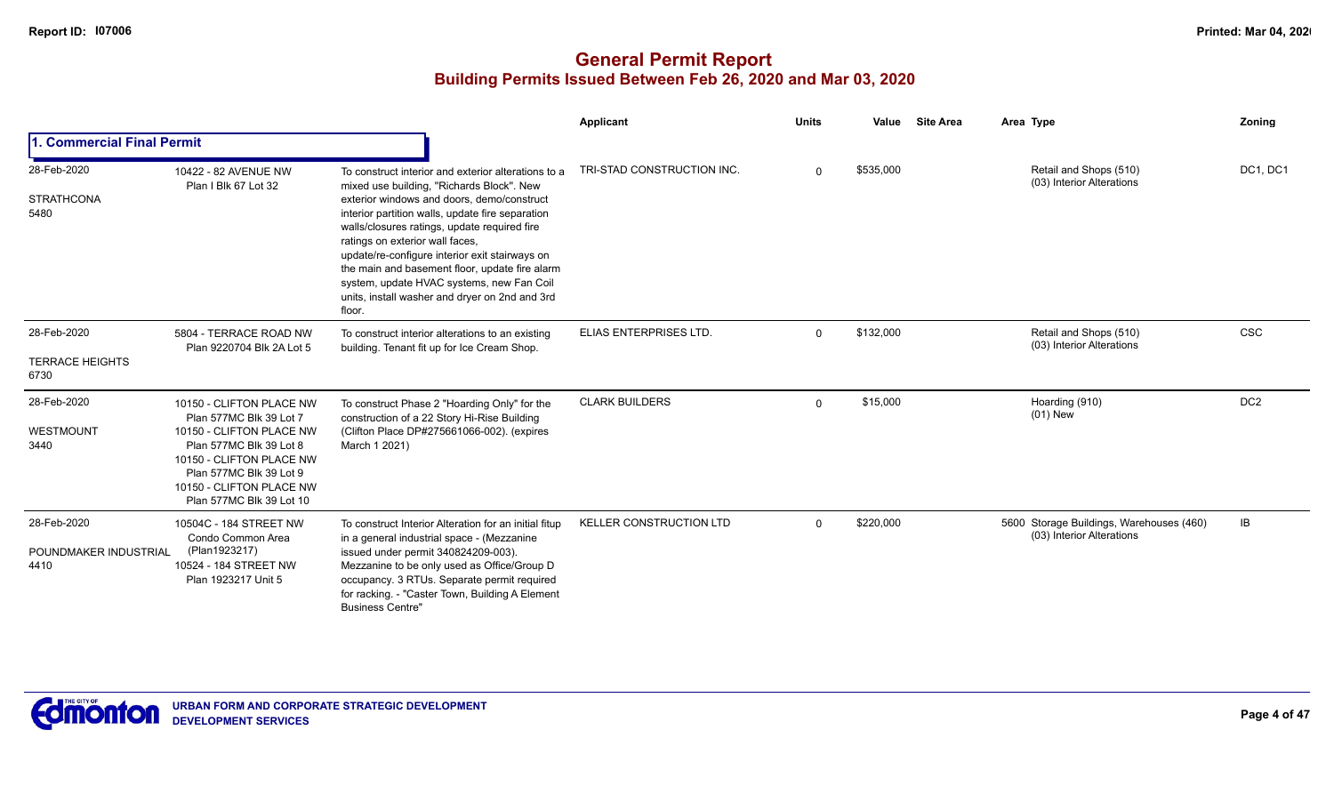# General Permit Report

## Building Permits Issued Between Feb 26, 2020 and Mar 03, 2020

### 1. Commercial Final Permit

| Date / Neighbourhood | Address | Description | Applicant | Units | Value | Site Area | Area Type | Zoning |
|---|---|---|---|---|---|---|---|---|
| 28-Feb-2020<br>STRATHCONA<br>5480 | 10422 - 82 AVENUE NW<br>Plan I Blk 67 Lot 32 | To construct interior and exterior alterations to a mixed use building, "Richards Block". New exterior windows and doors, demo/construct interior partition walls, update fire separation walls/closures ratings, update required fire ratings on exterior wall faces, update/re-configure interior exit stairways on the main and basement floor, update fire alarm system, update HVAC systems, new Fan Coil units, install washer and dryer on 2nd and 3rd floor. | TRI-STAD CONSTRUCTION INC. | 0 | $535,000 | | Retail and Shops (510)<br>(03) Interior Alterations | DC1, DC1 |
| 28-Feb-2020<br>TERRACE HEIGHTS<br>6730 | 5804 - TERRACE ROAD NW<br>Plan 9220704 Blk 2A Lot 5 | To construct interior alterations to an existing building. Tenant fit up for Ice Cream Shop. | ELIAS ENTERPRISES LTD. | 0 | $132,000 | | Retail and Shops (510)<br>(03) Interior Alterations | CSC |
| 28-Feb-2020<br>WESTMOUNT<br>3440 | 10150 - CLIFTON PLACE NW<br>Plan 577MC Blk 39 Lot 7<br>10150 - CLIFTON PLACE NW<br>Plan 577MC Blk 39 Lot 8<br>10150 - CLIFTON PLACE NW<br>Plan 577MC Blk 39 Lot 9<br>10150 - CLIFTON PLACE NW<br>Plan 577MC Blk 39 Lot 10 | To construct Phase 2 "Hoarding Only" for the construction of a 22 Story Hi-Rise Building (Clifton Place DP#275661066-002). (expires March 1 2021) | CLARK BUILDERS | 0 | $15,000 | | Hoarding (910)<br>(01) New | DC2 |
| 28-Feb-2020<br>POUNDMAKER INDUSTRIAL<br>4410 | 10504C - 184 STREET NW<br>Condo Common Area (Plan1923217)<br>10524 - 184 STREET NW<br>Plan 1923217 Unit 5 | To construct Interior Alteration for an initial fitup in a general industrial space - (Mezzanine issued under permit 340824209-003). Mezzanine to be only used as Office/Group D occupancy. 3 RTUs. Separate permit required for racking. - "Caster Town, Building A Element Business Centre" | KELLER CONSTRUCTION LTD | 0 | $220,000 | 5600 | Storage Buildings, Warehouses (460)<br>(03) Interior Alterations | IB |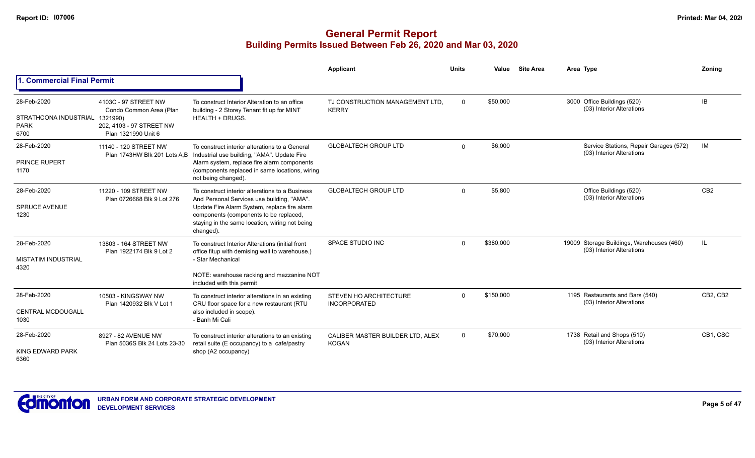# General Permit Report

## Building Permits Issued Between Feb 26, 2020 and Mar 03, 2020

### 1. Commercial Final Permit

| Date / Neighbourhood | Address / Legal | Description | Applicant | Units | Value | Site Area | Area Type | Zoning |
|---|---|---|---|---|---|---|---|---|
| 28-Feb-2020<br>STRATHCONA INDUSTRIAL PARK<br>6700 | 4103C - 97 STREET NW<br>Condo Common Area (Plan 1321990)<br>202, 4103 - 97 STREET NW<br>Plan 1321990 Unit 6 | To construct Interior Alteration to an office building - 2 Storey Tenant fit up for MINT HEALTH + DRUGS. | TJ CONSTRUCTION MANAGEMENT LTD, KERRY | 0 | $50,000 | | 3000 Office Buildings (520)<br>(03) Interior Alterations | IB |
| 28-Feb-2020<br>PRINCE RUPERT<br>1170 | 11140 - 120 STREET NW<br>Plan 1743HW Blk 201 Lots A,B | To construct interior alterations to a General Industrial use building, "AMA". Update Fire Alarm system, replace fire alarm components (components replaced in same locations, wiring not being changed). | GLOBALTECH GROUP LTD | 0 | $6,000 | | Service Stations, Repair Garages (572)<br>(03) Interior Alterations | IM |
| 28-Feb-2020<br>SPRUCE AVENUE<br>1230 | 11220 - 109 STREET NW<br>Plan 0726668 Blk 9 Lot 276 | To construct interior alterations to a Business And Personal Services use building, "AMA". Update Fire Alarm System, replace fire alarm components (components to be replaced, staying in the same location, wiring not being changed). | GLOBALTECH GROUP LTD | 0 | $5,800 | | Office Buildings (520)<br>(03) Interior Alterations | CB2 |
| 28-Feb-2020<br>MISTATIM INDUSTRIAL<br>4320 | 13803 - 164 STREET NW<br>Plan 1922174 Blk 9 Lot 2 | To construct Interior Alterations (initial front office fitup with demising wall to warehouse.)<br>- Star Mechanical<br><br>NOTE: warehouse racking and mezzanine NOT included with this permit | SPACE STUDIO INC | 0 | $380,000 | | 19009 Storage Buildings, Warehouses (460)<br>(03) Interior Alterations | IL |
| 28-Feb-2020<br>CENTRAL MCDOUGALL<br>1030 | 10503 - KINGSWAY NW<br>Plan 1420932 Blk V Lot 1 | To construct interior alterations in an existing CRU floor space for a new restaurant (RTU also included in scope).<br>- Banh Mi Cali | STEVEN HO ARCHITECTURE INCORPORATED | 0 | $150,000 | | 1195 Restaurants and Bars (540)<br>(03) Interior Alterations | CB2, CB2 |
| 28-Feb-2020<br>KING EDWARD PARK<br>6360 | 8927 - 82 AVENUE NW<br>Plan 5036S Blk 24 Lots 23-30 | To construct interior alterations to an existing retail suite (E occupancy) to a cafe/pastry shop (A2 occupancy) | CALIBER MASTER BUILDER LTD, ALEX KOGAN | 0 | $70,000 | | 1738 Retail and Shops (510)<br>(03) Interior Alterations | CB1, CSC |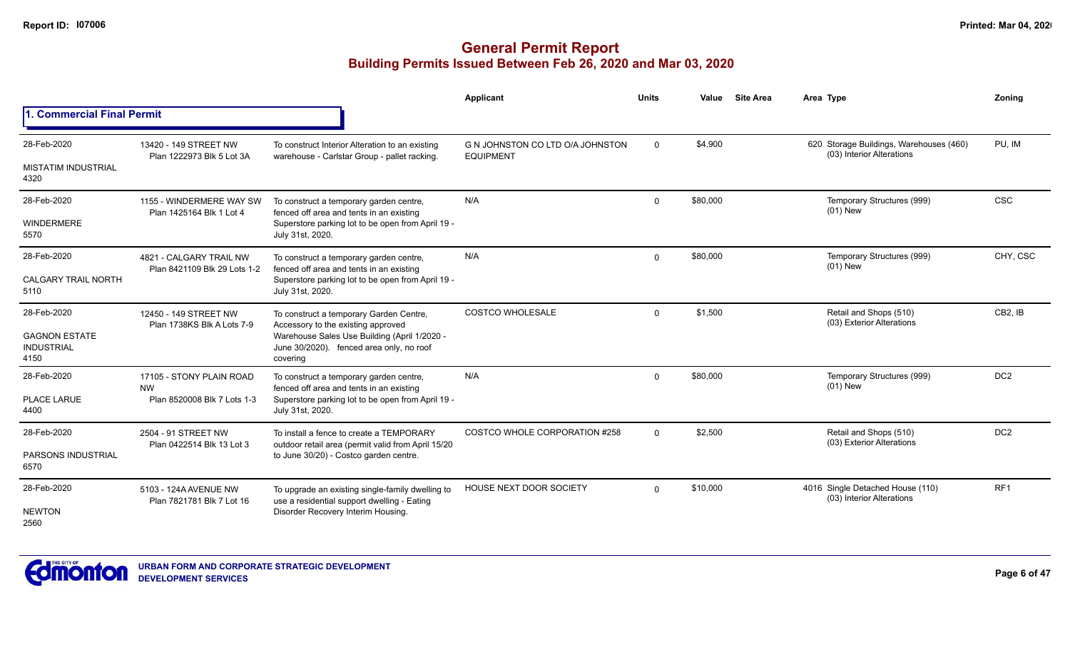# General Permit Report

## Building Permits Issued Between Feb 26, 2020 and Mar 03, 2020

### 1. Commercial Final Permit

| Date / Neighbourhood | Address / Legal | Description | Applicant | Units | Value | Site Area | Area Type | Zoning |
|---|---|---|---|---|---|---|---|---|
| 28-Feb-2020 MISTATIM INDUSTRIAL 4320 | 13420 - 149 STREET NW Plan 1222973 Blk 5 Lot 3A | To construct Interior Alteration to an existing warehouse - Carlstar Group - pallet racking. | G N JOHNSTON CO LTD O/A JOHNSTON EQUIPMENT | 0 | $4,900 | | 620 Storage Buildings, Warehouses (460) (03) Interior Alterations | PU, IM |
| 28-Feb-2020 WINDERMERE 5570 | 1155 - WINDERMERE WAY SW Plan 1425164 Blk 1 Lot 4 | To construct a temporary garden centre, fenced off area and tents in an existing Superstore parking lot to be open from April 19 - July 31st, 2020. | N/A | 0 | $80,000 | | Temporary Structures (999) (01) New | CSC |
| 28-Feb-2020 CALGARY TRAIL NORTH 5110 | 4821 - CALGARY TRAIL NW Plan 8421109 Blk 29 Lots 1-2 | To construct a temporary garden centre, fenced off area and tents in an existing Superstore parking lot to be open from April 19 - July 31st, 2020. | N/A | 0 | $80,000 | | Temporary Structures (999) (01) New | CHY, CSC |
| 28-Feb-2020 GAGNON ESTATE INDUSTRIAL 4150 | 12450 - 149 STREET NW Plan 1738KS Blk A Lots 7-9 | To construct a temporary Garden Centre, Accessory to the existing approved Warehouse Sales Use Building (April 1/2020 - June 30/2020). fenced area only, no roof covering | COSTCO WHOLESALE | 0 | $1,500 | | Retail and Shops (510) (03) Exterior Alterations | CB2, IB |
| 28-Feb-2020 PLACE LARUE 4400 | 17105 - STONY PLAIN ROAD NW Plan 8520008 Blk 7 Lots 1-3 | To construct a temporary garden centre, fenced off area and tents in an existing Superstore parking lot to be open from April 19 - July 31st, 2020. | N/A | 0 | $80,000 | | Temporary Structures (999) (01) New | DC2 |
| 28-Feb-2020 PARSONS INDUSTRIAL 6570 | 2504 - 91 STREET NW Plan 0422514 Blk 13 Lot 3 | To install a fence to create a TEMPORARY outdoor retail area (permit valid from April 15/20 to June 30/20) - Costco garden centre. | COSTCO WHOLE CORPORATION #258 | 0 | $2,500 | | Retail and Shops (510) (03) Exterior Alterations | DC2 |
| 28-Feb-2020 NEWTON 2560 | 5103 - 124A AVENUE NW Plan 7821781 Blk 7 Lot 16 | To upgrade an existing single-family dwelling to use a residential support dwelling - Eating Disorder Recovery Interim Housing. | HOUSE NEXT DOOR SOCIETY | 0 | $10,000 | | 4016 Single Detached House (110) (03) Interior Alterations | RF1 |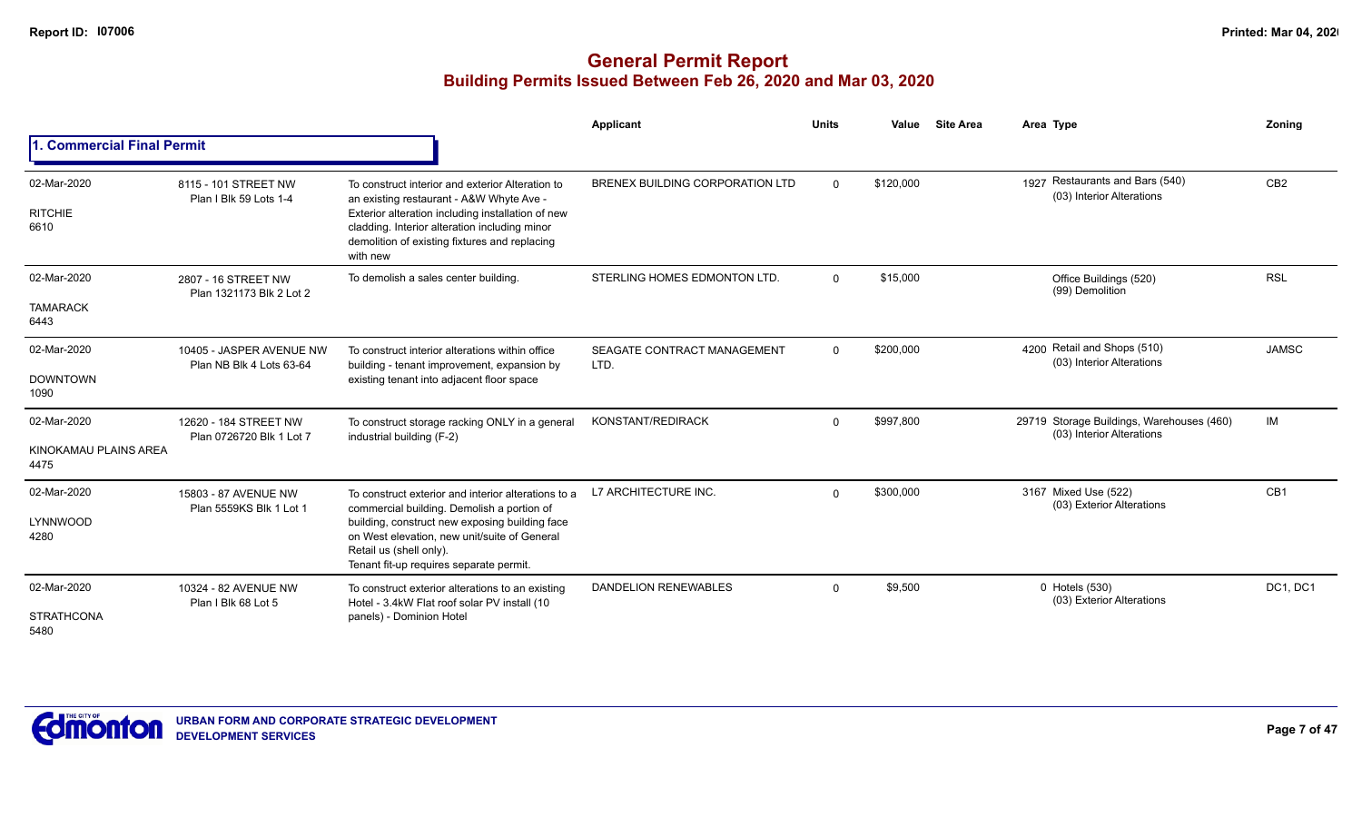# General Permit Report

## Building Permits Issued Between Feb 26, 2020 and Mar 03, 2020

### 1. Commercial Final Permit

| Date / Neighbourhood | Address | Description | Applicant | Units | Value | Site Area | Area | Type | Zoning |
|---|---|---|---|---|---|---|---|---|---|
| 02-Mar-2020<br>RITCHIE<br>6610 | 8115 - 101 STREET NW<br>Plan I Blk 59 Lots 1-4 | To construct interior and exterior Alteration to an existing restaurant - A&W Whyte Ave - Exterior alteration including installation of new cladding. Interior alteration including minor demolition of existing fixtures and replacing with new | BRENEX BUILDING CORPORATION LTD | 0 | $120,000 | | 1927 | Restaurants and Bars (540)<br>(03) Interior Alterations | CB2 |
| 02-Mar-2020<br>TAMARACK<br>6443 | 2807 - 16 STREET NW<br>Plan 1321173 Blk 2 Lot 2 | To demolish a sales center building. | STERLING HOMES EDMONTON LTD. | 0 | $15,000 | | | Office Buildings (520)<br>(99) Demolition | RSL |
| 02-Mar-2020<br>DOWNTOWN<br>1090 | 10405 - JASPER AVENUE NW<br>Plan NB Blk 4 Lots 63-64 | To construct interior alterations within office building - tenant improvement, expansion by existing tenant into adjacent floor space | SEAGATE CONTRACT MANAGEMENT LTD. | 0 | $200,000 | | 4200 | Retail and Shops (510)<br>(03) Interior Alterations | JAMSC |
| 02-Mar-2020<br>KINOKAMAU PLAINS AREA<br>4475 | 12620 - 184 STREET NW<br>Plan 0726720 Blk 1 Lot 7 | To construct storage racking ONLY in a general industrial building (F-2) | KONSTANT/REDIRACK | 0 | $997,800 | | 29719 | Storage Buildings, Warehouses (460)<br>(03) Interior Alterations | IM |
| 02-Mar-2020<br>LYNNWOOD<br>4280 | 15803 - 87 AVENUE NW<br>Plan 5559KS Blk 1 Lot 1 | To construct exterior and interior alterations to a commercial building. Demolish a portion of building, construct new exposing building face on West elevation, new unit/suite of General Retail us (shell only).<br>Tenant fit-up requires separate permit. | L7 ARCHITECTURE INC. | 0 | $300,000 | | 3167 | Mixed Use (522)<br>(03) Exterior Alterations | CB1 |
| 02-Mar-2020<br>STRATHCONA<br>5480 | 10324 - 82 AVENUE NW<br>Plan I Blk 68 Lot 5 | To construct exterior alterations to an existing Hotel - 3.4kW Flat roof solar PV install (10 panels) - Dominion Hotel | DANDELION RENEWABLES | 0 | $9,500 | | 0 | Hotels (530)<br>(03) Exterior Alterations | DC1, DC1 |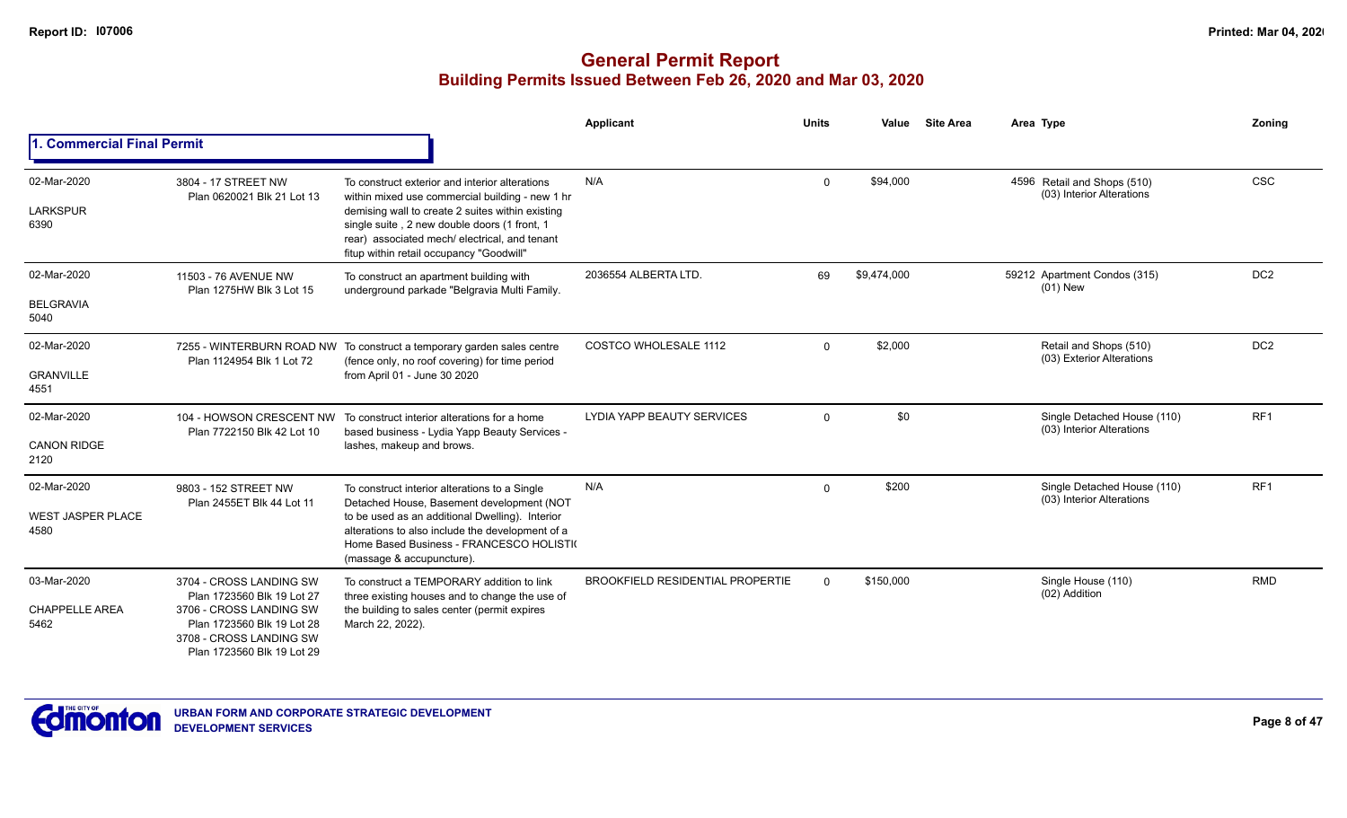# General Permit Report

## Building Permits Issued Between Feb 26, 2020 and Mar 03, 2020

### 1. Commercial Final Permit

| Date / Neighbourhood | Address / Legal | Description | Applicant | Units | Value | Site Area | Area | Type | Zoning |
|---|---|---|---|---|---|---|---|---|---|
| 02-Mar-2020<br>LARKSPUR<br>6390 | 3804 - 17 STREET NW<br>Plan 0620021 Blk 21 Lot 13 | To construct exterior and interior alterations within mixed use commercial building - new 1 hr demising wall to create 2 suites within existing single suite , 2 new double doors (1 front, 1 rear) associated mech/ electrical, and tenant fitup within retail occupancy "Goodwill" | N/A | 0 | $94,000 | | 4596 | Retail and Shops (510)<br>(03) Interior Alterations | CSC |
| 02-Mar-2020<br>BELGRAVIA<br>5040 | 11503 - 76 AVENUE NW<br>Plan 1275HW Blk 3 Lot 15 | To construct an apartment building with underground parkade "Belgravia Multi Family. | 2036554 ALBERTA LTD. | 69 | $9,474,000 | | 59212 | Apartment Condos (315)<br>(01) New | DC2 |
| 02-Mar-2020<br>GRANVILLE<br>4551 | 7255 - WINTERBURN ROAD NW<br>Plan 1124954 Blk 1 Lot 72 | To construct a temporary garden sales centre (fence only, no roof covering) for time period from April 01 - June 30 2020 | COSTCO WHOLESALE 1112 | 0 | $2,000 | | | Retail and Shops (510)<br>(03) Exterior Alterations | DC2 |
| 02-Mar-2020<br>CANON RIDGE<br>2120 | 104 - HOWSON CRESCENT NW<br>Plan 7722150 Blk 42 Lot 10 | To construct interior alterations for a home based business - Lydia Yapp Beauty Services - lashes, makeup and brows. | LYDIA YAPP BEAUTY SERVICES | 0 | $0 | | | Single Detached House (110)<br>(03) Interior Alterations | RF1 |
| 02-Mar-2020<br>WEST JASPER PLACE<br>4580 | 9803 - 152 STREET NW<br>Plan 2455ET Blk 44 Lot 11 | To construct interior alterations to a Single Detached House, Basement development (NOT to be used as an additional Dwelling). Interior alterations to also include the development of a Home Based Business - FRANCESCO HOLISTI( (massage & accupuncture). | N/A | 0 | $200 | | | Single Detached House (110)<br>(03) Interior Alterations | RF1 |
| 03-Mar-2020<br>CHAPPELLE AREA<br>5462 | 3704 - CROSS LANDING SW<br>Plan 1723560 Blk 19 Lot 27<br>3706 - CROSS LANDING SW<br>Plan 1723560 Blk 19 Lot 28<br>3708 - CROSS LANDING SW<br>Plan 1723560 Blk 19 Lot 29 | To construct a TEMPORARY addition to link three existing houses and to change the use of the building to sales center (permit expires March 22, 2022). | BROOKFIELD RESIDENTIAL PROPERTIE | 0 | $150,000 | | | Single House (110)<br>(02) Addition | RMD |

URBAN FORM AND CORPORATE STRATEGIC DEVELOPMENT
DEVELOPMENT SERVICES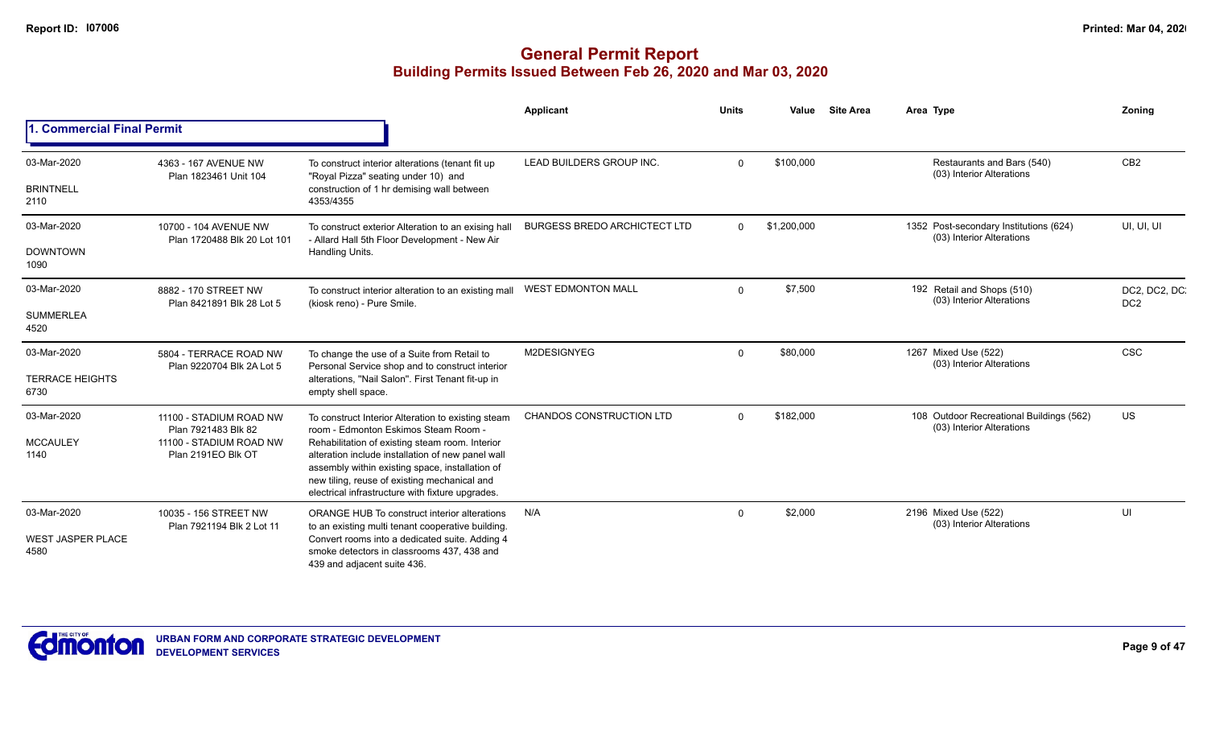# General Permit Report

## Building Permits Issued Between Feb 26, 2020 and Mar 03, 2020

### 1. Commercial Final Permit

| Date / Neighbourhood | Address | Description | Applicant | Units | Value | Site Area | Area Type | Zoning |
|---|---|---|---|---|---|---|---|---|
| 03-Mar-2020<br>BRINTNELL<br>2110 | 4363 - 167 AVENUE NW<br>Plan 1823461 Unit 104 | To construct interior alterations (tenant fit up "Royal Pizza" seating under 10) and construction of 1 hr demising wall between 4353/4355 | LEAD BUILDERS GROUP INC. | 0 | $100,000 | | Restaurants and Bars (540)<br>(03) Interior Alterations | CB2 |
| 03-Mar-2020<br>DOWNTOWN<br>1090 | 10700 - 104 AVENUE NW<br>Plan 1720488 Blk 20 Lot 101 | To construct exterior Alteration to an exising hall - Allard Hall 5th Floor Development - New Air Handling Units. | BURGESS BREDO ARCHICTECT LTD | 0 | $1,200,000 | | 1352 Post-secondary Institutions (624)<br>(03) Interior Alterations | UI, UI, UI |
| 03-Mar-2020<br>SUMMERLEA<br>4520 | 8882 - 170 STREET NW<br>Plan 8421891 Blk 28 Lot 5 | To construct interior alteration to an existing mall (kiosk reno) - Pure Smile. | WEST EDMONTON MALL | 0 | $7,500 | | 192 Retail and Shops (510)<br>(03) Interior Alterations | DC2, DC2, DC2, DC2 |
| 03-Mar-2020<br>TERRACE HEIGHTS<br>6730 | 5804 - TERRACE ROAD NW<br>Plan 9220704 Blk 2A Lot 5 | To change the use of a Suite from Retail to Personal Service shop and to construct interior alterations, "Nail Salon". First Tenant fit-up in empty shell space. | M2DESIGNYEG | 0 | $80,000 | | 1267 Mixed Use (522)<br>(03) Interior Alterations | CSC |
| 03-Mar-2020<br>MCCAULEY<br>1140 | 11100 - STADIUM ROAD NW<br>Plan 7921483 Blk 82<br>11100 - STADIUM ROAD NW<br>Plan 2191EO Blk OT | To construct Interior Alteration to existing steam room - Edmonton Eskimos Steam Room - Rehabilitation of existing steam room. Interior alteration include installation of new panel wall assembly within existing space, installation of new tiling, reuse of existing mechanical and electrical infrastructure with fixture upgrades. | CHANDOS CONSTRUCTION LTD | 0 | $182,000 | | 108 Outdoor Recreational Buildings (562)<br>(03) Interior Alterations | US |
| 03-Mar-2020<br>WEST JASPER PLACE<br>4580 | 10035 - 156 STREET NW<br>Plan 7921194 Blk 2 Lot 11 | ORANGE HUB To construct interior alterations to an existing multi tenant cooperative building. Convert rooms into a dedicated suite. Adding 4 smoke detectors in classrooms 437, 438 and 439 and adjacent suite 436. | N/A | 0 | $2,000 | | 2196 Mixed Use (522)<br>(03) Interior Alterations | UI |

URBAN FORM AND CORPORATE STRATEGIC DEVELOPMENT
DEVELOPMENT SERVICES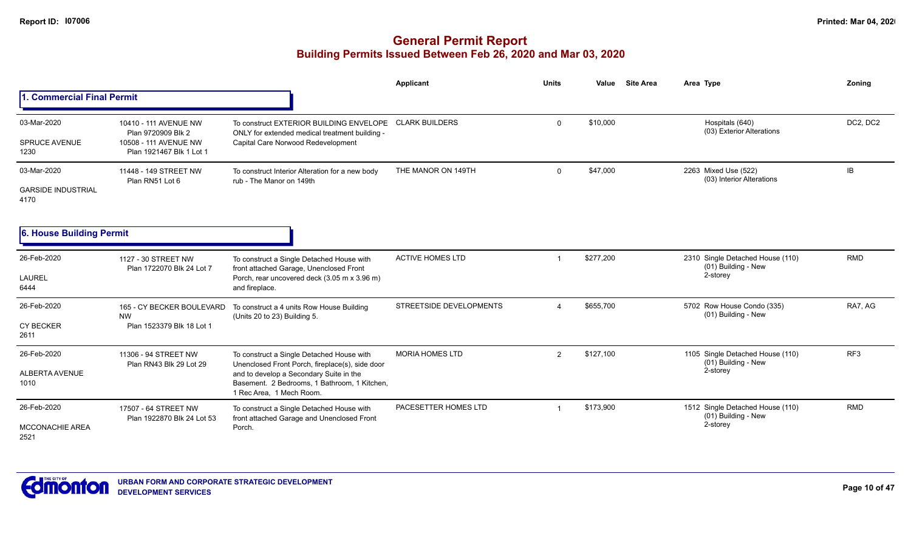# General Permit Report
## Building Permits Issued Between Feb 26, 2020 and Mar 03, 2020

### 1. Commercial Final Permit

| Date / Neighbourhood | Address | Description | Applicant | Units | Value | Site Area | Area Type | Zoning |
|---|---|---|---|---|---|---|---|---|
| 03-Mar-2020<br>SPRUCE AVENUE<br>1230 | 10410 - 111 AVENUE NW<br>Plan 9720909 Blk 2<br>10508 - 111 AVENUE NW<br>Plan 1921467 Blk 1 Lot 1 | To construct EXTERIOR BUILDING ENVELOPE ONLY for extended medical treatment building - Capital Care Norwood Redevelopment | CLARK BUILDERS | 0 | $10,000 | | Hospitals (640)<br>(03) Exterior Alterations | DC2, DC2 |
| 03-Mar-2020<br>GARSIDE INDUSTRIAL<br>4170 | 11448 - 149 STREET NW<br>Plan RN51 Lot 6 | To construct Interior Alteration for a new body rub - The Manor on 149th | THE MANOR ON 149TH | 0 | $47,000 | | 2263 Mixed Use (522)<br>(03) Interior Alterations | IB |

### 6. House Building Permit

| Date / Neighbourhood | Address | Description | Applicant | Units | Value | Site Area | Area Type | Zoning |
|---|---|---|---|---|---|---|---|---|
| 26-Feb-2020<br>LAUREL<br>6444 | 1127 - 30 STREET NW<br>Plan 1722070 Blk 24 Lot 7 | To construct a Single Detached House with front attached Garage, Unenclosed Front Porch, rear uncovered deck (3.05 m x 3.96 m) and fireplace. | ACTIVE HOMES LTD | 1 | $277,200 | | 2310 Single Detached House (110)<br>(01) Building - New<br>2-storey | RMD |
| 26-Feb-2020<br>CY BECKER<br>2611 | 165 - CY BECKER BOULEVARD NW<br>Plan 1523379 Blk 18 Lot 1 | To construct a 4 units Row House Building (Units 20 to 23) Building 5. | STREETSIDE DEVELOPMENTS | 4 | $655,700 | | 5702 Row House Condo (335)<br>(01) Building - New | RA7, AG |
| 26-Feb-2020<br>ALBERTA AVENUE<br>1010 | 11306 - 94 STREET NW<br>Plan RN43 Blk 29 Lot 29 | To construct a Single Detached House with Unenclosed Front Porch, fireplace(s), side door and to develop a Secondary Suite in the Basement. 2 Bedrooms, 1 Bathroom, 1 Kitchen, 1 Rec Area, 1 Mech Room. | MORIA HOMES LTD | 2 | $127,100 | | 1105 Single Detached House (110)<br>(01) Building - New<br>2-storey | RF3 |
| 26-Feb-2020<br>MCCONACHIE AREA<br>2521 | 17507 - 64 STREET NW<br>Plan 1922870 Blk 24 Lot 53 | To construct a Single Detached House with front attached Garage and Unenclosed Front Porch. | PACESETTER HOMES LTD | 1 | $173,900 | | 1512 Single Detached House (110)<br>(01) Building - New<br>2-storey | RMD |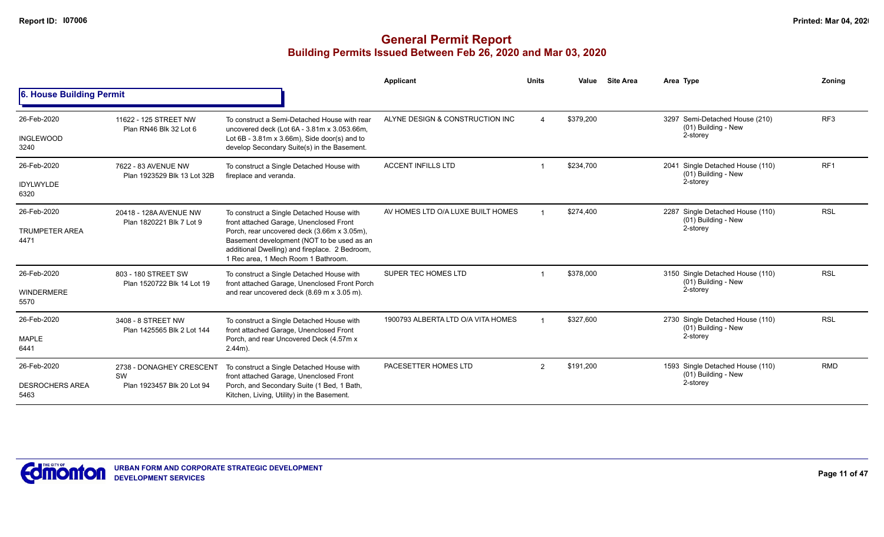# General Permit Report

## Building Permits Issued Between Feb 26, 2020 and Mar 03, 2020

### 6. House Building Permit

| Date / Neighbourhood | Address / Legal | Description | Applicant | Units | Value | Site Area | Area Type | Zoning |
|---|---|---|---|---|---|---|---|---|
| 26-Feb-2020<br>INGLEWOOD<br>3240 | 11622 - 125 STREET NW<br>Plan RN46 Blk 32 Lot 6 | To construct a Semi-Detached House with rear uncovered deck (Lot 6A - 3.81m x 3.053.66m, Lot 6B - 3.81m x 3.66m), Side door(s) and to develop Secondary Suite(s) in the Basement. | ALYNE DESIGN & CONSTRUCTION INC | 4 | $379,200 | | 3297 Semi-Detached House (210)<br>(01) Building - New<br>2-storey | RF3 |
| 26-Feb-2020<br>IDYLWYLDE<br>6320 | 7622 - 83 AVENUE NW<br>Plan 1923529 Blk 13 Lot 32B | To construct a Single Detached House with fireplace and veranda. | ACCENT INFILLS LTD | 1 | $234,700 | | 2041 Single Detached House (110)<br>(01) Building - New<br>2-storey | RF1 |
| 26-Feb-2020<br>TRUMPETER AREA<br>4471 | 20418 - 128A AVENUE NW<br>Plan 1820221 Blk 7 Lot 9 | To construct a Single Detached House with front attached Garage, Unenclosed Front Porch, rear uncovered deck (3.66m x 3.05m), Basement development (NOT to be used as an additional Dwelling) and fireplace. 2 Bedroom, 1 Rec area, 1 Mech Room 1 Bathroom. | AV HOMES LTD O/A LUXE BUILT HOMES | 1 | $274,400 | | 2287 Single Detached House (110)<br>(01) Building - New<br>2-storey | RSL |
| 26-Feb-2020<br>WINDERMERE<br>5570 | 803 - 180 STREET SW<br>Plan 1520722 Blk 14 Lot 19 | To construct a Single Detached House with front attached Garage, Unenclosed Front Porch and rear uncovered deck (8.69 m x 3.05 m). | SUPER TEC HOMES LTD | 1 | $378,000 | | 3150 Single Detached House (110)<br>(01) Building - New<br>2-storey | RSL |
| 26-Feb-2020<br>MAPLE<br>6441 | 3408 - 8 STREET NW<br>Plan 1425565 Blk 2 Lot 144 | To construct a Single Detached House with front attached Garage, Unenclosed Front Porch, and rear Uncovered Deck (4.57m x 2.44m). | 1900793 ALBERTA LTD O/A VITA HOMES | 1 | $327,600 | | 2730 Single Detached House (110)<br>(01) Building - New<br>2-storey | RSL |
| 26-Feb-2020<br>DESROCHERS AREA<br>5463 | 2738 - DONAGHEY CRESCENT SW<br>Plan 1923457 Blk 20 Lot 94 | To construct a Single Detached House with front attached Garage, Unenclosed Front Porch, and Secondary Suite (1 Bed, 1 Bath, Kitchen, Living, Utility) in the Basement. | PACESETTER HOMES LTD | 2 | $191,200 | | 1593 Single Detached House (110)<br>(01) Building - New<br>2-storey | RMD |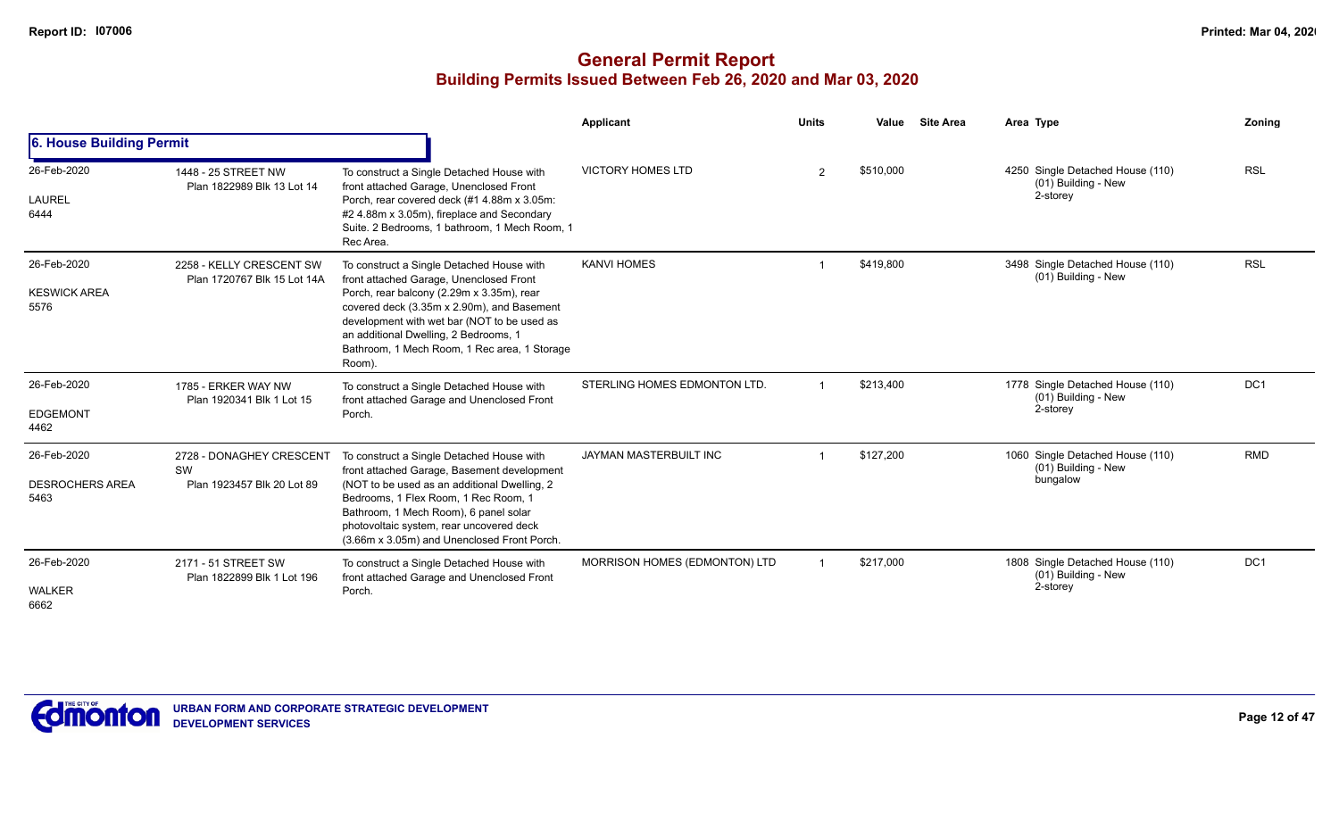# General Permit Report
## Building Permits Issued Between Feb 26, 2020 and Mar 03, 2020

| | | | Applicant | Units | Value | Site Area | Area | Type | Zoning |
|---|---|---|---|---|---|---|---|---|---|
| **6. House Building Permit** | | | | | | | | | |
| 26-Feb-2020<br>LAUREL<br>6444 | 1448 - 25 STREET NW<br>Plan 1822989 Blk 13 Lot 14 | To construct a Single Detached House with front attached Garage, Unenclosed Front Porch, rear covered deck (#1 4.88m x 3.05m: #2 4.88m x 3.05m), fireplace and Secondary Suite. 2 Bedrooms, 1 bathroom, 1 Mech Room, 1 Rec Area. | VICTORY HOMES LTD | 2 | $510,000 | | 4250 | Single Detached House (110)<br>(01) Building - New<br>2-storey | RSL |
| 26-Feb-2020<br>KESWICK AREA<br>5576 | 2258 - KELLY CRESCENT SW<br>Plan 1720767 Blk 15 Lot 14A | To construct a Single Detached House with front attached Garage, Unenclosed Front Porch, rear balcony (2.29m x 3.35m), rear covered deck (3.35m x 2.90m), and Basement development with wet bar (NOT to be used as an additional Dwelling, 2 Bedrooms, 1 Bathroom, 1 Mech Room, 1 Rec area, 1 Storage Room). | KANVI HOMES | 1 | $419,800 | | 3498 | Single Detached House (110)<br>(01) Building - New | RSL |
| 26-Feb-2020<br>EDGEMONT<br>4462 | 1785 - ERKER WAY NW<br>Plan 1920341 Blk 1 Lot 15 | To construct a Single Detached House with front attached Garage and Unenclosed Front Porch. | STERLING HOMES EDMONTON LTD. | 1 | $213,400 | | 1778 | Single Detached House (110)<br>(01) Building - New<br>2-storey | DC1 |
| 26-Feb-2020<br>DESROCHERS AREA<br>5463 | 2728 - DONAGHEY CRESCENT SW<br>Plan 1923457 Blk 20 Lot 89 | To construct a Single Detached House with front attached Garage, Basement development (NOT to be used as an additional Dwelling, 2 Bedrooms, 1 Flex Room, 1 Rec Room, 1 Bathroom, 1 Mech Room), 6 panel solar photovoltaic system, rear uncovered deck (3.66m x 3.05m) and Unenclosed Front Porch. | JAYMAN MASTERBUILT INC | 1 | $127,200 | | 1060 | Single Detached House (110)<br>(01) Building - New<br>bungalow | RMD |
| 26-Feb-2020<br>WALKER<br>6662 | 2171 - 51 STREET SW<br>Plan 1822899 Blk 1 Lot 196 | To construct a Single Detached House with front attached Garage and Unenclosed Front Porch. | MORRISON HOMES (EDMONTON) LTD | 1 | $217,000 | | 1808 | Single Detached House (110)<br>(01) Building - New<br>2-storey | DC1 |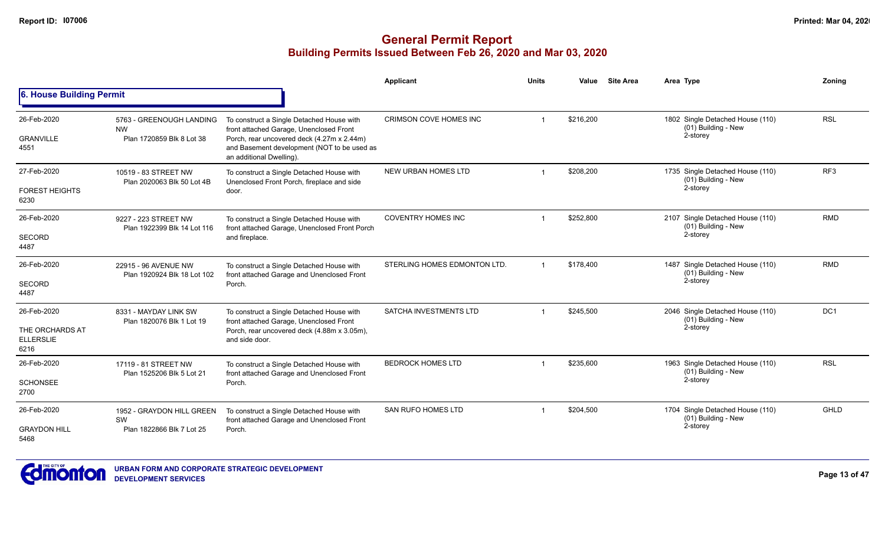# General Permit Report

## Building Permits Issued Between Feb 26, 2020 and Mar 03, 2020

### 6. House Building Permit

| Date / Neighbourhood | Address / Legal | Description | Applicant | Units | Value | Site Area | Area | Type | Zoning |
|---|---|---|---|---|---|---|---|---|---|
| 26-Feb-2020<br>GRANVILLE<br>4551 | 5763 - GREENOUGH LANDING NW<br>Plan 1720859 Blk 8 Lot 38 | To construct a Single Detached House with front attached Garage, Unenclosed Front Porch, rear uncovered deck (4.27m x 2.44m) and Basement development (NOT to be used as an additional Dwelling). | CRIMSON COVE HOMES INC | 1 | $216,200 | | 1802 | Single Detached House (110)<br>(01) Building - New<br>2-storey | RSL |
| 27-Feb-2020<br>FOREST HEIGHTS<br>6230 | 10519 - 83 STREET NW<br>Plan 2020063 Blk 50 Lot 4B | To construct a Single Detached House with Unenclosed Front Porch, fireplace and side door. | NEW URBAN HOMES LTD | 1 | $208,200 | | 1735 | Single Detached House (110)<br>(01) Building - New<br>2-storey | RF3 |
| 26-Feb-2020<br>SECORD<br>4487 | 9227 - 223 STREET NW<br>Plan 1922399 Blk 14 Lot 116 | To construct a Single Detached House with front attached Garage, Unenclosed Front Porch and fireplace. | COVENTRY HOMES INC | 1 | $252,800 | | 2107 | Single Detached House (110)<br>(01) Building - New<br>2-storey | RMD |
| 26-Feb-2020<br>SECORD<br>4487 | 22915 - 96 AVENUE NW<br>Plan 1920924 Blk 18 Lot 102 | To construct a Single Detached House with front attached Garage and Unenclosed Front Porch. | STERLING HOMES EDMONTON LTD. | 1 | $178,400 | | 1487 | Single Detached House (110)<br>(01) Building - New<br>2-storey | RMD |
| 26-Feb-2020<br>THE ORCHARDS AT ELLERSLIE<br>6216 | 8331 - MAYDAY LINK SW<br>Plan 1820076 Blk 1 Lot 19 | To construct a Single Detached House with front attached Garage, Unenclosed Front Porch, rear uncovered deck (4.88m x 3.05m), and side door. | SATCHA INVESTMENTS LTD | 1 | $245,500 | | 2046 | Single Detached House (110)<br>(01) Building - New<br>2-storey | DC1 |
| 26-Feb-2020<br>SCHONSEE<br>2700 | 17119 - 81 STREET NW<br>Plan 1525206 Blk 5 Lot 21 | To construct a Single Detached House with front attached Garage and Unenclosed Front Porch. | BEDROCK HOMES LTD | 1 | $235,600 | | 1963 | Single Detached House (110)<br>(01) Building - New<br>2-storey | RSL |
| 26-Feb-2020<br>GRAYDON HILL<br>5468 | 1952 - GRAYDON HILL GREEN SW<br>Plan 1822866 Blk 7 Lot 25 | To construct a Single Detached House with front attached Garage and Unenclosed Front Porch. | SAN RUFO HOMES LTD | 1 | $204,500 | | 1704 | Single Detached House (110)<br>(01) Building - New<br>2-storey | GHLD |

URBAN FORM AND CORPORATE STRATEGIC DEVELOPMENT
DEVELOPMENT SERVICES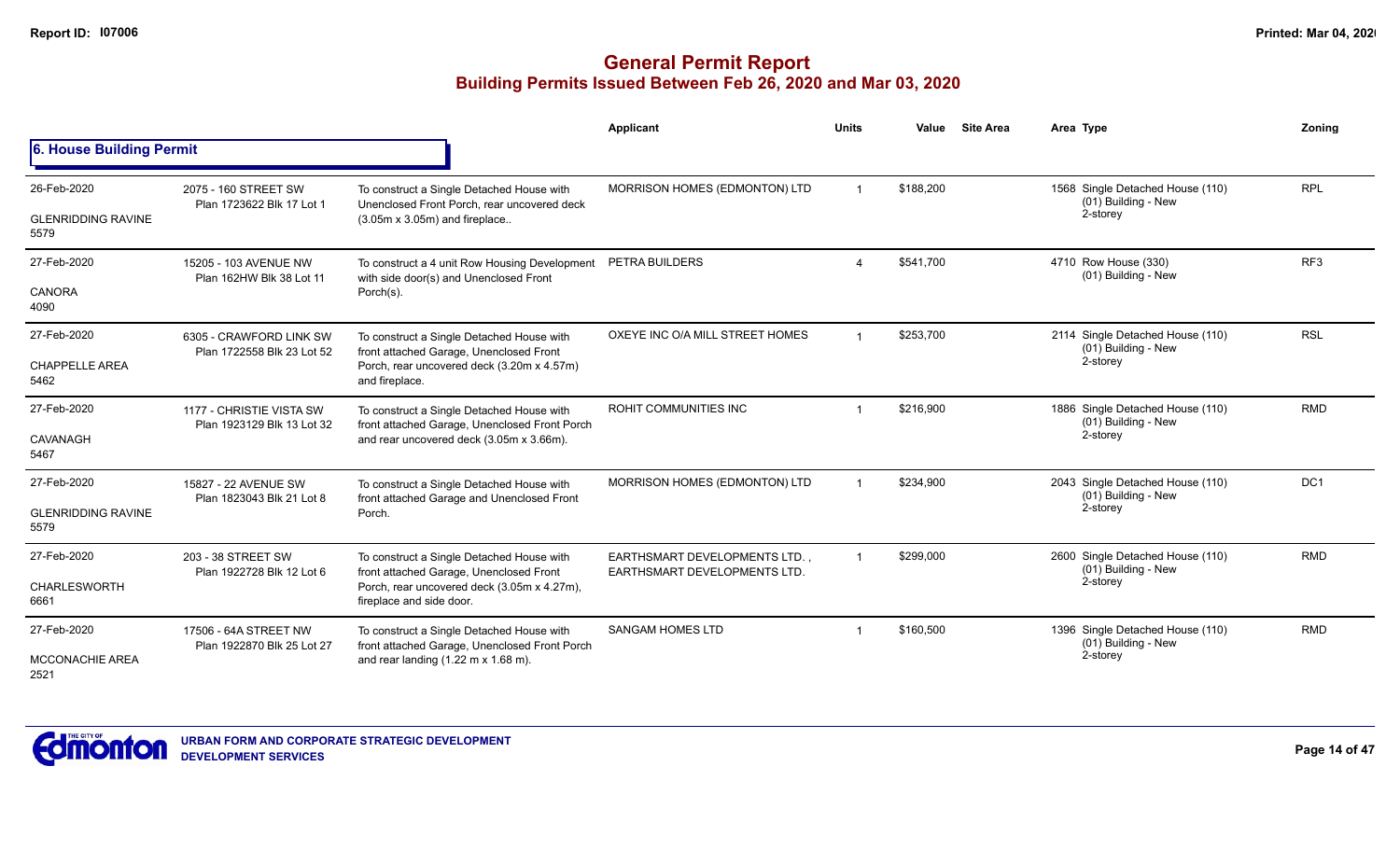# General Permit Report

## Building Permits Issued Between Feb 26, 2020 and Mar 03, 2020

### 6. House Building Permit

| Date / Neighbourhood | Address / Legal | Description | Applicant | Units | Value | Site Area | Area Type | Zoning |
|---|---|---|---|---|---|---|---|---|
| 26-Feb-2020<br>GLENRIDDING RAVINE<br>5579 | 2075 - 160 STREET SW<br>Plan 1723622 Blk 17 Lot 1 | To construct a Single Detached House with Unenclosed Front Porch, rear uncovered deck (3.05m x 3.05m) and fireplace.. | MORRISON HOMES (EDMONTON) LTD | 1 | $188,200 | | 1568 Single Detached House (110)<br>(01) Building - New<br>2-storey | RPL |
| 27-Feb-2020<br>CANORA<br>4090 | 15205 - 103 AVENUE NW<br>Plan 162HW Blk 38 Lot 11 | To construct a 4 unit Row Housing Development with side door(s) and Unenclosed Front Porch(s). | PETRA BUILDERS | 4 | $541,700 | | 4710 Row House (330)<br>(01) Building - New | RF3 |
| 27-Feb-2020<br>CHAPPELLE AREA<br>5462 | 6305 - CRAWFORD LINK SW<br>Plan 1722558 Blk 23 Lot 52 | To construct a Single Detached House with front attached Garage, Unenclosed Front Porch, rear uncovered deck (3.20m x 4.57m) and fireplace. | OXEYE INC O/A MILL STREET HOMES | 1 | $253,700 | | 2114 Single Detached House (110)<br>(01) Building - New<br>2-storey | RSL |
| 27-Feb-2020<br>CAVANAGH<br>5467 | 1177 - CHRISTIE VISTA SW<br>Plan 1923129 Blk 13 Lot 32 | To construct a Single Detached House with front attached Garage, Unenclosed Front Porch and rear uncovered deck (3.05m x 3.66m). | ROHIT COMMUNITIES INC | 1 | $216,900 | | 1886 Single Detached House (110)<br>(01) Building - New<br>2-storey | RMD |
| 27-Feb-2020<br>GLENRIDDING RAVINE<br>5579 | 15827 - 22 AVENUE SW<br>Plan 1823043 Blk 21 Lot 8 | To construct a Single Detached House with front attached Garage and Unenclosed Front Porch. | MORRISON HOMES (EDMONTON) LTD | 1 | $234,900 | | 2043 Single Detached House (110)<br>(01) Building - New<br>2-storey | DC1 |
| 27-Feb-2020<br>CHARLESWORTH<br>6661 | 203 - 38 STREET SW<br>Plan 1922728 Blk 12 Lot 6 | To construct a Single Detached House with front attached Garage, Unenclosed Front Porch, rear uncovered deck (3.05m x 4.27m), fireplace and side door. | EARTHSMART DEVELOPMENTS LTD. , EARTHSMART DEVELOPMENTS LTD. | 1 | $299,000 | | 2600 Single Detached House (110)<br>(01) Building - New<br>2-storey | RMD |
| 27-Feb-2020<br>MCCONACHIE AREA<br>2521 | 17506 - 64A STREET NW<br>Plan 1922870 Blk 25 Lot 27 | To construct a Single Detached House with front attached Garage, Unenclosed Front Porch and rear landing (1.22 m x 1.68 m). | SANGAM HOMES LTD | 1 | $160,500 | | 1396 Single Detached House (110)<br>(01) Building - New<br>2-storey | RMD |

URBAN FORM AND CORPORATE STRATEGIC DEVELOPMENT
DEVELOPMENT SERVICES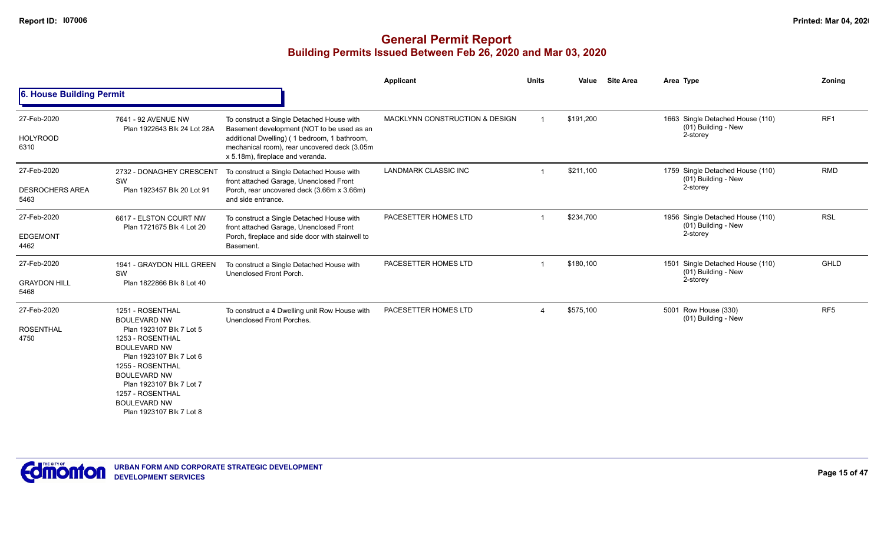# General Permit Report
## Building Permits Issued Between Feb 26, 2020 and Mar 03, 2020

### 6. House Building Permit

| Date / Neighbourhood | Address / Legal | Description | Applicant | Units | Value | Site Area | Area Type | Zoning |
|---|---|---|---|---|---|---|---|---|
| 27-Feb-2020<br>HOLYROOD<br>6310 | 7641 - 92 AVENUE NW<br>Plan 1922643 Blk 24 Lot 28A | To construct a Single Detached House with Basement development (NOT to be used as an additional Dwelling) ( 1 bedroom, 1 bathroom, mechanical room), rear uncovered deck (3.05m x 5.18m), fireplace and veranda. | MACKLYNN CONSTRUCTION & DESIGN | 1 | $191,200 | | 1663 Single Detached House (110)<br>(01) Building - New<br>2-storey | RF1 |
| 27-Feb-2020<br>DESROCHERS AREA<br>5463 | 2732 - DONAGHEY CRESCENT SW<br>Plan 1923457 Blk 20 Lot 91 | To construct a Single Detached House with front attached Garage, Unenclosed Front Porch, rear uncovered deck (3.66m x 3.66m) and side entrance. | LANDMARK CLASSIC INC | 1 | $211,100 | | 1759 Single Detached House (110)<br>(01) Building - New<br>2-storey | RMD |
| 27-Feb-2020<br>EDGEMONT<br>4462 | 6617 - ELSTON COURT NW<br>Plan 1721675 Blk 4 Lot 20 | To construct a Single Detached House with front attached Garage, Unenclosed Front Porch, fireplace and side door with stairwell to Basement. | PACESETTER HOMES LTD | 1 | $234,700 | | 1956 Single Detached House (110)<br>(01) Building - New<br>2-storey | RSL |
| 27-Feb-2020<br>GRAYDON HILL<br>5468 | 1941 - GRAYDON HILL GREEN SW<br>Plan 1822866 Blk 8 Lot 40 | To construct a Single Detached House with Unenclosed Front Porch. | PACESETTER HOMES LTD | 1 | $180,100 | | 1501 Single Detached House (110)<br>(01) Building - New<br>2-storey | GHLD |
| 27-Feb-2020<br>ROSENTHAL<br>4750 | 1251 - ROSENTHAL BOULEVARD NW<br>Plan 1923107 Blk 7 Lot 5<br>1253 - ROSENTHAL BOULEVARD NW<br>Plan 1923107 Blk 7 Lot 6<br>1255 - ROSENTHAL BOULEVARD NW<br>Plan 1923107 Blk 7 Lot 7<br>1257 - ROSENTHAL BOULEVARD NW<br>Plan 1923107 Blk 7 Lot 8 | To construct a 4 Dwelling unit Row House with Unenclosed Front Porches. | PACESETTER HOMES LTD | 4 | $575,100 | | 5001 Row House (330)<br>(01) Building - New | RF5 |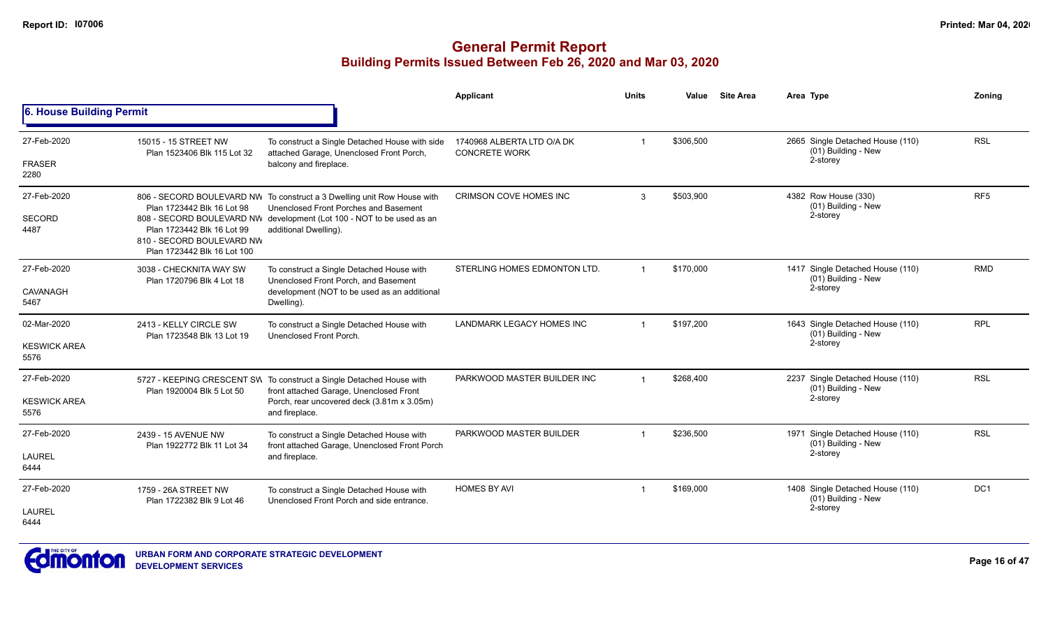# General Permit Report

## Building Permits Issued Between Feb 26, 2020 and Mar 03, 2020

### 6. House Building Permit

| Date / Neighbourhood | Address / Legal | Description | Applicant | Units | Value | Site Area | Area Type | Zoning |
|---|---|---|---|---|---|---|---|---|
| 27-Feb-2020<br>FRASER<br>2280 | 15015 - 15 STREET NW<br>Plan 1523406 Blk 115 Lot 32 | To construct a Single Detached House with side attached Garage, Unenclosed Front Porch, balcony and fireplace. | 1740968 ALBERTA LTD O/A DK CONCRETE WORK | 1 | $306,500 | | 2665 Single Detached House (110)<br>(01) Building - New<br>2-storey | RSL |
| 27-Feb-2020<br>SECORD<br>4487 | 806 - SECORD BOULEVARD NW<br>Plan 1723442 Blk 16 Lot 98<br>808 - SECORD BOULEVARD NW<br>Plan 1723442 Blk 16 Lot 99<br>810 - SECORD BOULEVARD NW<br>Plan 1723442 Blk 16 Lot 100 | To construct a 3 Dwelling unit Row House with Unenclosed Front Porches and Basement development (Lot 100 - NOT to be used as an additional Dwelling). | CRIMSON COVE HOMES INC | 3 | $503,900 | | 4382 Row House (330)<br>(01) Building - New<br>2-storey | RF5 |
| 27-Feb-2020<br>CAVANAGH<br>5467 | 3038 - CHECKNITA WAY SW<br>Plan 1720796 Blk 4 Lot 18 | To construct a Single Detached House with Unenclosed Front Porch, and Basement development (NOT to be used as an additional Dwelling). | STERLING HOMES EDMONTON LTD. | 1 | $170,000 | | 1417 Single Detached House (110)<br>(01) Building - New<br>2-storey | RMD |
| 02-Mar-2020<br>KESWICK AREA<br>5576 | 2413 - KELLY CIRCLE SW<br>Plan 1723548 Blk 13 Lot 19 | To construct a Single Detached House with Unenclosed Front Porch. | LANDMARK LEGACY HOMES INC | 1 | $197,200 | | 1643 Single Detached House (110)<br>(01) Building - New<br>2-storey | RPL |
| 27-Feb-2020<br>KESWICK AREA<br>5576 | 5727 - KEEPING CRESCENT SW<br>Plan 1920004 Blk 5 Lot 50 | To construct a Single Detached House with front attached Garage, Unenclosed Front Porch, rear uncovered deck (3.81m x 3.05m) and fireplace. | PARKWOOD MASTER BUILDER INC | 1 | $268,400 | | 2237 Single Detached House (110)<br>(01) Building - New<br>2-storey | RSL |
| 27-Feb-2020<br>LAUREL<br>6444 | 2439 - 15 AVENUE NW<br>Plan 1922772 Blk 11 Lot 34 | To construct a Single Detached House with front attached Garage, Unenclosed Front Porch and fireplace. | PARKWOOD MASTER BUILDER | 1 | $236,500 | | 1971 Single Detached House (110)<br>(01) Building - New<br>2-storey | RSL |
| 27-Feb-2020<br>LAUREL<br>6444 | 1759 - 26A STREET NW<br>Plan 1722382 Blk 9 Lot 46 | To construct a Single Detached House with Unenclosed Front Porch and side entrance. | HOMES BY AVI | 1 | $169,000 | | 1408 Single Detached House (110)<br>(01) Building - New<br>2-storey | DC1 |

URBAN FORM AND CORPORATE STRATEGIC DEVELOPMENT
DEVELOPMENT SERVICES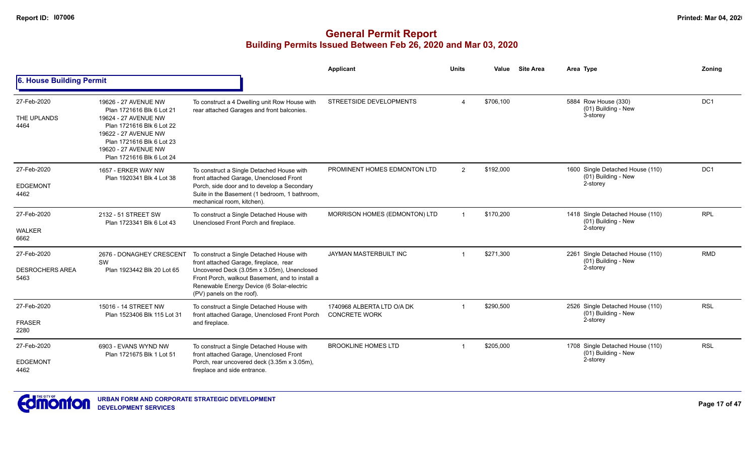# General Permit Report

## Building Permits Issued Between Feb 26, 2020 and Mar 03, 2020

### 6. House Building Permit

| Date / Neighbourhood | Address / Legal | Description | Applicant | Units | Value | Site Area | Area Type | Zoning |
|---|---|---|---|---|---|---|---|---|
| 27-Feb-2020<br>THE UPLANDS<br>4464 | 19626 - 27 AVENUE NW<br>Plan 1721616 Blk 6 Lot 21<br>19624 - 27 AVENUE NW<br>Plan 1721616 Blk 6 Lot 22<br>19622 - 27 AVENUE NW<br>Plan 1721616 Blk 6 Lot 23<br>19620 - 27 AVENUE NW<br>Plan 1721616 Blk 6 Lot 24 | To construct a 4 Dwelling unit Row House with rear attached Garages and front balconies. | STREETSIDE DEVELOPMENTS | 4 | $706,100 | | 5884 Row House (330)<br>(01) Building - New<br>3-storey | DC1 |
| 27-Feb-2020<br>EDGEMONT<br>4462 | 1657 - ERKER WAY NW<br>Plan 1920341 Blk 4 Lot 38 | To construct a Single Detached House with front attached Garage, Unenclosed Front Porch, side door and to develop a Secondary Suite in the Basement (1 bedroom, 1 bathroom, mechanical room, kitchen). | PROMINENT HOMES EDMONTON LTD | 2 | $192,000 | | 1600 Single Detached House (110)<br>(01) Building - New<br>2-storey | DC1 |
| 27-Feb-2020<br>WALKER<br>6662 | 2132 - 51 STREET SW<br>Plan 1723341 Blk 6 Lot 43 | To construct a Single Detached House with Unenclosed Front Porch and fireplace. | MORRISON HOMES (EDMONTON) LTD | 1 | $170,200 | | 1418 Single Detached House (110)<br>(01) Building - New<br>2-storey | RPL |
| 27-Feb-2020<br>DESROCHERS AREA<br>5463 | 2676 - DONAGHEY CRESCENT SW<br>Plan 1923442 Blk 20 Lot 65 | To construct a Single Detached House with front attached Garage, fireplace, rear Uncovered Deck (3.05m x 3.05m), Unenclosed Front Porch, walkout Basement, and to install a Renewable Energy Device (6 Solar-electric (PV) panels on the roof). | JAYMAN MASTERBUILT INC | 1 | $271,300 | | 2261 Single Detached House (110)<br>(01) Building - New<br>2-storey | RMD |
| 27-Feb-2020<br>FRASER<br>2280 | 15016 - 14 STREET NW<br>Plan 1523406 Blk 115 Lot 31 | To construct a Single Detached House with front attached Garage, Unenclosed Front Porch and fireplace. | 1740968 ALBERTA LTD O/A DK CONCRETE WORK | 1 | $290,500 | | 2526 Single Detached House (110)<br>(01) Building - New<br>2-storey | RSL |
| 27-Feb-2020<br>EDGEMONT<br>4462 | 6903 - EVANS WYND NW<br>Plan 1721675 Blk 1 Lot 51 | To construct a Single Detached House with front attached Garage, Unenclosed Front Porch, rear uncovered deck (3.35m x 3.05m), fireplace and side entrance. | BROOKLINE HOMES LTD | 1 | $205,000 | | 1708 Single Detached House (110)<br>(01) Building - New<br>2-storey | RSL |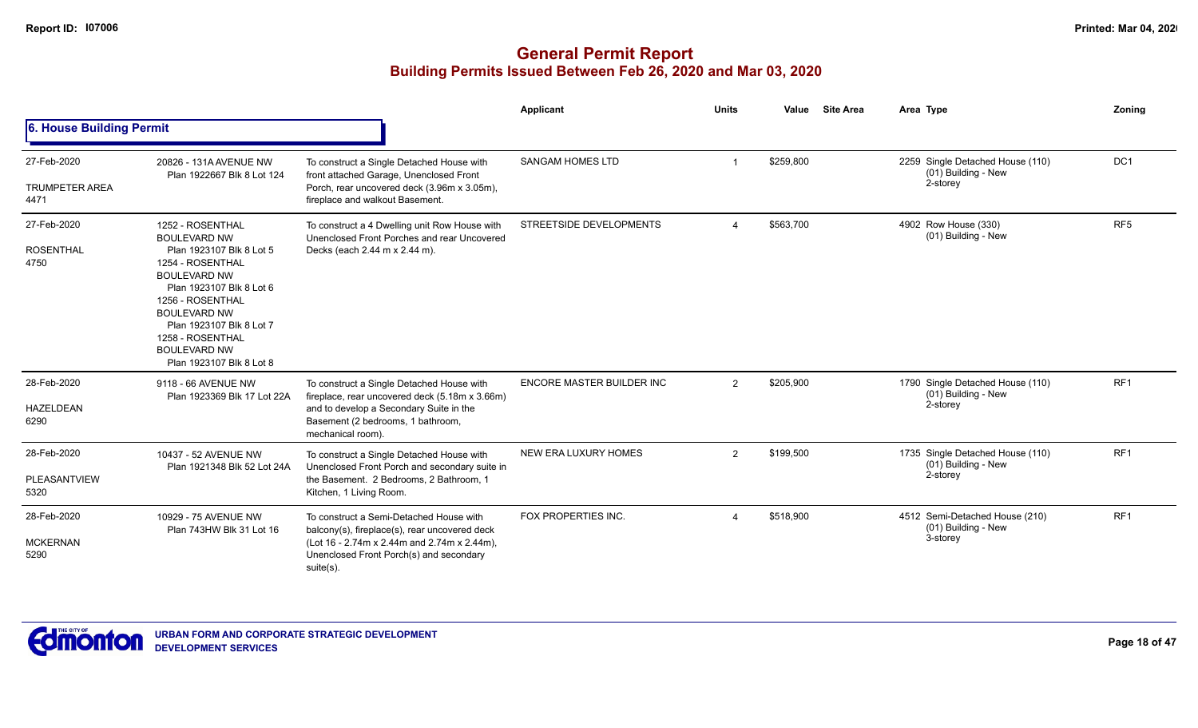# General Permit Report

## Building Permits Issued Between Feb 26, 2020 and Mar 03, 2020

### 6. House Building Permit

| Date / Neighbourhood | Address | Description | Applicant | Units | Value | Site Area | Area | Type | Zoning |
|---|---|---|---|---|---|---|---|---|---|
| 27-Feb-2020<br>TRUMPETER AREA<br>4471 | 20826 - 131A AVENUE NW<br>Plan 1922667 Blk 8 Lot 124 | To construct a Single Detached House with front attached Garage, Unenclosed Front Porch, rear uncovered deck (3.96m x 3.05m), fireplace and walkout Basement. | SANGAM HOMES LTD | 1 | $259,800 | | 2259 | Single Detached House (110)<br>(01) Building - New<br>2-storey | DC1 |
| 27-Feb-2020<br>ROSENTHAL<br>4750 | 1252 - ROSENTHAL BOULEVARD NW<br>Plan 1923107 Blk 8 Lot 5<br>1254 - ROSENTHAL BOULEVARD NW<br>Plan 1923107 Blk 8 Lot 6<br>1256 - ROSENTHAL BOULEVARD NW<br>Plan 1923107 Blk 8 Lot 7<br>1258 - ROSENTHAL BOULEVARD NW<br>Plan 1923107 Blk 8 Lot 8 | To construct a 4 Dwelling unit Row House with Unenclosed Front Porches and rear Uncovered Decks (each 2.44 m x 2.44 m). | STREETSIDE DEVELOPMENTS | 4 | $563,700 | | 4902 | Row House (330)<br>(01) Building - New | RF5 |
| 28-Feb-2020<br>HAZELDEAN<br>6290 | 9118 - 66 AVENUE NW<br>Plan 1923369 Blk 17 Lot 22A | To construct a Single Detached House with fireplace, rear uncovered deck (5.18m x 3.66m) and to develop a Secondary Suite in the Basement (2 bedrooms, 1 bathroom, mechanical room). | ENCORE MASTER BUILDER INC | 2 | $205,900 | | 1790 | Single Detached House (110)<br>(01) Building - New<br>2-storey | RF1 |
| 28-Feb-2020<br>PLEASANTVIEW<br>5320 | 10437 - 52 AVENUE NW<br>Plan 1921348 Blk 52 Lot 24A | To construct a Single Detached House with Unenclosed Front Porch and secondary suite in the Basement. 2 Bedrooms, 2 Bathroom, 1 Kitchen, 1 Living Room. | NEW ERA LUXURY HOMES | 2 | $199,500 | | 1735 | Single Detached House (110)<br>(01) Building - New<br>2-storey | RF1 |
| 28-Feb-2020<br>MCKERNAN<br>5290 | 10929 - 75 AVENUE NW<br>Plan 743HW Blk 31 Lot 16 | To construct a Semi-Detached House with balcony(s), fireplace(s), rear uncovered deck (Lot 16 - 2.74m x 2.44m and 2.74m x 2.44m), Unenclosed Front Porch(s) and secondary suite(s). | FOX PROPERTIES INC. | 4 | $518,900 | | 4512 | Semi-Detached House (210)<br>(01) Building - New<br>3-storey | RF1 |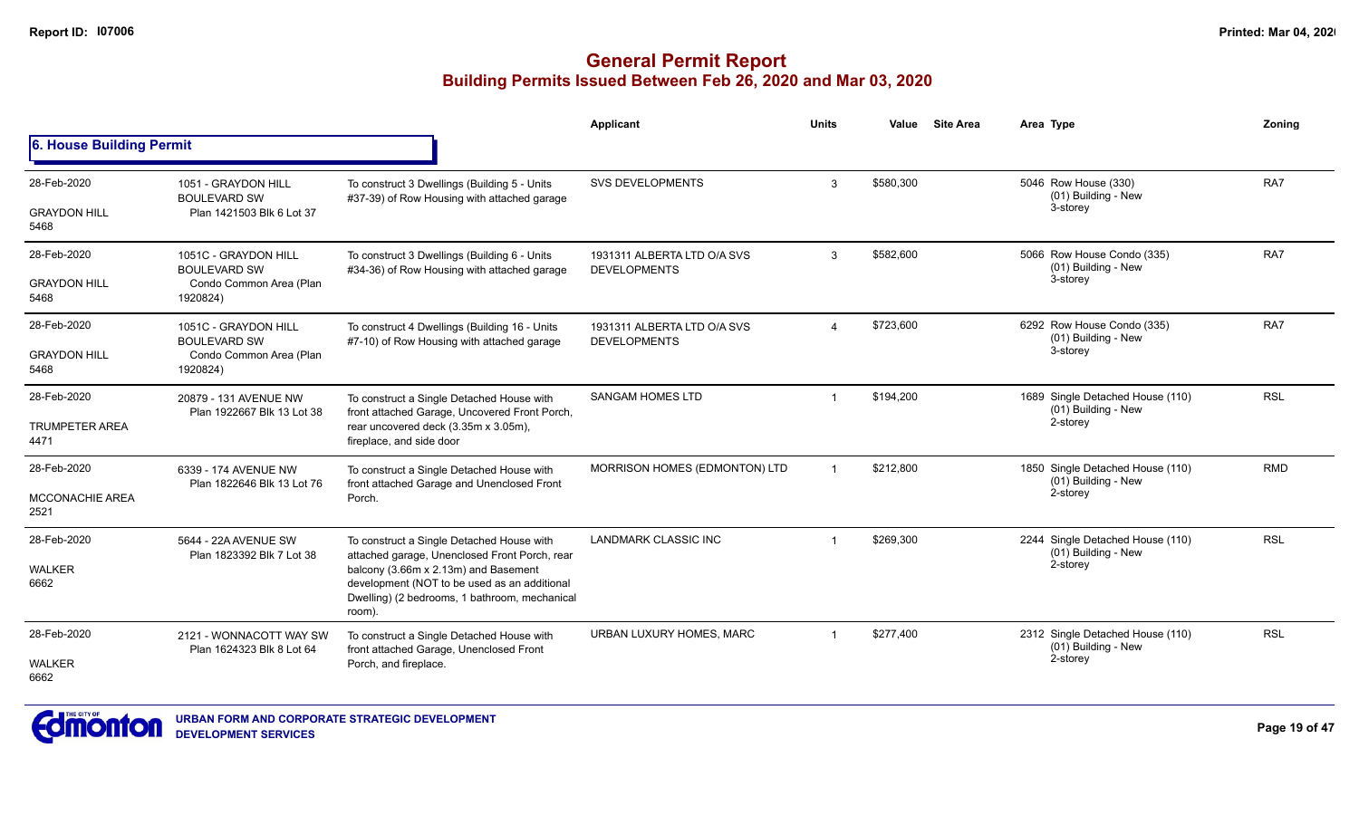# General Permit Report

## Building Permits Issued Between Feb 26, 2020 and Mar 03, 2020

### 6. House Building Permit

| Date / Neighbourhood | Address / Legal | Description | Applicant | Units | Value | Site Area | Area Type | Zoning |
|---|---|---|---|---|---|---|---|---|
| 28-Feb-2020 GRAYDON HILL 5468 | 1051 - GRAYDON HILL BOULEVARD SW Plan 1421503 Blk 6 Lot 37 | To construct 3 Dwellings (Building 5 - Units #37-39) of Row Housing with attached garage | SVS DEVELOPMENTS | 3 | $580,300 | | 5046 Row House (330) (01) Building - New 3-storey | RA7 |
| 28-Feb-2020 GRAYDON HILL 5468 | 1051C - GRAYDON HILL BOULEVARD SW Condo Common Area (Plan 1920824) | To construct 3 Dwellings (Building 6 - Units #34-36) of Row Housing with attached garage | 1931311 ALBERTA LTD O/A SVS DEVELOPMENTS | 3 | $582,600 | | 5066 Row House Condo (335) (01) Building - New 3-storey | RA7 |
| 28-Feb-2020 GRAYDON HILL 5468 | 1051C - GRAYDON HILL BOULEVARD SW Condo Common Area (Plan 1920824) | To construct 4 Dwellings (Building 16 - Units #7-10) of Row Housing with attached garage | 1931311 ALBERTA LTD O/A SVS DEVELOPMENTS | 4 | $723,600 | | 6292 Row House Condo (335) (01) Building - New 3-storey | RA7 |
| 28-Feb-2020 TRUMPETER AREA 4471 | 20879 - 131 AVENUE NW Plan 1922667 Blk 13 Lot 38 | To construct a Single Detached House with front attached Garage, Uncovered Front Porch, rear uncovered deck (3.35m x 3.05m), fireplace, and side door | SANGAM HOMES LTD | 1 | $194,200 | | 1689 Single Detached House (110) (01) Building - New 2-storey | RSL |
| 28-Feb-2020 MCCONACHIE AREA 2521 | 6339 - 174 AVENUE NW Plan 1822646 Blk 13 Lot 76 | To construct a Single Detached House with front attached Garage and Unenclosed Front Porch. | MORRISON HOMES (EDMONTON) LTD | 1 | $212,800 | | 1850 Single Detached House (110) (01) Building - New 2-storey | RMD |
| 28-Feb-2020 WALKER 6662 | 5644 - 22A AVENUE SW Plan 1823392 Blk 7 Lot 38 | To construct a Single Detached House with attached garage, Unenclosed Front Porch, rear balcony (3.66m x 2.13m) and Basement development (NOT to be used as an additional Dwelling) (2 bedrooms, 1 bathroom, mechanical room). | LANDMARK CLASSIC INC | 1 | $269,300 | | 2244 Single Detached House (110) (01) Building - New 2-storey | RSL |
| 28-Feb-2020 WALKER 6662 | 2121 - WONNACOTT WAY SW Plan 1624323 Blk 8 Lot 64 | To construct a Single Detached House with front attached Garage, Unenclosed Front Porch, and fireplace. | URBAN LUXURY HOMES, MARC | 1 | $277,400 | | 2312 Single Detached House (110) (01) Building - New 2-storey | RSL |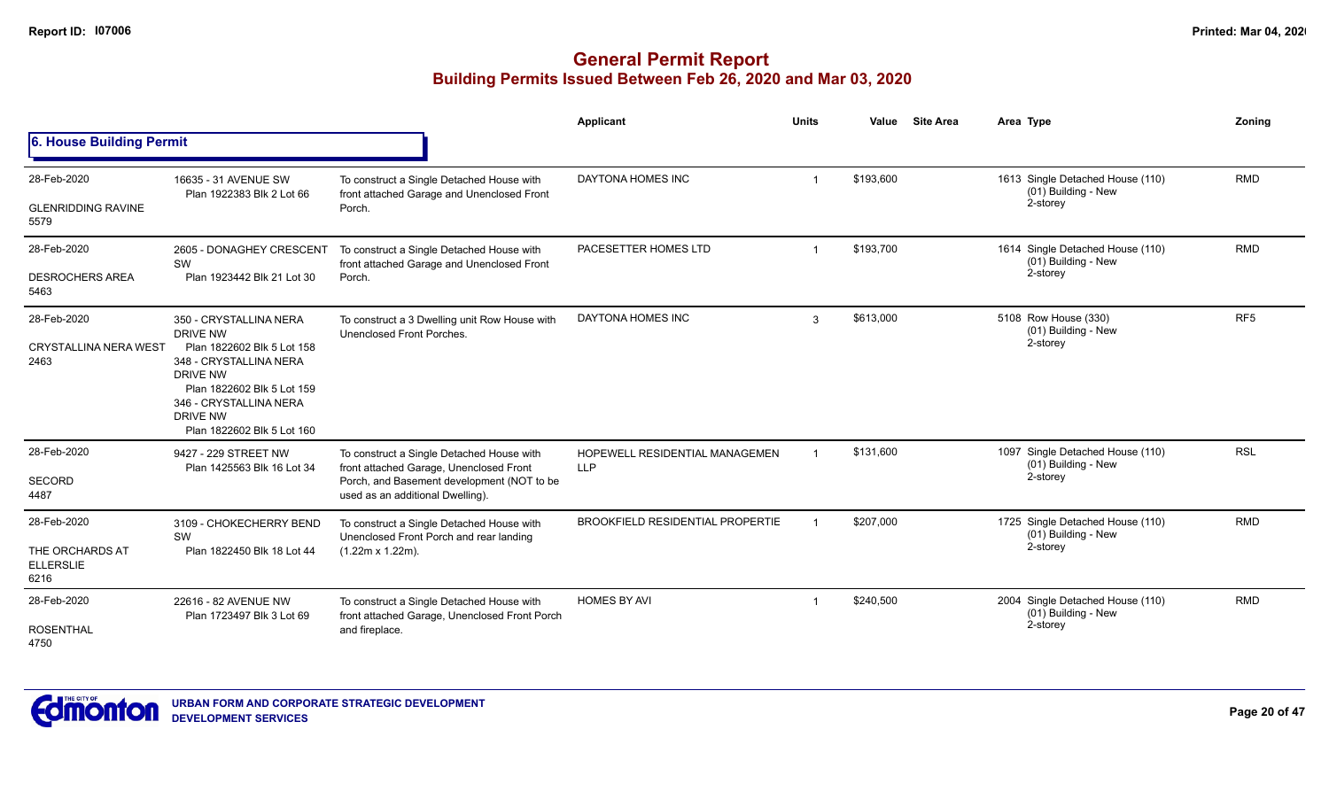# General Permit Report

## Building Permits Issued Between Feb 26, 2020 and Mar 03, 2020

### 6. House Building Permit

| Date / Neighbourhood | Address / Legal | Description | Applicant | Units | Value | Site Area | Area | Type | Zoning |
|---|---|---|---|---|---|---|---|---|---|
| 28-Feb-2020<br>GLENRIDDING RAVINE<br>5579 | 16635 - 31 AVENUE SW<br>Plan 1922383 Blk 2 Lot 66 | To construct a Single Detached House with front attached Garage and Unenclosed Front Porch. | DAYTONA HOMES INC | 1 | $193,600 | | 1613 | Single Detached House (110)<br>(01) Building - New<br>2-storey | RMD |
| 28-Feb-2020<br>DESROCHERS AREA<br>5463 | 2605 - DONAGHEY CRESCENT SW<br>Plan 1923442 Blk 21 Lot 30 | To construct a Single Detached House with front attached Garage and Unenclosed Front Porch. | PACESETTER HOMES LTD | 1 | $193,700 | | 1614 | Single Detached House (110)<br>(01) Building - New<br>2-storey | RMD |
| 28-Feb-2020<br>CRYSTALLINA NERA WEST<br>2463 | 350 - CRYSTALLINA NERA DRIVE NW<br>Plan 1822602 Blk 5 Lot 158<br>348 - CRYSTALLINA NERA DRIVE NW<br>Plan 1822602 Blk 5 Lot 159<br>346 - CRYSTALLINA NERA DRIVE NW<br>Plan 1822602 Blk 5 Lot 160 | To construct a 3 Dwelling unit Row House with Unenclosed Front Porches. | DAYTONA HOMES INC | 3 | $613,000 | | 5108 | Row House (330)<br>(01) Building - New<br>2-storey | RF5 |
| 28-Feb-2020<br>SECORD<br>4487 | 9427 - 229 STREET NW<br>Plan 1425563 Blk 16 Lot 34 | To construct a Single Detached House with front attached Garage, Unenclosed Front Porch, and Basement development (NOT to be used as an additional Dwelling). | HOPEWELL RESIDENTIAL MANAGEMEN LLP | 1 | $131,600 | | 1097 | Single Detached House (110)<br>(01) Building - New<br>2-storey | RSL |
| 28-Feb-2020<br>THE ORCHARDS AT ELLERSLIE<br>6216 | 3109 - CHOKECHERRY BEND SW<br>Plan 1822450 Blk 18 Lot 44 | To construct a Single Detached House with Unenclosed Front Porch and rear landing (1.22m x 1.22m). | BROOKFIELD RESIDENTIAL PROPERTIE | 1 | $207,000 | | 1725 | Single Detached House (110)<br>(01) Building - New<br>2-storey | RMD |
| 28-Feb-2020<br>ROSENTHAL<br>4750 | 22616 - 82 AVENUE NW<br>Plan 1723497 Blk 3 Lot 69 | To construct a Single Detached House with front attached Garage, Unenclosed Front Porch and fireplace. | HOMES BY AVI | 1 | $240,500 | | 2004 | Single Detached House (110)<br>(01) Building - New<br>2-storey | RMD |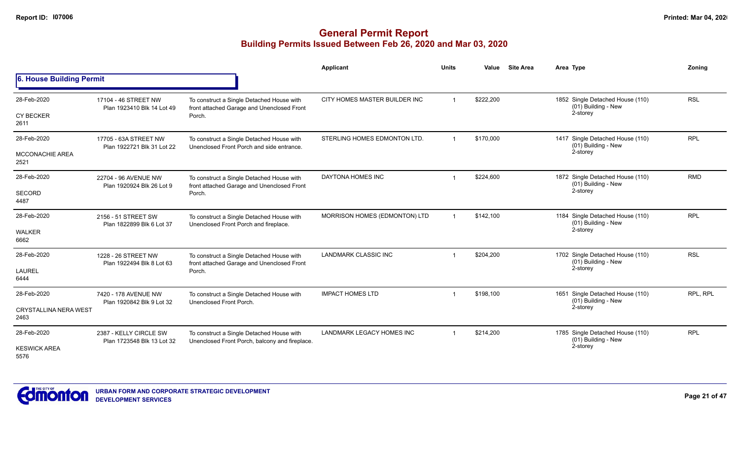# General Permit Report

## Building Permits Issued Between Feb 26, 2020 and Mar 03, 2020

### 6. House Building Permit

| Date / Neighbourhood | Address / Legal | Description | Applicant | Units | Value | Site Area | Area | Type | Zoning |
|---|---|---|---|---|---|---|---|---|---|
| 28-Feb-2020<br>CY BECKER<br>2611 | 17104 - 46 STREET NW<br>Plan 1923410 Blk 14 Lot 49 | To construct a Single Detached House with front attached Garage and Unenclosed Front Porch. | CITY HOMES MASTER BUILDER INC | 1 | $222,200 | | 1852 | Single Detached House (110)<br>(01) Building - New<br>2-storey | RSL |
| 28-Feb-2020<br>MCCONACHIE AREA<br>2521 | 17705 - 63A STREET NW<br>Plan 1922721 Blk 31 Lot 22 | To construct a Single Detached House with Unenclosed Front Porch and side entrance. | STERLING HOMES EDMONTON LTD. | 1 | $170,000 | | 1417 | Single Detached House (110)<br>(01) Building - New<br>2-storey | RPL |
| 28-Feb-2020<br>SECORD<br>4487 | 22704 - 96 AVENUE NW<br>Plan 1920924 Blk 26 Lot 9 | To construct a Single Detached House with front attached Garage and Unenclosed Front Porch. | DAYTONA HOMES INC | 1 | $224,600 | | 1872 | Single Detached House (110)<br>(01) Building - New<br>2-storey | RMD |
| 28-Feb-2020<br>WALKER<br>6662 | 2156 - 51 STREET SW<br>Plan 1822899 Blk 6 Lot 37 | To construct a Single Detached House with Unenclosed Front Porch and fireplace. | MORRISON HOMES (EDMONTON) LTD | 1 | $142,100 | | 1184 | Single Detached House (110)<br>(01) Building - New<br>2-storey | RPL |
| 28-Feb-2020<br>LAUREL<br>6444 | 1228 - 26 STREET NW<br>Plan 1922494 Blk 8 Lot 63 | To construct a Single Detached House with front attached Garage and Unenclosed Front Porch. | LANDMARK CLASSIC INC | 1 | $204,200 | | 1702 | Single Detached House (110)<br>(01) Building - New<br>2-storey | RSL |
| 28-Feb-2020<br>CRYSTALLINA NERA WEST<br>2463 | 7420 - 178 AVENUE NW<br>Plan 1920842 Blk 9 Lot 32 | To construct a Single Detached House with Unenclosed Front Porch. | IMPACT HOMES LTD | 1 | $198,100 | | 1651 | Single Detached House (110)<br>(01) Building - New<br>2-storey | RPL, RPL |
| 28-Feb-2020<br>KESWICK AREA<br>5576 | 2387 - KELLY CIRCLE SW<br>Plan 1723548 Blk 13 Lot 32 | To construct a Single Detached House with Unenclosed Front Porch, balcony and fireplace. | LANDMARK LEGACY HOMES INC | 1 | $214,200 | | 1785 | Single Detached House (110)<br>(01) Building - New<br>2-storey | RPL |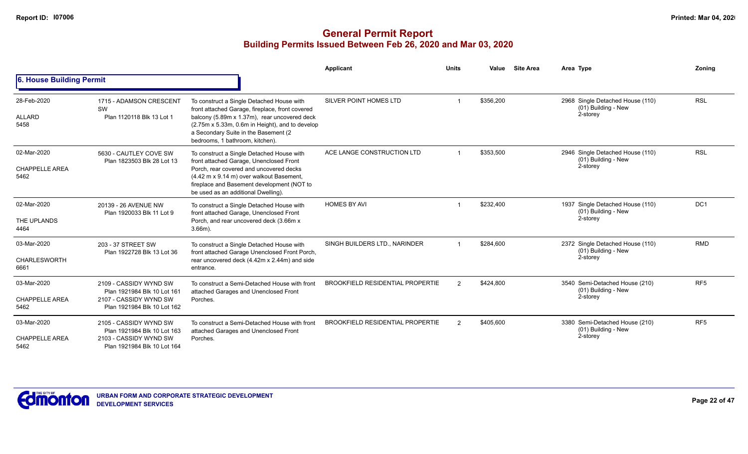# General Permit Report
## Building Permits Issued Between Feb 26, 2020 and Mar 03, 2020

### 6. House Building Permit

| Date / Neighbourhood | Address / Legal | Description | Applicant | Units | Value | Site Area | Area | Type | Zoning |
|---|---|---|---|---|---|---|---|---|---|
| 28-Feb-2020<br>ALLARD<br>5458 | 1715 - ADAMSON CRESCENT SW<br>Plan 1120118 Blk 13 Lot 1 | To construct a Single Detached House with front attached Garage, fireplace, front covered balcony (5.89m x 1.37m), rear uncovered deck (2.75m x 5.33m, 0.6m in Height), and to develop a Secondary Suite in the Basement (2 bedrooms, 1 bathroom, kitchen). | SILVER POINT HOMES LTD | 1 | $356,200 | | 2968 | Single Detached House (110)<br>(01) Building - New<br>2-storey | RSL |
| 02-Mar-2020<br>CHAPPELLE AREA<br>5462 | 5630 - CAUTLEY COVE SW<br>Plan 1823503 Blk 28 Lot 13 | To construct a Single Detached House with front attached Garage, Unenclosed Front Porch, rear covered and uncovered decks (4.42 m x 9.14 m) over walkout Basement, fireplace and Basement development (NOT to be used as an additional Dwelling). | ACE LANGE CONSTRUCTION LTD | 1 | $353,500 | | 2946 | Single Detached House (110)<br>(01) Building - New<br>2-storey | RSL |
| 02-Mar-2020<br>THE UPLANDS<br>4464 | 20139 - 26 AVENUE NW<br>Plan 1920033 Blk 11 Lot 9 | To construct a Single Detached House with front attached Garage, Unenclosed Front Porch, and rear uncovered deck (3.66m x 3.66m). | HOMES BY AVI | 1 | $232,400 | | 1937 | Single Detached House (110)<br>(01) Building - New<br>2-storey | DC1 |
| 03-Mar-2020<br>CHARLESWORTH<br>6661 | 203 - 37 STREET SW<br>Plan 1922728 Blk 13 Lot 36 | To construct a Single Detached House with front attached Garage Unenclosed Front Porch, rear uncovered deck (4.42m x 2.44m) and side entrance. | SINGH BUILDERS LTD., NARINDER | 1 | $284,600 | | 2372 | Single Detached House (110)<br>(01) Building - New<br>2-storey | RMD |
| 03-Mar-2020<br>CHAPPELLE AREA<br>5462 | 2109 - CASSIDY WYND SW<br>Plan 1921984 Blk 10 Lot 161<br>2107 - CASSIDY WYND SW<br>Plan 1921984 Blk 10 Lot 162 | To construct a Semi-Detached House with front attached Garages and Unenclosed Front Porches. | BROOKFIELD RESIDENTIAL PROPERTIE | 2 | $424,800 | | 3540 | Semi-Detached House (210)<br>(01) Building - New<br>2-storey | RF5 |
| 03-Mar-2020<br>CHAPPELLE AREA<br>5462 | 2105 - CASSIDY WYND SW<br>Plan 1921984 Blk 10 Lot 163<br>2103 - CASSIDY WYND SW<br>Plan 1921984 Blk 10 Lot 164 | To construct a Semi-Detached House with front attached Garages and Unenclosed Front Porches. | BROOKFIELD RESIDENTIAL PROPERTIE | 2 | $405,600 | | 3380 | Semi-Detached House (210)<br>(01) Building - New<br>2-storey | RF5 |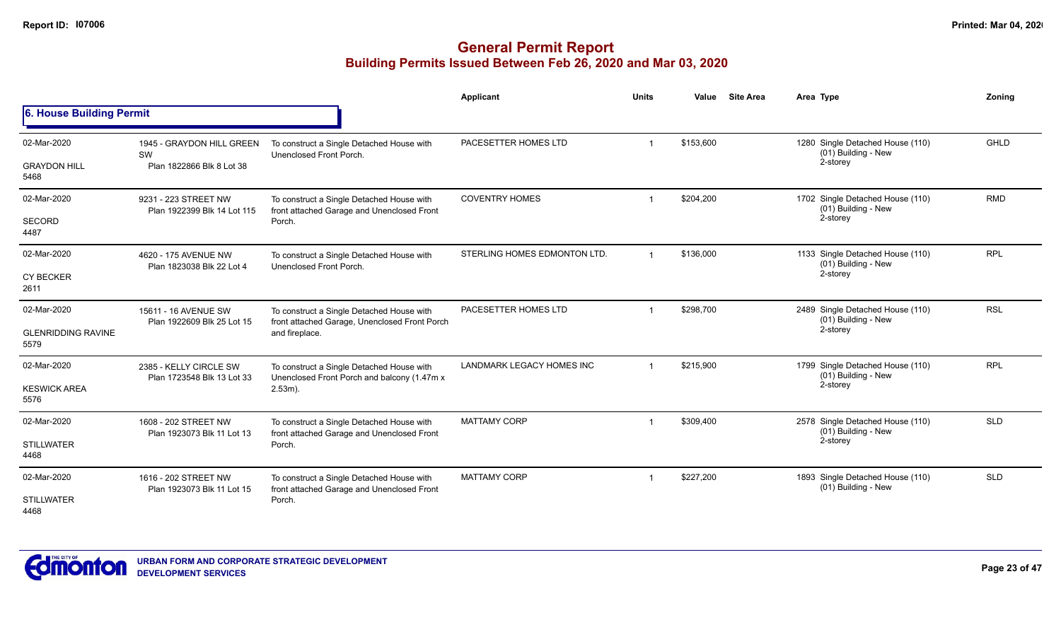# General Permit Report
## Building Permits Issued Between Feb 26, 2020 and Mar 03, 2020

### 6. House Building Permit

| Date / Neighbourhood | Address / Legal | Description | Applicant | Units | Value | Site Area | Area | Type | Zoning |
|---|---|---|---|---|---|---|---|---|---|
| 02-Mar-2020<br>GRAYDON HILL<br>5468 | 1945 - GRAYDON HILL GREEN SW<br>Plan 1822866 Blk 8 Lot 38 | To construct a Single Detached House with Unenclosed Front Porch. | PACESETTER HOMES LTD | 1 | $153,600 | | 1280 | Single Detached House (110)<br>(01) Building - New<br>2-storey | GHLD |
| 02-Mar-2020<br>SECORD<br>4487 | 9231 - 223 STREET NW<br>Plan 1922399 Blk 14 Lot 115 | To construct a Single Detached House with front attached Garage and Unenclosed Front Porch. | COVENTRY HOMES | 1 | $204,200 | | 1702 | Single Detached House (110)<br>(01) Building - New<br>2-storey | RMD |
| 02-Mar-2020<br>CY BECKER<br>2611 | 4620 - 175 AVENUE NW<br>Plan 1823038 Blk 22 Lot 4 | To construct a Single Detached House with Unenclosed Front Porch. | STERLING HOMES EDMONTON LTD. | 1 | $136,000 | | 1133 | Single Detached House (110)<br>(01) Building - New<br>2-storey | RPL |
| 02-Mar-2020<br>GLENRIDDING RAVINE<br>5579 | 15611 - 16 AVENUE SW<br>Plan 1922609 Blk 25 Lot 15 | To construct a Single Detached House with front attached Garage, Unenclosed Front Porch and fireplace. | PACESETTER HOMES LTD | 1 | $298,700 | | 2489 | Single Detached House (110)<br>(01) Building - New<br>2-storey | RSL |
| 02-Mar-2020<br>KESWICK AREA<br>5576 | 2385 - KELLY CIRCLE SW<br>Plan 1723548 Blk 13 Lot 33 | To construct a Single Detached House with Unenclosed Front Porch and balcony (1.47m x 2.53m). | LANDMARK LEGACY HOMES INC | 1 | $215,900 | | 1799 | Single Detached House (110)<br>(01) Building - New<br>2-storey | RPL |
| 02-Mar-2020<br>STILLWATER<br>4468 | 1608 - 202 STREET NW<br>Plan 1923073 Blk 11 Lot 13 | To construct a Single Detached House with front attached Garage and Unenclosed Front Porch. | MATTAMY CORP | 1 | $309,400 | | 2578 | Single Detached House (110)<br>(01) Building - New<br>2-storey | SLD |
| 02-Mar-2020<br>STILLWATER<br>4468 | 1616 - 202 STREET NW<br>Plan 1923073 Blk 11 Lot 15 | To construct a Single Detached House with front attached Garage and Unenclosed Front Porch. | MATTAMY CORP | 1 | $227,200 | | 1893 | Single Detached House (110)<br>(01) Building - New | SLD |

URBAN FORM AND CORPORATE STRATEGIC DEVELOPMENT
DEVELOPMENT SERVICES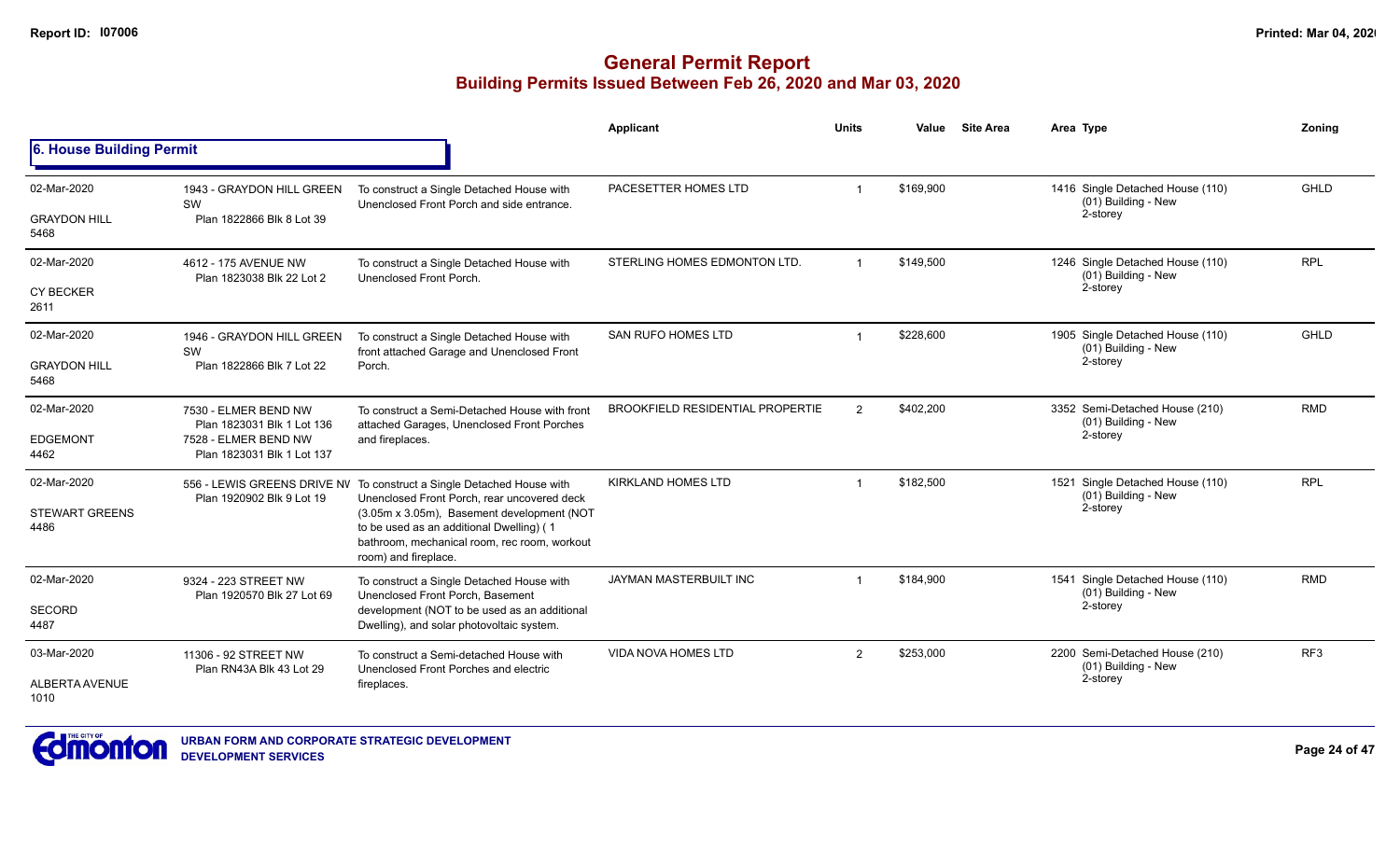# General Permit Report

## Building Permits Issued Between Feb 26, 2020 and Mar 03, 2020

### 6. House Building Permit

| Date / Neighbourhood | Address / Legal | Description | Applicant | Units | Value | Site Area | Area | Type | Zoning |
|---|---|---|---|---|---|---|---|---|---|
| 02-Mar-2020<br>GRAYDON HILL<br>5468 | 1943 - GRAYDON HILL GREEN SW<br>Plan 1822866 Blk 8 Lot 39 | To construct a Single Detached House with Unenclosed Front Porch and side entrance. | PACESETTER HOMES LTD | 1 | $169,900 | | 1416 | Single Detached House (110)<br>(01) Building - New<br>2-storey | GHLD |
| 02-Mar-2020<br>CY BECKER<br>2611 | 4612 - 175 AVENUE NW<br>Plan 1823038 Blk 22 Lot 2 | To construct a Single Detached House with Unenclosed Front Porch. | STERLING HOMES EDMONTON LTD. | 1 | $149,500 | | 1246 | Single Detached House (110)<br>(01) Building - New<br>2-storey | RPL |
| 02-Mar-2020<br>GRAYDON HILL<br>5468 | 1946 - GRAYDON HILL GREEN SW<br>Plan 1822866 Blk 7 Lot 22 | To construct a Single Detached House with front attached Garage and Unenclosed Front Porch. | SAN RUFO HOMES LTD | 1 | $228,600 | | 1905 | Single Detached House (110)<br>(01) Building - New<br>2-storey | GHLD |
| 02-Mar-2020<br>EDGEMONT<br>4462 | 7530 - ELMER BEND NW<br>Plan 1823031 Blk 1 Lot 136<br>7528 - ELMER BEND NW<br>Plan 1823031 Blk 1 Lot 137 | To construct a Semi-Detached House with front attached Garages, Unenclosed Front Porches and fireplaces. | BROOKFIELD RESIDENTIAL PROPERTIE | 2 | $402,200 | | 3352 | Semi-Detached House (210)<br>(01) Building - New<br>2-storey | RMD |
| 02-Mar-2020<br>STEWART GREENS<br>4486 | 556 - LEWIS GREENS DRIVE NW<br>Plan 1920902 Blk 9 Lot 19 | To construct a Single Detached House with Unenclosed Front Porch, rear uncovered deck (3.05m x 3.05m), Basement development (NOT to be used as an additional Dwelling) ( 1 bathroom, mechanical room, rec room, workout room) and fireplace. | KIRKLAND HOMES LTD | 1 | $182,500 | | 1521 | Single Detached House (110)<br>(01) Building - New<br>2-storey | RPL |
| 02-Mar-2020<br>SECORD<br>4487 | 9324 - 223 STREET NW<br>Plan 1920570 Blk 27 Lot 69 | To construct a Single Detached House with Unenclosed Front Porch, Basement development (NOT to be used as an additional Dwelling), and solar photovoltaic system. | JAYMAN MASTERBUILT INC | 1 | $184,900 | | 1541 | Single Detached House (110)<br>(01) Building - New<br>2-storey | RMD |
| 03-Mar-2020<br>ALBERTA AVENUE<br>1010 | 11306 - 92 STREET NW<br>Plan RN43A Blk 43 Lot 29 | To construct a Semi-detached House with Unenclosed Front Porches and electric fireplaces. | VIDA NOVA HOMES LTD | 2 | $253,000 | | 2200 | Semi-Detached House (210)<br>(01) Building - New<br>2-storey | RF3 |

URBAN FORM AND CORPORATE STRATEGIC DEVELOPMENT
DEVELOPMENT SERVICES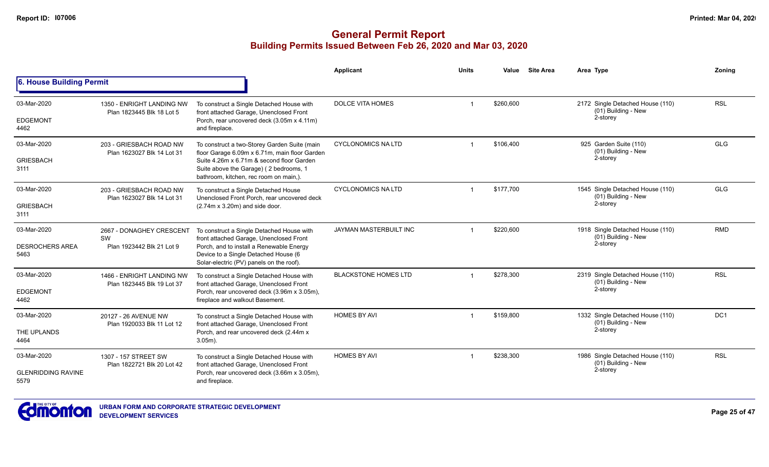# General Permit Report

## Building Permits Issued Between Feb 26, 2020 and Mar 03, 2020

### 6. House Building Permit

| Date / Neighbourhood | Address / Legal | Description | Applicant | Units | Value | Site Area | Area Type | Zoning |
|---|---|---|---|---|---|---|---|---|
| 03-Mar-2020 EDGEMONT 4462 | 1350 - ENRIGHT LANDING NW Plan 1823445 Blk 18 Lot 5 | To construct a Single Detached House with front attached Garage, Unenclosed Front Porch, rear uncovered deck (3.05m x 4.11m) and fireplace. | DOLCE VITA HOMES | 1 | $260,600 | | 2172 Single Detached House (110) (01) Building - New 2-storey | RSL |
| 03-Mar-2020 GRIESBACH 3111 | 203 - GRIESBACH ROAD NW Plan 1623027 Blk 14 Lot 31 | To construct a two-Storey Garden Suite (main floor Garage 6.09m x 6.71m, main floor Garden Suite 4.26m x 6.71m & second floor Garden Suite above the Garage) ( 2 bedrooms, 1 bathroom, kitchen, rec room on main,). | CYCLONOMICS NA LTD | 1 | $106,400 | | 925 Garden Suite (110) (01) Building - New 2-storey | GLG |
| 03-Mar-2020 GRIESBACH 3111 | 203 - GRIESBACH ROAD NW Plan 1623027 Blk 14 Lot 31 | To construct a Single Detached House Unenclosed Front Porch, rear uncovered deck (2.74m x 3.20m) and side door. | CYCLONOMICS NA LTD | 1 | $177,700 | | 1545 Single Detached House (110) (01) Building - New 2-storey | GLG |
| 03-Mar-2020 DESROCHERS AREA 5463 | 2667 - DONAGHEY CRESCENT SW Plan 1923442 Blk 21 Lot 9 | To construct a Single Detached House with front attached Garage, Unenclosed Front Porch, and to install a Renewable Energy Device to a Single Detached House (6 Solar-electric (PV) panels on the roof). | JAYMAN MASTERBUILT INC | 1 | $220,600 | | 1918 Single Detached House (110) (01) Building - New 2-storey | RMD |
| 03-Mar-2020 EDGEMONT 4462 | 1466 - ENRIGHT LANDING NW Plan 1823445 Blk 19 Lot 37 | To construct a Single Detached House with front attached Garage, Unenclosed Front Porch, rear uncovered deck (3.96m x 3.05m), fireplace and walkout Basement. | BLACKSTONE HOMES LTD | 1 | $278,300 | | 2319 Single Detached House (110) (01) Building - New 2-storey | RSL |
| 03-Mar-2020 THE UPLANDS 4464 | 20127 - 26 AVENUE NW Plan 1920033 Blk 11 Lot 12 | To construct a Single Detached House with front attached Garage, Unenclosed Front Porch, and rear uncovered deck (2.44m x 3.05m). | HOMES BY AVI | 1 | $159,800 | | 1332 Single Detached House (110) (01) Building - New 2-storey | DC1 |
| 03-Mar-2020 GLENRIDDING RAVINE 5579 | 1307 - 157 STREET SW Plan 1822721 Blk 20 Lot 42 | To construct a Single Detached House with front attached Garage, Unenclosed Front Porch, rear uncovered deck (3.66m x 3.05m), and fireplace. | HOMES BY AVI | 1 | $238,300 | | 1986 Single Detached House (110) (01) Building - New 2-storey | RSL |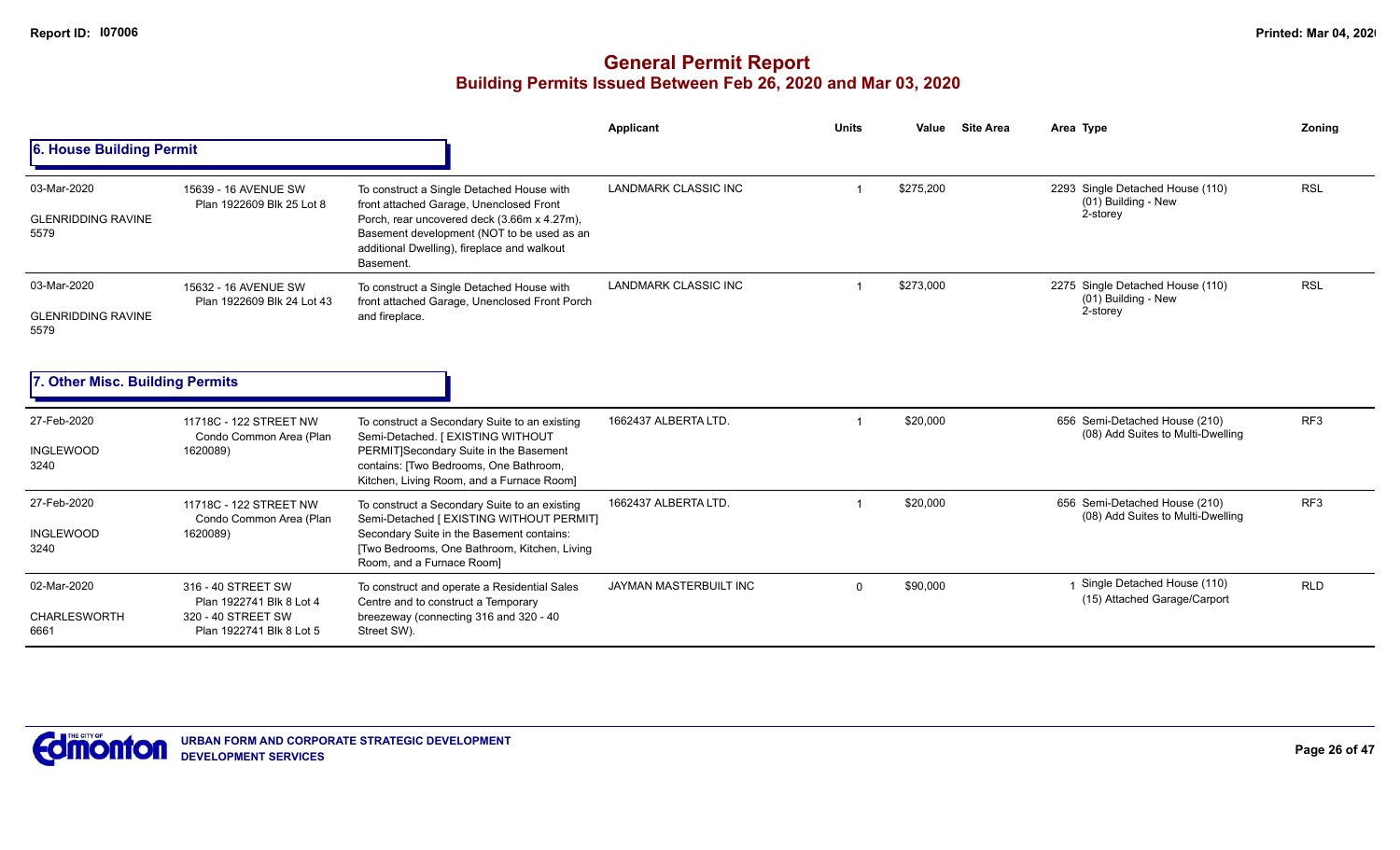# General Permit Report
## Building Permits Issued Between Feb 26, 2020 and Mar 03, 2020

### 6. House Building Permit

| Date / Neighbourhood | Address | Description | Applicant | Units | Value | Site Area | Area | Type | Zoning |
|---|---|---|---|---|---|---|---|---|---|
| 03-Mar-2020 GLENRIDDING RAVINE 5579 | 15639 - 16 AVENUE SW Plan 1922609 Blk 25 Lot 8 | To construct a Single Detached House with front attached Garage, Unenclosed Front Porch, rear uncovered deck (3.66m x 4.27m), Basement development (NOT to be used as an additional Dwelling), fireplace and walkout Basement. | LANDMARK CLASSIC INC | 1 | $275,200 | | 2293 | Single Detached House (110) (01) Building - New 2-storey | RSL |
| 03-Mar-2020 GLENRIDDING RAVINE 5579 | 15632 - 16 AVENUE SW Plan 1922609 Blk 24 Lot 43 | To construct a Single Detached House with front attached Garage, Unenclosed Front Porch and fireplace. | LANDMARK CLASSIC INC | 1 | $273,000 | | 2275 | Single Detached House (110) (01) Building - New 2-storey | RSL |

### 7. Other Misc. Building Permits

| Date / Neighbourhood | Address | Description | Applicant | Units | Value | Site Area | Area | Type | Zoning |
|---|---|---|---|---|---|---|---|---|---|
| 27-Feb-2020 INGLEWOOD 3240 | 11718C - 122 STREET NW Condo Common Area (Plan 1620089) | To construct a Secondary Suite to an existing Semi-Detached. [ EXISTING WITHOUT PERMIT]Secondary Suite in the Basement contains: [Two Bedrooms, One Bathroom, Kitchen, Living Room, and a Furnace Room] | 1662437 ALBERTA LTD. | 1 | $20,000 | | 656 | Semi-Detached House (210) (08) Add Suites to Multi-Dwelling | RF3 |
| 27-Feb-2020 INGLEWOOD 3240 | 11718C - 122 STREET NW Condo Common Area (Plan 1620089) | To construct a Secondary Suite to an existing Semi-Detached [ EXISTING WITHOUT PERMIT] Secondary Suite in the Basement contains: [Two Bedrooms, One Bathroom, Kitchen, Living Room, and a Furnace Room] | 1662437 ALBERTA LTD. | 1 | $20,000 | | 656 | Semi-Detached House (210) (08) Add Suites to Multi-Dwelling | RF3 |
| 02-Mar-2020 CHARLESWORTH 6661 | 316 - 40 STREET SW Plan 1922741 Blk 8 Lot 4 320 - 40 STREET SW Plan 1922741 Blk 8 Lot 5 | To construct and operate a Residential Sales Centre and to construct a Temporary breezeway (connecting 316 and 320 - 40 Street SW). | JAYMAN MASTERBUILT INC | 0 | $90,000 | | 1 | Single Detached House (110) (15) Attached Garage/Carport | RLD |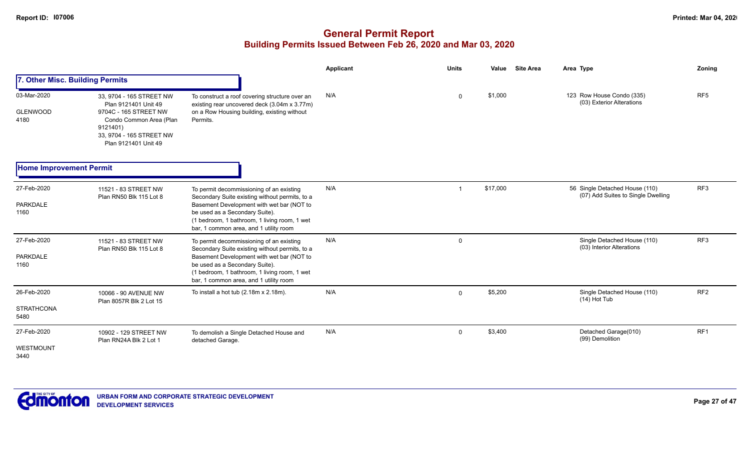# General Permit Report

## Building Permits Issued Between Feb 26, 2020 and Mar 03, 2020

### 7. Other Misc. Building Permits

| Date / Neighbourhood | Address | Description | Applicant | Units | Value | Site Area | Area Type | Zoning |
|---|---|---|---|---|---|---|---|---|
| 03-Mar-2020<br>GLENWOOD<br>4180 | 33, 9704 - 165 STREET NW<br>Plan 9121401 Unit 49<br>9704C - 165 STREET NW<br>Condo Common Area (Plan 9121401)<br>33, 9704 - 165 STREET NW<br>Plan 9121401 Unit 49 | To construct a roof covering structure over an existing rear uncovered deck (3.04m x 3.77m) on a Row Housing building, existing without Permits. | N/A | 0 | $1,000 | | 123 Row House Condo (335)<br>(03) Exterior Alterations | RF5 |

### Home Improvement Permit

| Date / Neighbourhood | Address | Description | Applicant | Units | Value | Site Area | Area Type | Zoning |
|---|---|---|---|---|---|---|---|---|
| 27-Feb-2020<br>PARKDALE<br>1160 | 11521 - 83 STREET NW<br>Plan RN50 Blk 115 Lot 8 | To permit decommissioning of an existing Secondary Suite existing without permits, to a Basement Development with wet bar (NOT to be used as a Secondary Suite).<br>(1 bedroom, 1 bathroom, 1 living room, 1 wet bar, 1 common area, and 1 utility room | N/A | 1 | $17,000 | | 56 Single Detached House (110)<br>(07) Add Suites to Single Dwelling | RF3 |
| 27-Feb-2020<br>PARKDALE<br>1160 | 11521 - 83 STREET NW<br>Plan RN50 Blk 115 Lot 8 | To permit decommissioning of an existing Secondary Suite existing without permits, to a Basement Development with wet bar (NOT to be used as a Secondary Suite).<br>(1 bedroom, 1 bathroom, 1 living room, 1 wet bar, 1 common area, and 1 utility room | N/A | 0 | | | Single Detached House (110)<br>(03) Interior Alterations | RF3 |
| 26-Feb-2020<br>STRATHCONA<br>5480 | 10066 - 90 AVENUE NW<br>Plan 8057R Blk 2 Lot 15 | To install a hot tub (2.18m x 2.18m). | N/A | 0 | $5,200 | | Single Detached House (110)<br>(14) Hot Tub | RF2 |
| 27-Feb-2020<br>WESTMOUNT<br>3440 | 10902 - 129 STREET NW<br>Plan RN24A Blk 2 Lot 1 | To demolish a Single Detached House and detached Garage. | N/A | 0 | $3,400 | | Detached Garage(010)<br>(99) Demolition | RF1 |

URBAN FORM AND CORPORATE STRATEGIC DEVELOPMENT
DEVELOPMENT SERVICES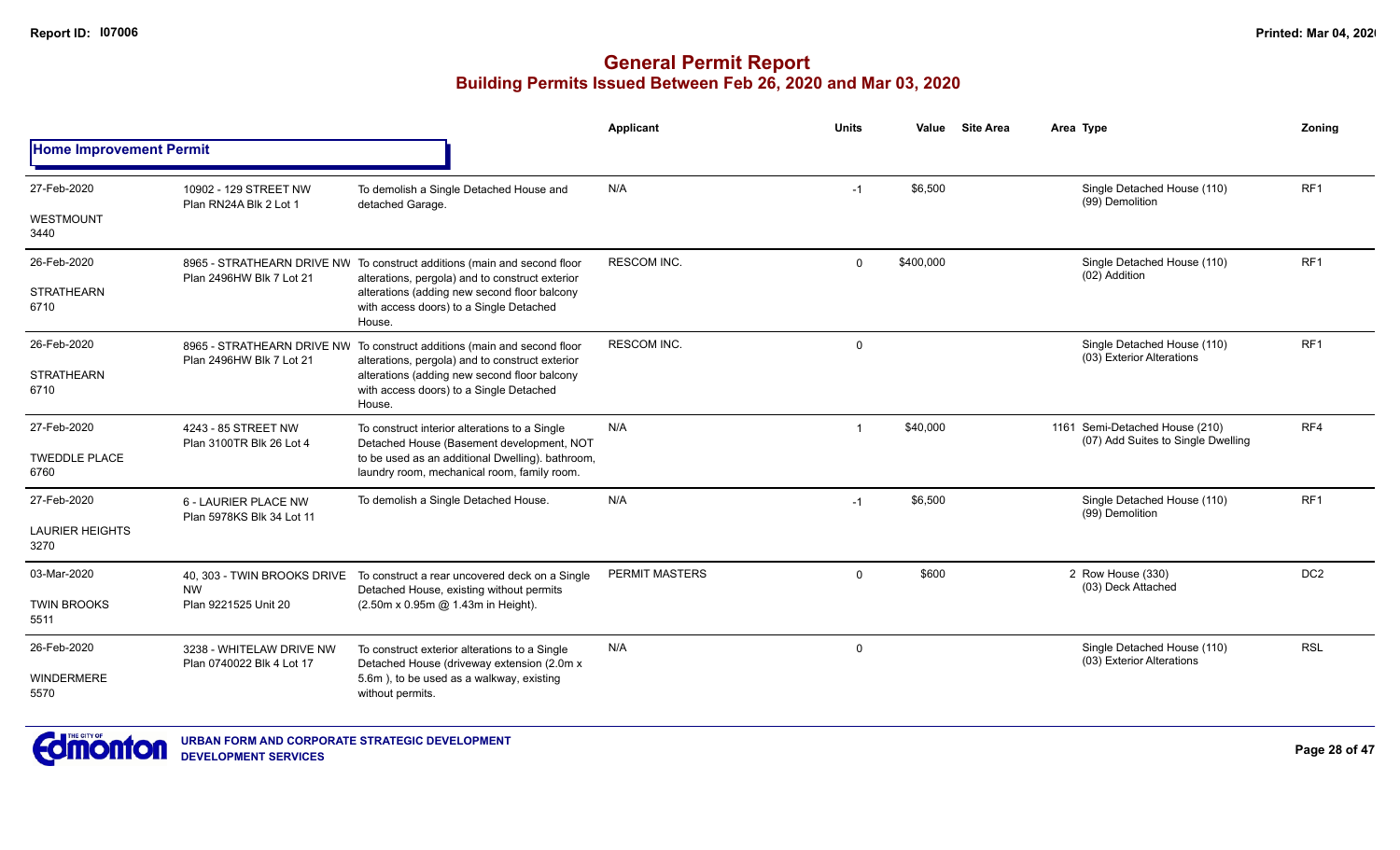# General Permit Report

## Building Permits Issued Between Feb 26, 2020 and Mar 03, 2020

| | | | Applicant | Units | Value | Site Area | Area Type | Zoning |
|---|---|---|---|---|---|---|---|---|
| **Home Improvement Permit** | | | | | | | | |
| 27-Feb-2020 WESTMOUNT 3440 | 10902 - 129 STREET NW Plan RN24A Blk 2 Lot 1 | To demolish a Single Detached House and detached Garage. | N/A | -1 | $6,500 | | Single Detached House (110) (99) Demolition | RF1 |
| 26-Feb-2020 STRATHEARN 6710 | 8965 - STRATHEARN DRIVE NW Plan 2496HW Blk 7 Lot 21 | To construct additions (main and second floor alterations, pergola) and to construct exterior alterations (adding new second floor balcony with access doors) to a Single Detached House. | RESCOM INC. | 0 | $400,000 | | Single Detached House (110) (02) Addition | RF1 |
| 26-Feb-2020 STRATHEARN 6710 | 8965 - STRATHEARN DRIVE NW Plan 2496HW Blk 7 Lot 21 | To construct additions (main and second floor alterations, pergola) and to construct exterior alterations (adding new second floor balcony with access doors) to a Single Detached House. | RESCOM INC. | 0 | | | Single Detached House (110) (03) Exterior Alterations | RF1 |
| 27-Feb-2020 TWEDDLE PLACE 6760 | 4243 - 85 STREET NW Plan 3100TR Blk 26 Lot 4 | To construct interior alterations to a Single Detached House (Basement development, NOT to be used as an additional Dwelling). bathroom, laundry room, mechanical room, family room. | N/A | 1 | $40,000 | | 1161 Semi-Detached House (210) (07) Add Suites to Single Dwelling | RF4 |
| 27-Feb-2020 LAURIER HEIGHTS 3270 | 6 - LAURIER PLACE NW Plan 5978KS Blk 34 Lot 11 | To demolish a Single Detached House. | N/A | -1 | $6,500 | | Single Detached House (110) (99) Demolition | RF1 |
| 03-Mar-2020 TWIN BROOKS 5511 | 40, 303 - TWIN BROOKS DRIVE NW Plan 9221525 Unit 20 | To construct a rear uncovered deck on a Single Detached House, existing without permits (2.50m x 0.95m @ 1.43m in Height). | PERMIT MASTERS | 0 | $600 | | 2 Row House (330) (03) Deck Attached | DC2 |
| 26-Feb-2020 WINDERMERE 5570 | 3238 - WHITELAW DRIVE NW Plan 0740022 Blk 4 Lot 17 | To construct exterior alterations to a Single Detached House (driveway extension (2.0m x 5.6m ), to be used as a walkway, existing without permits. | N/A | 0 | | | Single Detached House (110) (03) Exterior Alterations | RSL |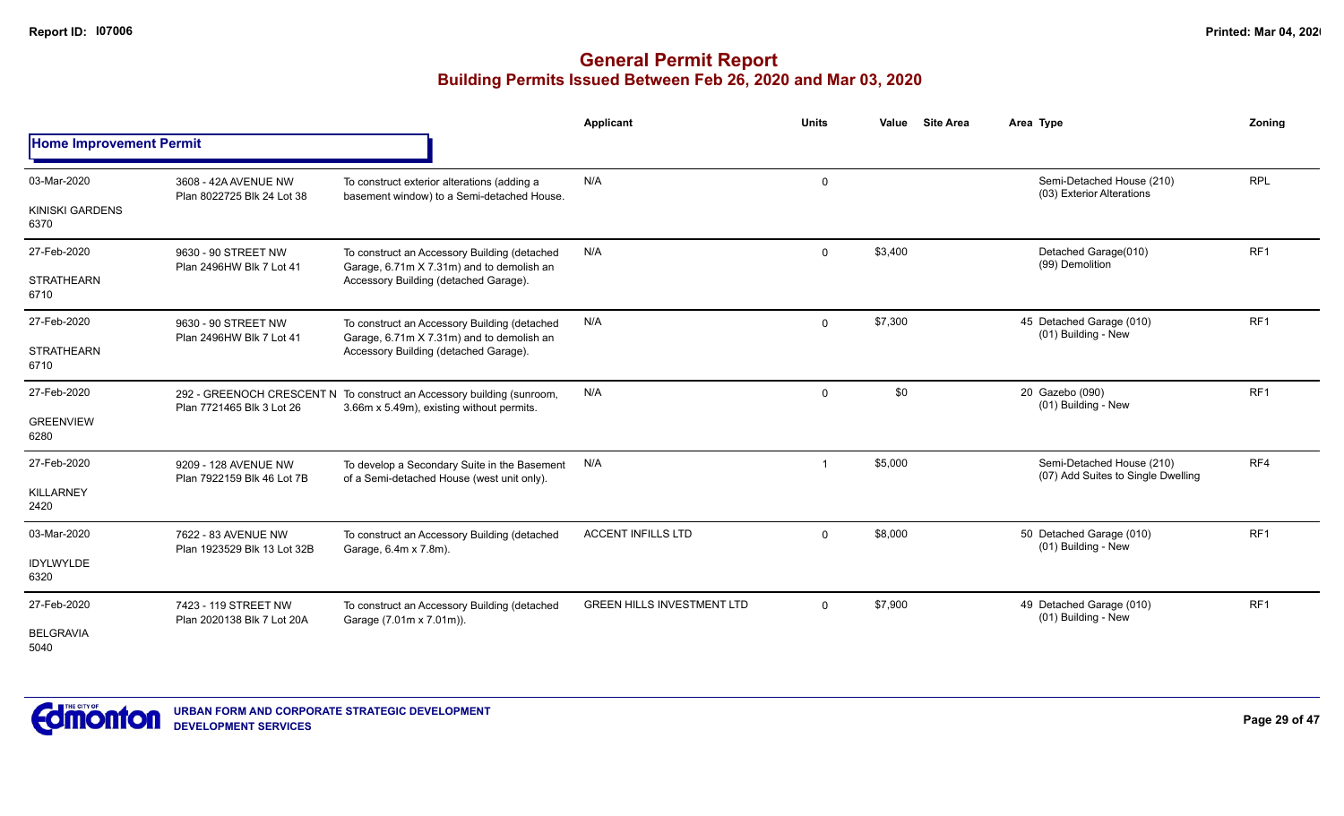# General Permit Report

## Building Permits Issued Between Feb 26, 2020 and Mar 03, 2020

| | | | Applicant | Units | Value | Site Area | Area | Type | Zoning |
|---|---|---|---|---|---|---|---|---|---|
| **Home Improvement Permit** | | | | | | | | | |
| 03-Mar-2020<br>KINISKI GARDENS<br>6370 | 3608 - 42A AVENUE NW<br>Plan 8022725 Blk 24 Lot 38 | To construct exterior alterations (adding a basement window) to a Semi-detached House. | N/A | 0 | | | | Semi-Detached House (210)<br>(03) Exterior Alterations | RPL |
| 27-Feb-2020<br>STRATHEARN<br>6710 | 9630 - 90 STREET NW<br>Plan 2496HW Blk 7 Lot 41 | To construct an Accessory Building (detached Garage, 6.71m X 7.31m) and to demolish an Accessory Building (detached Garage). | N/A | 0 | $3,400 | | | Detached Garage(010)<br>(99) Demolition | RF1 |
| 27-Feb-2020<br>STRATHEARN<br>6710 | 9630 - 90 STREET NW<br>Plan 2496HW Blk 7 Lot 41 | To construct an Accessory Building (detached Garage, 6.71m X 7.31m) and to demolish an Accessory Building (detached Garage). | N/A | 0 | $7,300 | | 45 | Detached Garage (010)<br>(01) Building - New | RF1 |
| 27-Feb-2020<br>GREENVIEW<br>6280 | 292 - GREENOCH CRESCENT NW<br>Plan 7721465 Blk 3 Lot 26 | To construct an Accessory building (sunroom, 3.66m x 5.49m), existing without permits. | N/A | 0 | $0 | | 20 | Gazebo (090)<br>(01) Building - New | RF1 |
| 27-Feb-2020<br>KILLARNEY<br>2420 | 9209 - 128 AVENUE NW<br>Plan 7922159 Blk 46 Lot 7B | To develop a Secondary Suite in the Basement of a Semi-detached House (west unit only). | N/A | 1 | $5,000 | | | Semi-Detached House (210)<br>(07) Add Suites to Single Dwelling | RF4 |
| 03-Mar-2020<br>IDYLWYLDE<br>6320 | 7622 - 83 AVENUE NW<br>Plan 1923529 Blk 13 Lot 32B | To construct an Accessory Building (detached Garage, 6.4m x 7.8m). | ACCENT INFILLS LTD | 0 | $8,000 | | 50 | Detached Garage (010)<br>(01) Building - New | RF1 |
| 27-Feb-2020<br>BELGRAVIA<br>5040 | 7423 - 119 STREET NW<br>Plan 2020138 Blk 7 Lot 20A | To construct an Accessory Building (detached Garage (7.01m x 7.01m)). | GREEN HILLS INVESTMENT LTD | 0 | $7,900 | | 49 | Detached Garage (010)<br>(01) Building - New | RF1 |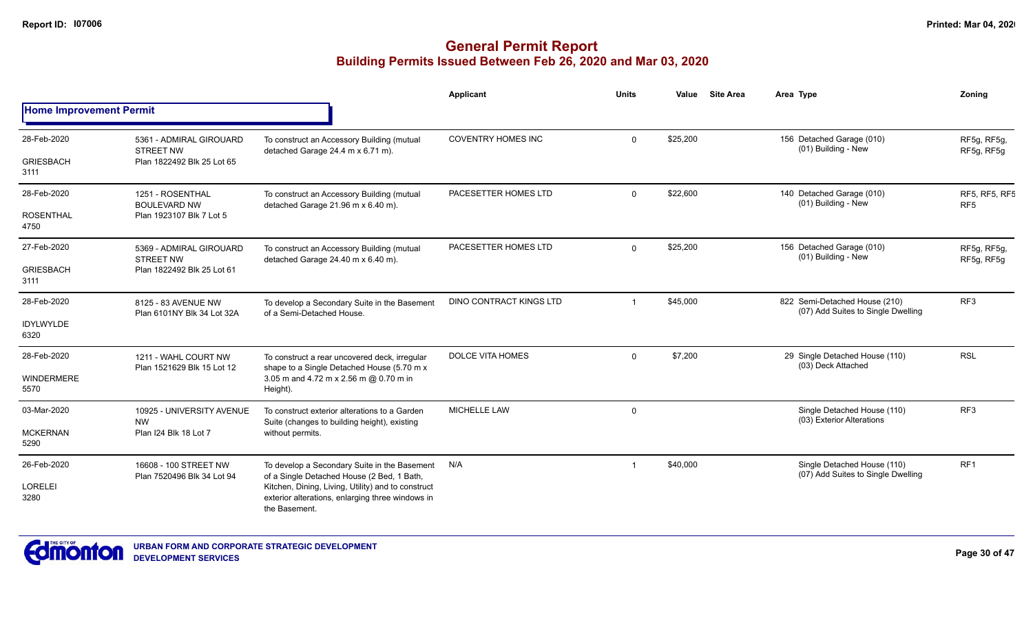# General Permit Report
## Building Permits Issued Between Feb 26, 2020 and Mar 03, 2020

**Home Improvement Permit**

| Date / Neighbourhood | Address / Legal | Description | Applicant | Units | Value | Site Area | Area Type | Zoning |
|---|---|---|---|---|---|---|---|---|
| 28-Feb-2020<br>GRIESBACH<br>3111 | 5361 - ADMIRAL GIROUARD STREET NW<br>Plan 1822492 Blk 25 Lot 65 | To construct an Accessory Building (mutual detached Garage 24.4 m x 6.71 m). | COVENTRY HOMES INC | 0 | $25,200 | | 156 Detached Garage (010)<br>(01) Building - New | RF5g, RF5g, RF5g, RF5g |
| 28-Feb-2020<br>ROSENTHAL<br>4750 | 1251 - ROSENTHAL BOULEVARD NW<br>Plan 1923107 Blk 7 Lot 5 | To construct an Accessory Building (mutual detached Garage 21.96 m x 6.40 m). | PACESETTER HOMES LTD | 0 | $22,600 | | 140 Detached Garage (010)<br>(01) Building - New | RF5, RF5, RF5 RF5 |
| 27-Feb-2020<br>GRIESBACH<br>3111 | 5369 - ADMIRAL GIROUARD STREET NW<br>Plan 1822492 Blk 25 Lot 61 | To construct an Accessory Building (mutual detached Garage 24.40 m x 6.40 m). | PACESETTER HOMES LTD | 0 | $25,200 | | 156 Detached Garage (010)<br>(01) Building - New | RF5g, RF5g, RF5g, RF5g |
| 28-Feb-2020<br>IDYLWYLDE<br>6320 | 8125 - 83 AVENUE NW<br>Plan 6101NY Blk 34 Lot 32A | To develop a Secondary Suite in the Basement of a Semi-Detached House. | DINO CONTRACT KINGS LTD | 1 | $45,000 | | 822 Semi-Detached House (210)<br>(07) Add Suites to Single Dwelling | RF3 |
| 28-Feb-2020<br>WINDERMERE<br>5570 | 1211 - WAHL COURT NW<br>Plan 1521629 Blk 15 Lot 12 | To construct a rear uncovered deck, irregular shape to a Single Detached House (5.70 m x 3.05 m and 4.72 m x 2.56 m @ 0.70 m in Height). | DOLCE VITA HOMES | 0 | $7,200 | | 29 Single Detached House (110)<br>(03) Deck Attached | RSL |
| 03-Mar-2020<br>MCKERNAN<br>5290 | 10925 - UNIVERSITY AVENUE NW<br>Plan I24 Blk 18 Lot 7 | To construct exterior alterations to a Garden Suite (changes to building height), existing without permits. | MICHELLE LAW | 0 | | | Single Detached House (110)<br>(03) Exterior Alterations | RF3 |
| 26-Feb-2020<br>LORELEI<br>3280 | 16608 - 100 STREET NW<br>Plan 7520496 Blk 34 Lot 94 | To develop a Secondary Suite in the Basement of a Single Detached House (2 Bed, 1 Bath, Kitchen, Dining, Living, Utility) and to construct exterior alterations, enlarging three windows in the Basement. | N/A | 1 | $40,000 | | Single Detached House (110)<br>(07) Add Suites to Single Dwelling | RF1 |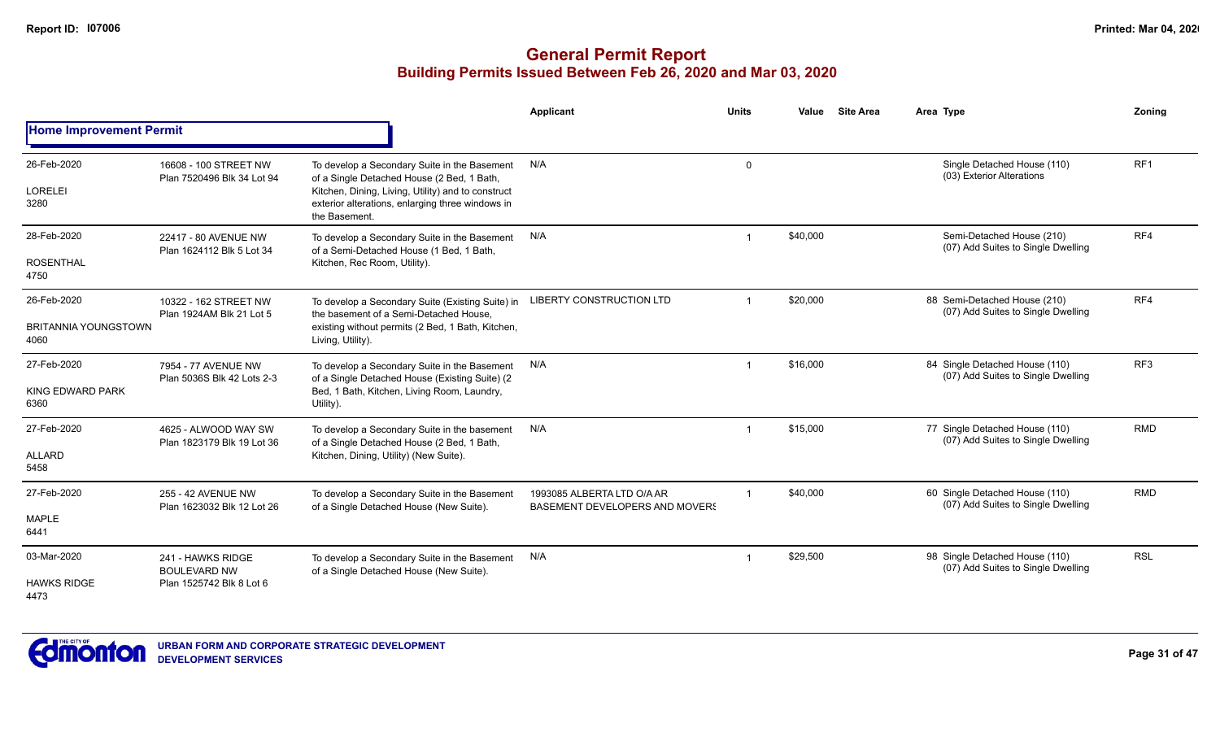# General Permit Report
## Building Permits Issued Between Feb 26, 2020 and Mar 03, 2020

### Home Improvement Permit

| Date / Neighbourhood | Address / Legal | Description | Applicant | Units | Value | Site Area | Area | Type | Zoning |
|---|---|---|---|---|---|---|---|---|---|
| 26-Feb-2020<br>LORELEI<br>3280 | 16608 - 100 STREET NW<br>Plan 7520496 Blk 34 Lot 94 | To develop a Secondary Suite in the Basement of a Single Detached House (2 Bed, 1 Bath, Kitchen, Dining, Living, Utility) and to construct exterior alterations, enlarging three windows in the Basement. | N/A | 0 | | | | Single Detached House (110)<br>(03) Exterior Alterations | RF1 |
| 28-Feb-2020<br>ROSENTHAL<br>4750 | 22417 - 80 AVENUE NW<br>Plan 1624112 Blk 5 Lot 34 | To develop a Secondary Suite in the Basement of a Semi-Detached House (1 Bed, 1 Bath, Kitchen, Rec Room, Utility). | N/A | 1 | $40,000 | | | Semi-Detached House (210)<br>(07) Add Suites to Single Dwelling | RF4 |
| 26-Feb-2020<br>BRITANNIA YOUNGSTOWN<br>4060 | 10322 - 162 STREET NW<br>Plan 1924AM Blk 21 Lot 5 | To develop a Secondary Suite (Existing Suite) in the basement of a Semi-Detached House, existing without permits (2 Bed, 1 Bath, Kitchen, Living, Utility). | LIBERTY CONSTRUCTION LTD | 1 | $20,000 | | 88 | Semi-Detached House (210)<br>(07) Add Suites to Single Dwelling | RF4 |
| 27-Feb-2020<br>KING EDWARD PARK<br>6360 | 7954 - 77 AVENUE NW<br>Plan 5036S Blk 42 Lots 2-3 | To develop a Secondary Suite in the Basement of a Single Detached House (Existing Suite) (2 Bed, 1 Bath, Kitchen, Living Room, Laundry, Utility). | N/A | 1 | $16,000 | | 84 | Single Detached House (110)<br>(07) Add Suites to Single Dwelling | RF3 |
| 27-Feb-2020<br>ALLARD<br>5458 | 4625 - ALWOOD WAY SW<br>Plan 1823179 Blk 19 Lot 36 | To develop a Secondary Suite in the basement of a Single Detached House (2 Bed, 1 Bath, Kitchen, Dining, Utility) (New Suite). | N/A | 1 | $15,000 | | 77 | Single Detached House (110)<br>(07) Add Suites to Single Dwelling | RMD |
| 27-Feb-2020<br>MAPLE<br>6441 | 255 - 42 AVENUE NW<br>Plan 1623032 Blk 12 Lot 26 | To develop a Secondary Suite in the Basement of a Single Detached House (New Suite). | 1993085 ALBERTA LTD O/A AR BASEMENT DEVELOPERS AND MOVERS | 1 | $40,000 | | 60 | Single Detached House (110)<br>(07) Add Suites to Single Dwelling | RMD |
| 03-Mar-2020<br>HAWKS RIDGE<br>4473 | 241 - HAWKS RIDGE BOULEVARD NW<br>Plan 1525742 Blk 8 Lot 6 | To develop a Secondary Suite in the Basement of a Single Detached House (New Suite). | N/A | 1 | $29,500 | | 98 | Single Detached House (110)<br>(07) Add Suites to Single Dwelling | RSL |

URBAN FORM AND CORPORATE STRATEGIC DEVELOPMENT
DEVELOPMENT SERVICES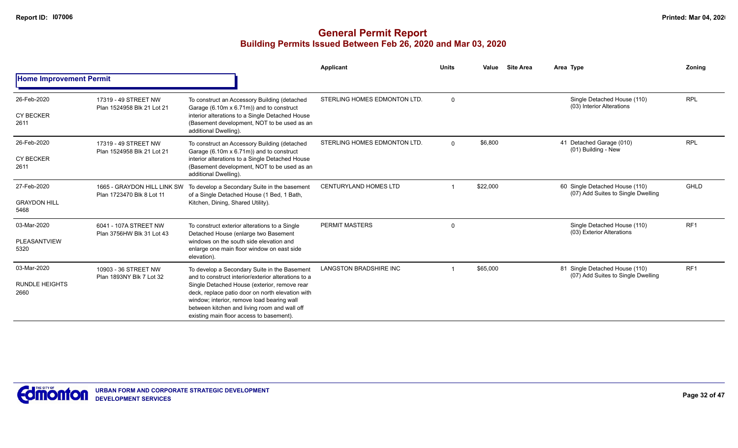# General Permit Report

## Building Permits Issued Between Feb 26, 2020 and Mar 03, 2020

### Home Improvement Permit

| Date / Neighbourhood | Address / Legal | Description | Applicant | Units | Value | Site Area | Area | Type | Zoning |
|---|---|---|---|---|---|---|---|---|---|
| 26-Feb-2020 CY BECKER 2611 | 17319 - 49 STREET NW Plan 1524958 Blk 21 Lot 21 | To construct an Accessory Building (detached Garage (6.10m x 6.71m)) and to construct interior alterations to a Single Detached House (Basement development, NOT to be used as an additional Dwelling). | STERLING HOMES EDMONTON LTD. | 0 | | | | Single Detached House (110) (03) Interior Alterations | RPL |
| 26-Feb-2020 CY BECKER 2611 | 17319 - 49 STREET NW Plan 1524958 Blk 21 Lot 21 | To construct an Accessory Building (detached Garage (6.10m x 6.71m)) and to construct interior alterations to a Single Detached House (Basement development, NOT to be used as an additional Dwelling). | STERLING HOMES EDMONTON LTD. | 0 | $6,800 | | 41 | Detached Garage (010) (01) Building - New | RPL |
| 27-Feb-2020 GRAYDON HILL 5468 | 1665 - GRAYDON HILL LINK SW Plan 1723470 Blk 8 Lot 11 | To develop a Secondary Suite in the basement of a Single Detached House (1 Bed, 1 Bath, Kitchen, Dining, Shared Utility). | CENTURYLAND HOMES LTD | 1 | $22,000 | | 60 | Single Detached House (110) (07) Add Suites to Single Dwelling | GHLD |
| 03-Mar-2020 PLEASANTVIEW 5320 | 6041 - 107A STREET NW Plan 3756HW Blk 31 Lot 43 | To construct exterior alterations to a Single Detached House (enlarge two Basement windows on the south side elevation and enlarge one main floor window on east side elevation). | PERMIT MASTERS | 0 | | | | Single Detached House (110) (03) Exterior Alterations | RF1 |
| 03-Mar-2020 RUNDLE HEIGHTS 2660 | 10903 - 36 STREET NW Plan 1893NY Blk 7 Lot 32 | To develop a Secondary Suite in the Basement and to construct interior/exterior alterations to a Single Detached House (exterior, remove rear deck, replace patio door on north elevation with window; interior, remove load bearing wall between kitchen and living room and wall off existing main floor access to basement). | LANGSTON BRADSHIRE INC | 1 | $65,000 | | 81 | Single Detached House (110) (07) Add Suites to Single Dwelling | RF1 |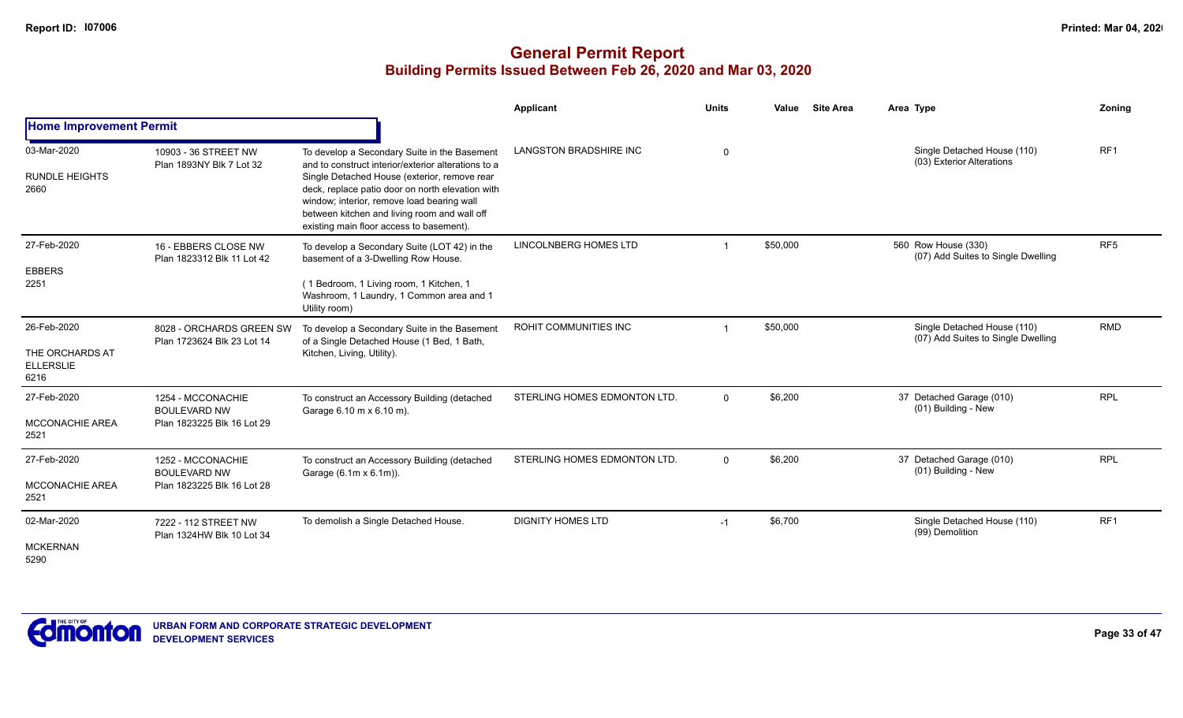# General Permit Report

## Building Permits Issued Between Feb 26, 2020 and Mar 03, 2020

### Home Improvement Permit

| Date / Neighbourhood | Address / Legal | Description | Applicant | Units | Value | Site Area | Area Type | Zoning |
|---|---|---|---|---|---|---|---|---|
| 03-Mar-2020<br>RUNDLE HEIGHTS<br>2660 | 10903 - 36 STREET NW<br>Plan 1893NY Blk 7 Lot 32 | To develop a Secondary Suite in the Basement and to construct interior/exterior alterations to a Single Detached House (exterior, remove rear deck, replace patio door on north elevation with window; interior, remove load bearing wall between kitchen and living room and wall off existing main floor access to basement). | LANGSTON BRADSHIRE INC | 0 | | | Single Detached House (110)<br>(03) Exterior Alterations | RF1 |
| 27-Feb-2020<br>EBBERS<br>2251 | 16 - EBBERS CLOSE NW<br>Plan 1823312 Blk 11 Lot 42 | To develop a Secondary Suite (LOT 42) in the basement of a 3-Dwelling Row House.<br>( 1 Bedroom, 1 Living room, 1 Kitchen, 1 Washroom, 1 Laundry, 1 Common area and 1 Utility room) | LINCOLNBERG HOMES LTD | 1 | $50,000 | | 560 Row House (330)<br>(07) Add Suites to Single Dwelling | RF5 |
| 26-Feb-2020<br>THE ORCHARDS AT ELLERSLIE<br>6216 | 8028 - ORCHARDS GREEN SW<br>Plan 1723624 Blk 23 Lot 14 | To develop a Secondary Suite in the Basement of a Single Detached House (1 Bed, 1 Bath, Kitchen, Living, Utility). | ROHIT COMMUNITIES INC | 1 | $50,000 | | Single Detached House (110)<br>(07) Add Suites to Single Dwelling | RMD |
| 27-Feb-2020<br>MCCONACHIE AREA<br>2521 | 1254 - MCCONACHIE BOULEVARD NW<br>Plan 1823225 Blk 16 Lot 29 | To construct an Accessory Building (detached Garage 6.10 m x 6.10 m). | STERLING HOMES EDMONTON LTD. | 0 | $6,200 | | 37 Detached Garage (010)<br>(01) Building - New | RPL |
| 27-Feb-2020<br>MCCONACHIE AREA<br>2521 | 1252 - MCCONACHIE BOULEVARD NW<br>Plan 1823225 Blk 16 Lot 28 | To construct an Accessory Building (detached Garage (6.1m x 6.1m)). | STERLING HOMES EDMONTON LTD. | 0 | $6,200 | | 37 Detached Garage (010)<br>(01) Building - New | RPL |
| 02-Mar-2020<br>MCKERNAN<br>5290 | 7222 - 112 STREET NW<br>Plan 1324HW Blk 10 Lot 34 | To demolish a Single Detached House. | DIGNITY HOMES LTD | -1 | $6,700 | | Single Detached House (110)<br>(99) Demolition | RF1 |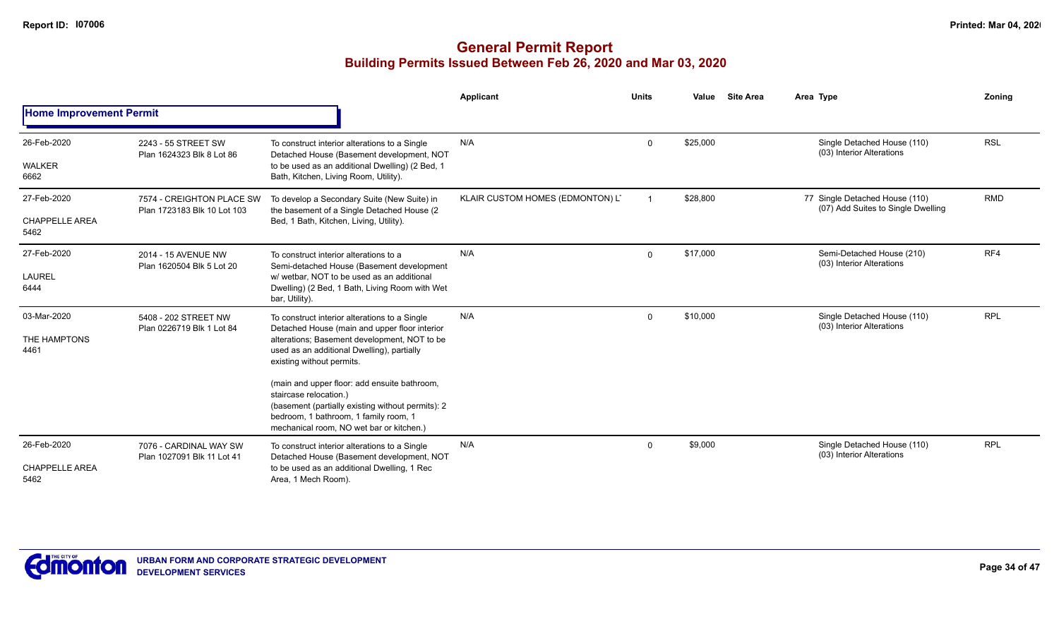# General Permit Report

## Building Permits Issued Between Feb 26, 2020 and Mar 03, 2020

### Home Improvement Permit

| Date / Neighbourhood | Address / Legal | Description | Applicant | Units | Value | Site Area | Area Type | Zoning |
|---|---|---|---|---|---|---|---|---|
| 26-Feb-2020<br>WALKER<br>6662 | 2243 - 55 STREET SW<br>Plan 1624323 Blk 8 Lot 86 | To construct interior alterations to a Single Detached House (Basement development, NOT to be used as an additional Dwelling) (2 Bed, 1 Bath, Kitchen, Living Room, Utility). | N/A | 0 | $25,000 | | Single Detached House (110)<br>(03) Interior Alterations | RSL |
| 27-Feb-2020<br>CHAPPELLE AREA<br>5462 | 7574 - CREIGHTON PLACE SW<br>Plan 1723183 Blk 10 Lot 103 | To develop a Secondary Suite (New Suite) in the basement of a Single Detached House (2 Bed, 1 Bath, Kitchen, Living, Utility). | KLAIR CUSTOM HOMES (EDMONTON) L' | 1 | $28,800 | | 77 Single Detached House (110)<br>(07) Add Suites to Single Dwelling | RMD |
| 27-Feb-2020<br>LAUREL<br>6444 | 2014 - 15 AVENUE NW<br>Plan 1620504 Blk 5 Lot 20 | To construct interior alterations to a Semi-detached House (Basement development w/ wetbar, NOT to be used as an additional Dwelling) (2 Bed, 1 Bath, Living Room with Wet bar, Utility). | N/A | 0 | $17,000 | | Semi-Detached House (210)<br>(03) Interior Alterations | RF4 |
| 03-Mar-2020<br>THE HAMPTONS<br>4461 | 5408 - 202 STREET NW<br>Plan 0226719 Blk 1 Lot 84 | To construct interior alterations to a Single Detached House (main and upper floor interior alterations; Basement development, NOT to be used as an additional Dwelling), partially existing without permits.<br><br>(main and upper floor: add ensuite bathroom, staircase relocation.)<br>(basement (partially existing without permits): 2 bedroom, 1 bathroom, 1 family room, 1 mechanical room, NO wet bar or kitchen.) | N/A | 0 | $10,000 | | Single Detached House (110)<br>(03) Interior Alterations | RPL |
| 26-Feb-2020<br>CHAPPELLE AREA<br>5462 | 7076 - CARDINAL WAY SW<br>Plan 1027091 Blk 11 Lot 41 | To construct interior alterations to a Single Detached House (Basement development, NOT to be used as an additional Dwelling, 1 Rec Area, 1 Mech Room). | N/A | 0 | $9,000 | | Single Detached House (110)<br>(03) Interior Alterations | RPL |

URBAN FORM AND CORPORATE STRATEGIC DEVELOPMENT
DEVELOPMENT SERVICES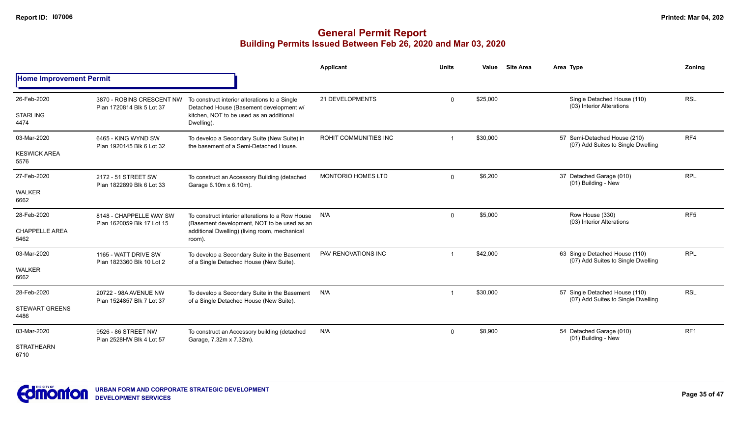# General Permit Report
## Building Permits Issued Between Feb 26, 2020 and Mar 03, 2020

| | | | Applicant | Units | Value | Site Area | Area | Type | Zoning |
|---|---|---|---|---|---|---|---|---|---|
| **Home Improvement Permit** | | | | | | | | | |
| 26-Feb-2020<br>STARLING<br>4474 | 3870 - ROBINS CRESCENT NW<br>Plan 1720814 Blk 5 Lot 37 | To construct interior alterations to a Single Detached House (Basement development w/ kitchen, NOT to be used as an additional Dwelling). | 21 DEVELOPMENTS | 0 | $25,000 | | | Single Detached House (110)<br>(03) Interior Alterations | RSL |
| 03-Mar-2020<br>KESWICK AREA<br>5576 | 6465 - KING WYND SW<br>Plan 1920145 Blk 6 Lot 32 | To develop a Secondary Suite (New Suite) in the basement of a Semi-Detached House. | ROHIT COMMUNITIES INC | 1 | $30,000 | | 57 | Semi-Detached House (210)<br>(07) Add Suites to Single Dwelling | RF4 |
| 27-Feb-2020<br>WALKER<br>6662 | 2172 - 51 STREET SW<br>Plan 1822899 Blk 6 Lot 33 | To construct an Accessory Building (detached Garage 6.10m x 6.10m). | MONTORIO HOMES LTD | 0 | $6,200 | | 37 | Detached Garage (010)<br>(01) Building - New | RPL |
| 28-Feb-2020<br>CHAPPELLE AREA<br>5462 | 8148 - CHAPPELLE WAY SW<br>Plan 1620059 Blk 17 Lot 15 | To construct interior alterations to a Row House (Basement development, NOT to be used as an additional Dwelling) (living room, mechanical room). | N/A | 0 | $5,000 | | | Row House (330)<br>(03) Interior Alterations | RF5 |
| 03-Mar-2020<br>WALKER<br>6662 | 1165 - WATT DRIVE SW<br>Plan 1823360 Blk 10 Lot 2 | To develop a Secondary Suite in the Basement of a Single Detached House (New Suite). | PAV RENOVATIONS INC | 1 | $42,000 | | 63 | Single Detached House (110)<br>(07) Add Suites to Single Dwelling | RPL |
| 28-Feb-2020<br>STEWART GREENS<br>4486 | 20722 - 98A AVENUE NW<br>Plan 1524857 Blk 7 Lot 37 | To develop a Secondary Suite in the Basement of a Single Detached House (New Suite). | N/A | 1 | $30,000 | | 57 | Single Detached House (110)<br>(07) Add Suites to Single Dwelling | RSL |
| 03-Mar-2020<br>STRATHEARN<br>6710 | 9526 - 86 STREET NW<br>Plan 2528HW Blk 4 Lot 57 | To construct an Accessory building (detached Garage, 7.32m x 7.32m). | N/A | 0 | $8,900 | | 54 | Detached Garage (010)<br>(01) Building - New | RF1 |

URBAN FORM AND CORPORATE STRATEGIC DEVELOPMENT
DEVELOPMENT SERVICES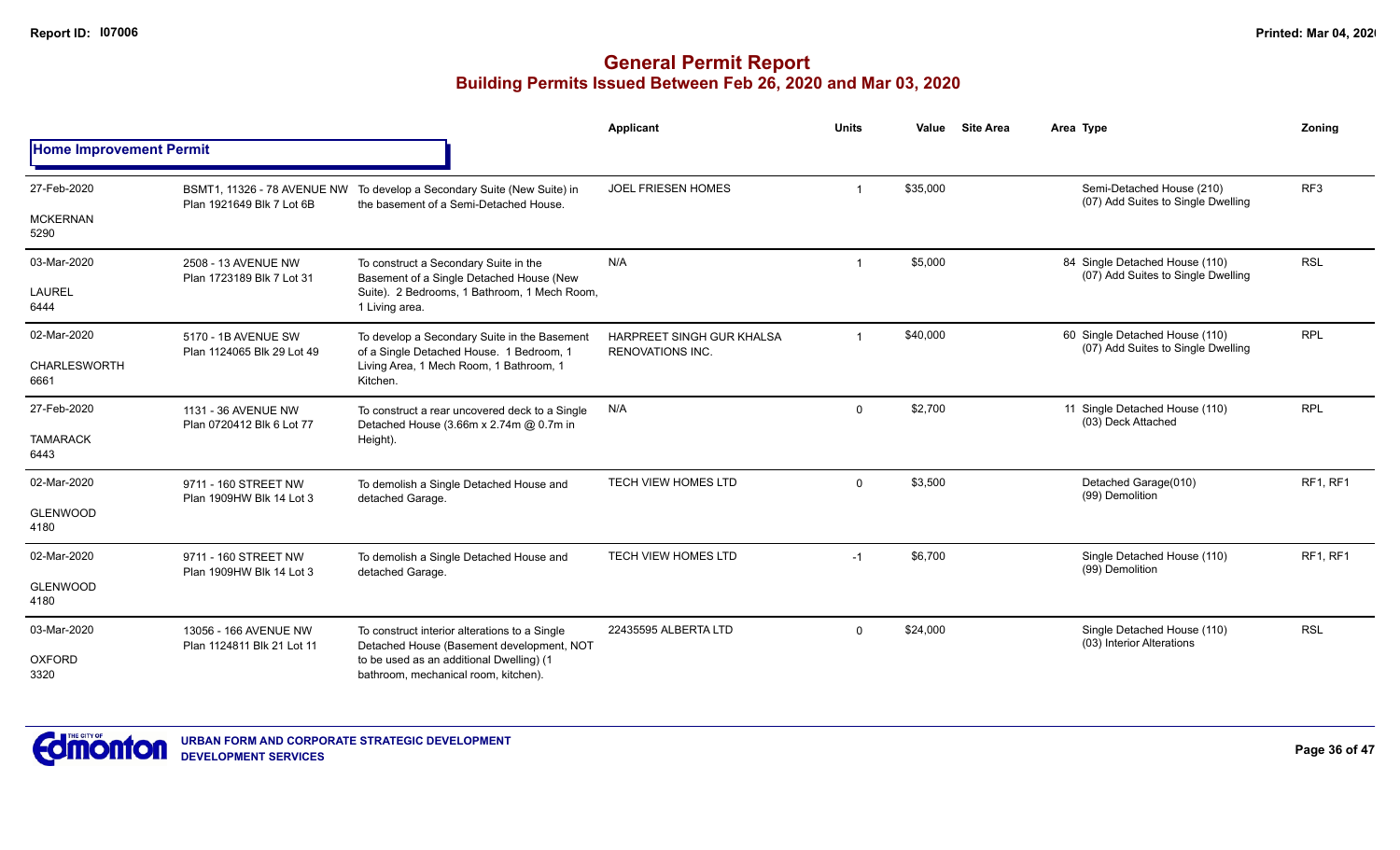# General Permit Report

## Building Permits Issued Between Feb 26, 2020 and Mar 03, 2020

### Home Improvement Permit

| Date / Neighbourhood | Address / Legal | Description | Applicant | Units | Value | Site Area | Area Type | Zoning |
|---|---|---|---|---|---|---|---|---|
| 27-Feb-2020<br>MCKERNAN<br>5290 | BSMT1, 11326 - 78 AVENUE NW<br>Plan 1921649 Blk 7 Lot 6B | To develop a Secondary Suite (New Suite) in the basement of a Semi-Detached House. | JOEL FRIESEN HOMES | 1 | $35,000 | | Semi-Detached House (210)<br>(07) Add Suites to Single Dwelling | RF3 |
| 03-Mar-2020<br>LAUREL<br>6444 | 2508 - 13 AVENUE NW<br>Plan 1723189 Blk 7 Lot 31 | To construct a Secondary Suite in the Basement of a Single Detached House (New Suite). 2 Bedrooms, 1 Bathroom, 1 Mech Room, 1 Living area. | N/A | 1 | $5,000 | | 84 Single Detached House (110)<br>(07) Add Suites to Single Dwelling | RSL |
| 02-Mar-2020<br>CHARLESWORTH<br>6661 | 5170 - 1B AVENUE SW<br>Plan 1124065 Blk 29 Lot 49 | To develop a Secondary Suite in the Basement of a Single Detached House. 1 Bedroom, 1 Living Area, 1 Mech Room, 1 Bathroom, 1 Kitchen. | HARPREET SINGH GUR KHALSA RENOVATIONS INC. | 1 | $40,000 | | 60 Single Detached House (110)<br>(07) Add Suites to Single Dwelling | RPL |
| 27-Feb-2020<br>TAMARACK<br>6443 | 1131 - 36 AVENUE NW<br>Plan 0720412 Blk 6 Lot 77 | To construct a rear uncovered deck to a Single Detached House (3.66m x 2.74m @ 0.7m in Height). | N/A | 0 | $2,700 | | 11 Single Detached House (110)<br>(03) Deck Attached | RPL |
| 02-Mar-2020<br>GLENWOOD<br>4180 | 9711 - 160 STREET NW<br>Plan 1909HW Blk 14 Lot 3 | To demolish a Single Detached House and detached Garage. | TECH VIEW HOMES LTD | 0 | $3,500 | | Detached Garage(010)<br>(99) Demolition | RF1, RF1 |
| 02-Mar-2020<br>GLENWOOD<br>4180 | 9711 - 160 STREET NW<br>Plan 1909HW Blk 14 Lot 3 | To demolish a Single Detached House and detached Garage. | TECH VIEW HOMES LTD | -1 | $6,700 | | Single Detached House (110)<br>(99) Demolition | RF1, RF1 |
| 03-Mar-2020<br>OXFORD<br>3320 | 13056 - 166 AVENUE NW<br>Plan 1124811 Blk 21 Lot 11 | To construct interior alterations to a Single Detached House (Basement development, NOT to be used as an additional Dwelling) (1 bathroom, mechanical room, kitchen). | 22435595 ALBERTA LTD | 0 | $24,000 | | Single Detached House (110)<br>(03) Interior Alterations | RSL |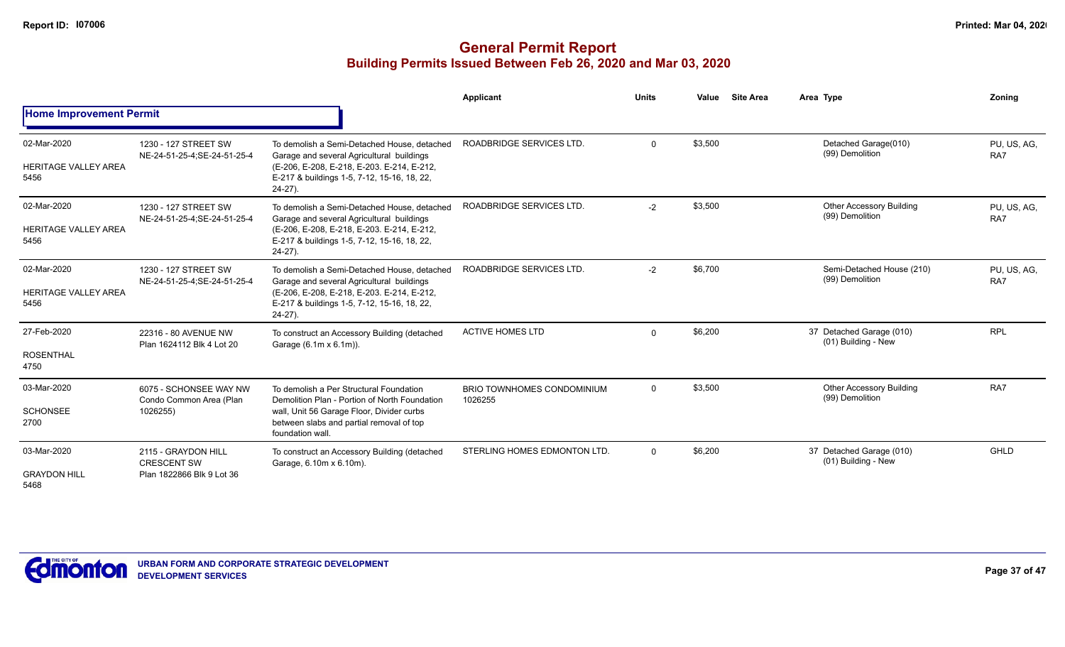# General Permit Report

## Building Permits Issued Between Feb 26, 2020 and Mar 03, 2020

### Home Improvement Permit

| Date / Neighbourhood | Address / Legal | Description | Applicant | Units | Value | Site Area | Area Type | Zoning |
|---|---|---|---|---|---|---|---|---|
| 02-Mar-2020 HERITAGE VALLEY AREA 5456 | 1230 - 127 STREET SW NE-24-51-25-4;SE-24-51-25-4 | To demolish a Semi-Detached House, detached Garage and several Agricultural buildings (E-206, E-208, E-218, E-203. E-214, E-212, E-217 & buildings 1-5, 7-12, 15-16, 18, 22, 24-27). | ROADBRIDGE SERVICES LTD. | 0 | $3,500 | | Detached Garage(010) (99) Demolition | PU, US, AG, RA7 |
| 02-Mar-2020 HERITAGE VALLEY AREA 5456 | 1230 - 127 STREET SW NE-24-51-25-4;SE-24-51-25-4 | To demolish a Semi-Detached House, detached Garage and several Agricultural buildings (E-206, E-208, E-218, E-203. E-214, E-212, E-217 & buildings 1-5, 7-12, 15-16, 18, 22, 24-27). | ROADBRIDGE SERVICES LTD. | -2 | $3,500 | | Other Accessory Building (99) Demolition | PU, US, AG, RA7 |
| 02-Mar-2020 HERITAGE VALLEY AREA 5456 | 1230 - 127 STREET SW NE-24-51-25-4;SE-24-51-25-4 | To demolish a Semi-Detached House, detached Garage and several Agricultural buildings (E-206, E-208, E-218, E-203. E-214, E-212, E-217 & buildings 1-5, 7-12, 15-16, 18, 22, 24-27). | ROADBRIDGE SERVICES LTD. | -2 | $6,700 | | Semi-Detached House (210) (99) Demolition | PU, US, AG, RA7 |
| 27-Feb-2020 ROSENTHAL 4750 | 22316 - 80 AVENUE NW Plan 1624112 Blk 4 Lot 20 | To construct an Accessory Building (detached Garage (6.1m x 6.1m)). | ACTIVE HOMES LTD | 0 | $6,200 | | 37 Detached Garage (010) (01) Building - New | RPL |
| 03-Mar-2020 SCHONSEE 2700 | 6075 - SCHONSEE WAY NW Condo Common Area (Plan 1026255) | To demolish a Per Structural Foundation Demolition Plan - Portion of North Foundation wall, Unit 56 Garage Floor, Divider curbs between slabs and partial removal of top foundation wall. | BRIO TOWNHOMES CONDOMINIUM 1026255 | 0 | $3,500 | | Other Accessory Building (99) Demolition | RA7 |
| 03-Mar-2020 GRAYDON HILL 5468 | 2115 - GRAYDON HILL CRESCENT SW Plan 1822866 Blk 9 Lot 36 | To construct an Accessory Building (detached Garage, 6.10m x 6.10m). | STERLING HOMES EDMONTON LTD. | 0 | $6,200 | | 37 Detached Garage (010) (01) Building - New | GHLD |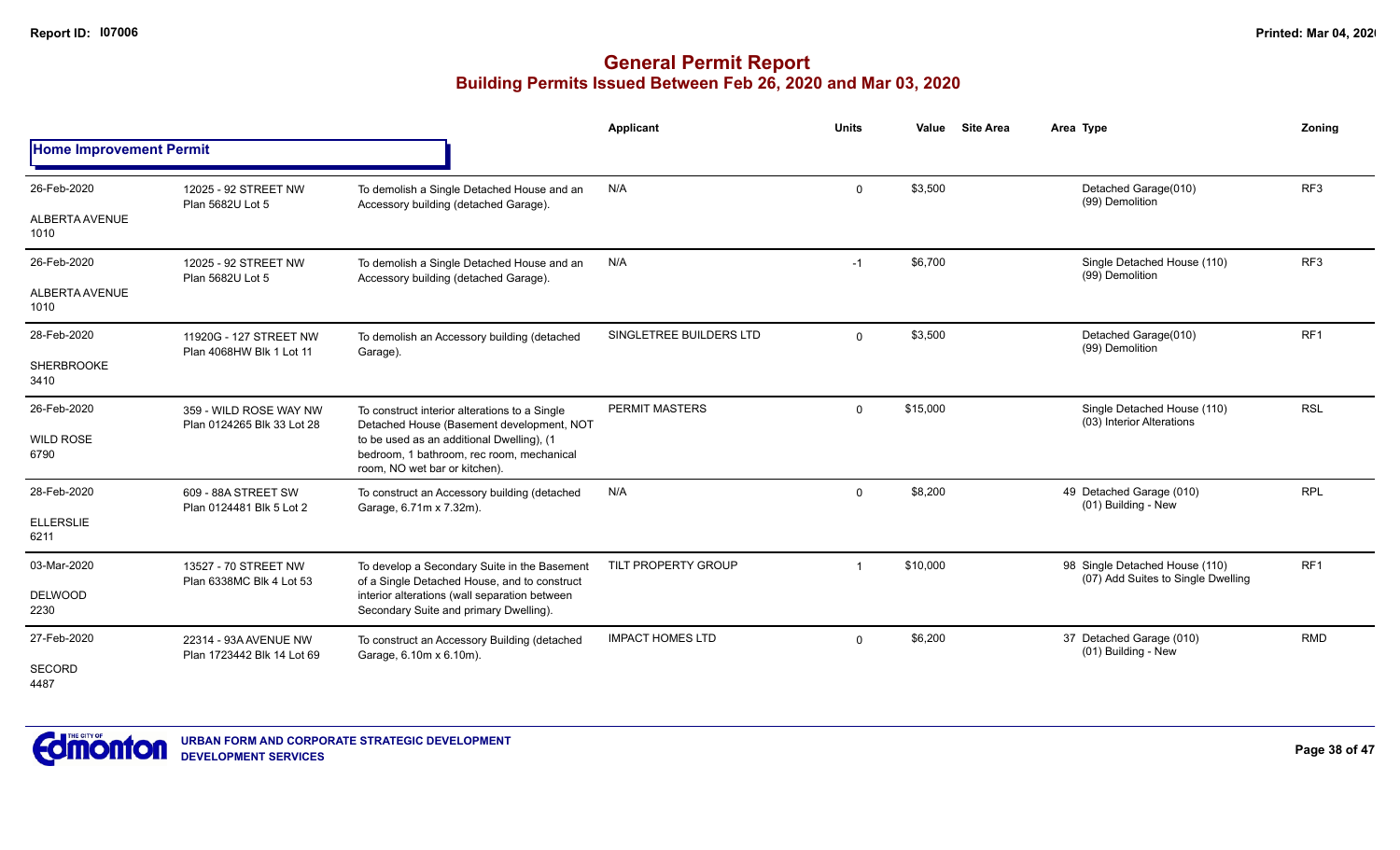# General Permit Report

## Building Permits Issued Between Feb 26, 2020 and Mar 03, 2020

### Home Improvement Permit

| Date / Neighbourhood | Address / Legal | Description | Applicant | Units | Value | Site Area | Area Type | Zoning |
|---|---|---|---|---|---|---|---|---|
| 26-Feb-2020<br>ALBERTA AVENUE<br>1010 | 12025 - 92 STREET NW<br>Plan 5682U Lot 5 | To demolish a Single Detached House and an Accessory building (detached Garage). | N/A | 0 | $3,500 | | Detached Garage(010)<br>(99) Demolition | RF3 |
| 26-Feb-2020<br>ALBERTA AVENUE<br>1010 | 12025 - 92 STREET NW<br>Plan 5682U Lot 5 | To demolish a Single Detached House and an Accessory building (detached Garage). | N/A | -1 | $6,700 | | Single Detached House (110)<br>(99) Demolition | RF3 |
| 28-Feb-2020<br>SHERBROOKE<br>3410 | 11920G - 127 STREET NW<br>Plan 4068HW Blk 1 Lot 11 | To demolish an Accessory building (detached Garage). | SINGLETREE BUILDERS LTD | 0 | $3,500 | | Detached Garage(010)<br>(99) Demolition | RF1 |
| 26-Feb-2020<br>WILD ROSE<br>6790 | 359 - WILD ROSE WAY NW<br>Plan 0124265 Blk 33 Lot 28 | To construct interior alterations to a Single Detached House (Basement development, NOT to be used as an additional Dwelling), (1 bedroom, 1 bathroom, rec room, mechanical room, NO wet bar or kitchen). | PERMIT MASTERS | 0 | $15,000 | | Single Detached House (110)<br>(03) Interior Alterations | RSL |
| 28-Feb-2020<br>ELLERSLIE<br>6211 | 609 - 88A STREET SW<br>Plan 0124481 Blk 5 Lot 2 | To construct an Accessory building (detached Garage, 6.71m x 7.32m). | N/A | 0 | $8,200 | | 49 Detached Garage (010)<br>(01) Building - New | RPL |
| 03-Mar-2020<br>DELWOOD<br>2230 | 13527 - 70 STREET NW<br>Plan 6338MC Blk 4 Lot 53 | To develop a Secondary Suite in the Basement of a Single Detached House, and to construct interior alterations (wall separation between Secondary Suite and primary Dwelling). | TILT PROPERTY GROUP | 1 | $10,000 | | 98 Single Detached House (110)<br>(07) Add Suites to Single Dwelling | RF1 |
| 27-Feb-2020<br>SECORD<br>4487 | 22314 - 93A AVENUE NW<br>Plan 1723442 Blk 14 Lot 69 | To construct an Accessory Building (detached Garage, 6.10m x 6.10m). | IMPACT HOMES LTD | 0 | $6,200 | | 37 Detached Garage (010)<br>(01) Building - New | RMD |

URBAN FORM AND CORPORATE STRATEGIC DEVELOPMENT
DEVELOPMENT SERVICES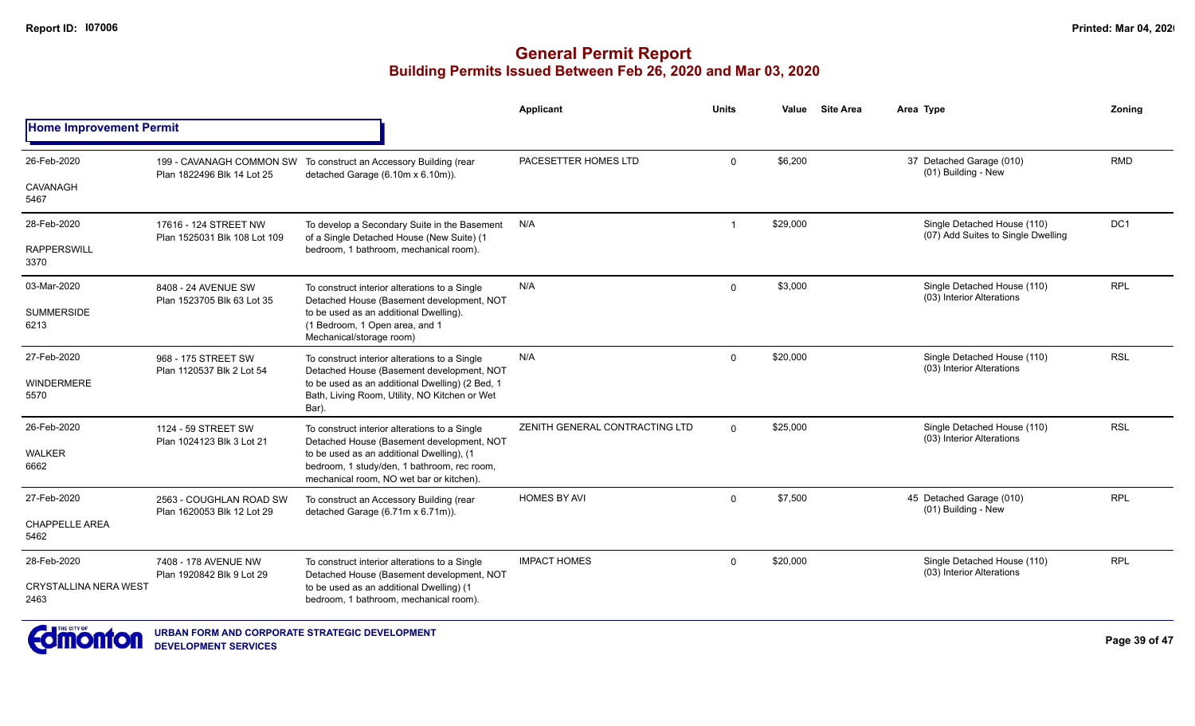# General Permit Report

## Building Permits Issued Between Feb 26, 2020 and Mar 03, 2020

### Home Improvement Permit

| Date / Neighbourhood | Address / Legal | Description | Applicant | Units | Value | Site Area | Area Type | Zoning |
|---|---|---|---|---|---|---|---|---|
| 26-Feb-2020<br>CAVANAGH<br>5467 | 199 - CAVANAGH COMMON SW<br>Plan 1822496 Blk 14 Lot 25 | To construct an Accessory Building (rear detached Garage (6.10m x 6.10m)). | PACESETTER HOMES LTD | 0 | $6,200 | | 37 Detached Garage (010)<br>(01) Building - New | RMD |
| 28-Feb-2020<br>RAPPERSWILL<br>3370 | 17616 - 124 STREET NW<br>Plan 1525031 Blk 108 Lot 109 | To develop a Secondary Suite in the Basement of a Single Detached House (New Suite) (1 bedroom, 1 bathroom, mechanical room). | N/A | 1 | $29,000 | | Single Detached House (110)<br>(07) Add Suites to Single Dwelling | DC1 |
| 03-Mar-2020<br>SUMMERSIDE<br>6213 | 8408 - 24 AVENUE SW<br>Plan 1523705 Blk 63 Lot 35 | To construct interior alterations to a Single Detached House (Basement development, NOT to be used as an additional Dwelling). (1 Bedroom, 1 Open area, and 1 Mechanical/storage room) | N/A | 0 | $3,000 | | Single Detached House (110)<br>(03) Interior Alterations | RPL |
| 27-Feb-2020<br>WINDERMERE<br>5570 | 968 - 175 STREET SW<br>Plan 1120537 Blk 2 Lot 54 | To construct interior alterations to a Single Detached House (Basement development, NOT to be used as an additional Dwelling) (2 Bed, 1 Bath, Living Room, Utility, NO Kitchen or Wet Bar). | N/A | 0 | $20,000 | | Single Detached House (110)<br>(03) Interior Alterations | RSL |
| 26-Feb-2020<br>WALKER<br>6662 | 1124 - 59 STREET SW<br>Plan 1024123 Blk 3 Lot 21 | To construct interior alterations to a Single Detached House (Basement development, NOT to be used as an additional Dwelling), (1 bedroom, 1 study/den, 1 bathroom, rec room, mechanical room, NO wet bar or kitchen). | ZENITH GENERAL CONTRACTING LTD | 0 | $25,000 | | Single Detached House (110)<br>(03) Interior Alterations | RSL |
| 27-Feb-2020<br>CHAPPELLE AREA<br>5462 | 2563 - COUGHLAN ROAD SW<br>Plan 1620053 Blk 12 Lot 29 | To construct an Accessory Building (rear detached Garage (6.71m x 6.71m)). | HOMES BY AVI | 0 | $7,500 | | 45 Detached Garage (010)<br>(01) Building - New | RPL |
| 28-Feb-2020<br>CRYSTALLINA NERA WEST<br>2463 | 7408 - 178 AVENUE NW<br>Plan 1920842 Blk 9 Lot 29 | To construct interior alterations to a Single Detached House (Basement development, NOT to be used as an additional Dwelling) (1 bedroom, 1 bathroom, mechanical room). | IMPACT HOMES | 0 | $20,000 | | Single Detached House (110)<br>(03) Interior Alterations | RPL |

URBAN FORM AND CORPORATE STRATEGIC DEVELOPMENT
DEVELOPMENT SERVICES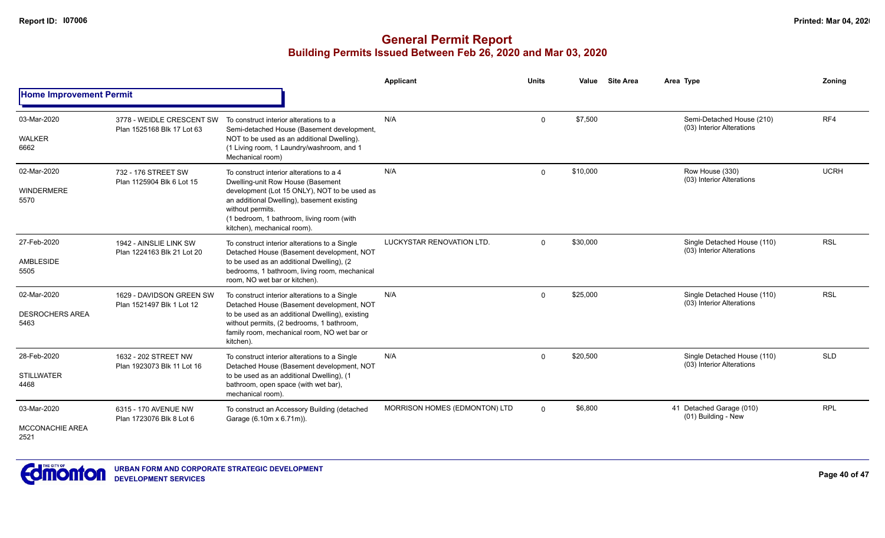# General Permit Report
## Building Permits Issued Between Feb 26, 2020 and Mar 03, 2020

**Home Improvement Permit**

| Date / Neighbourhood | Address / Legal | Description | Applicant | Units | Value | Site Area | Area Type | Zoning |
|---|---|---|---|---|---|---|---|---|
| 03-Mar-2020<br>WALKER<br>6662 | 3778 - WEIDLE CRESCENT SW<br>Plan 1525168 Blk 17 Lot 63 | To construct interior alterations to a Semi-detached House (Basement development, NOT to be used as an additional Dwelling). (1 Living room, 1 Laundry/washroom, and 1 Mechanical room) | N/A | 0 | $7,500 | | Semi-Detached House (210)<br>(03) Interior Alterations | RF4 |
| 02-Mar-2020<br>WINDERMERE<br>5570 | 732 - 176 STREET SW<br>Plan 1125904 Blk 6 Lot 15 | To construct interior alterations to a 4 Dwelling-unit Row House (Basement development (Lot 15 ONLY), NOT to be used as an additional Dwelling), basement existing without permits.<br>(1 bedroom, 1 bathroom, living room (with kitchen), mechanical room). | N/A | 0 | $10,000 | | Row House (330)<br>(03) Interior Alterations | UCRH |
| 27-Feb-2020<br>AMBLESIDE<br>5505 | 1942 - AINSLIE LINK SW<br>Plan 1224163 Blk 21 Lot 20 | To construct interior alterations to a Single Detached House (Basement development, NOT to be used as an additional Dwelling), (2 bedrooms, 1 bathroom, living room, mechanical room, NO wet bar or kitchen). | LUCKYSTAR RENOVATION LTD. | 0 | $30,000 | | Single Detached House (110)<br>(03) Interior Alterations | RSL |
| 02-Mar-2020<br>DESROCHERS AREA<br>5463 | 1629 - DAVIDSON GREEN SW<br>Plan 1521497 Blk 1 Lot 12 | To construct interior alterations to a Single Detached House (Basement development, NOT to be used as an additional Dwelling), existing without permits, (2 bedrooms, 1 bathroom, family room, mechanical room, NO wet bar or kitchen). | N/A | 0 | $25,000 | | Single Detached House (110)<br>(03) Interior Alterations | RSL |
| 28-Feb-2020<br>STILLWATER<br>4468 | 1632 - 202 STREET NW<br>Plan 1923073 Blk 11 Lot 16 | To construct interior alterations to a Single Detached House (Basement development, NOT to be used as an additional Dwelling), (1 bathroom, open space (with wet bar), mechanical room). | N/A | 0 | $20,500 | | Single Detached House (110)<br>(03) Interior Alterations | SLD |
| 03-Mar-2020<br>MCCONACHIE AREA<br>2521 | 6315 - 170 AVENUE NW<br>Plan 1723076 Blk 8 Lot 6 | To construct an Accessory Building (detached Garage (6.10m x 6.71m)). | MORRISON HOMES (EDMONTON) LTD | 0 | $6,800 | 41 | Detached Garage (010)<br>(01) Building - New | RPL |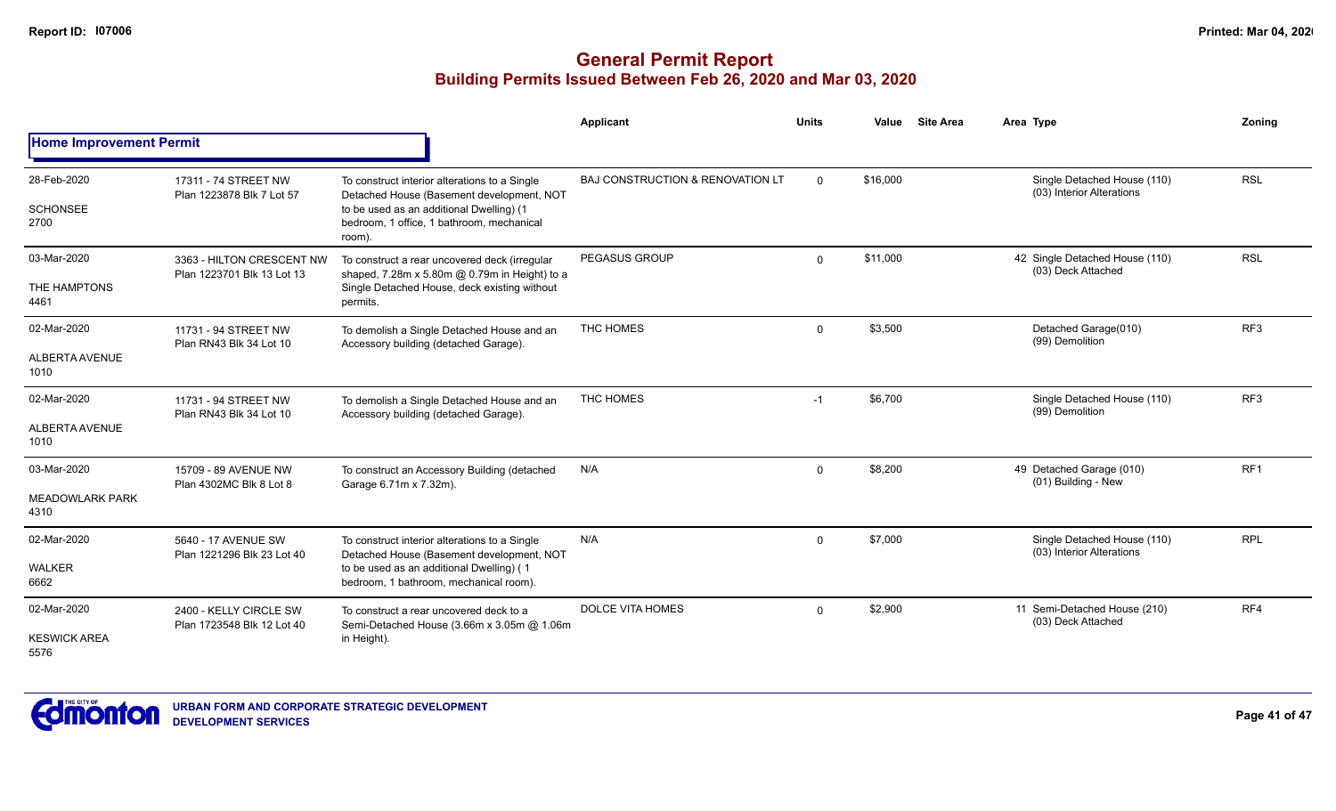# General Permit Report

## Building Permits Issued Between Feb 26, 2020 and Mar 03, 2020

### Home Improvement Permit

| Date / Neighbourhood | Address / Legal | Description | Applicant | Units | Value | Site Area | Area Type | Zoning |
|---|---|---|---|---|---|---|---|---|
| 28-Feb-2020 SCHONSEE 2700 | 17311 - 74 STREET NW Plan 1223878 Blk 7 Lot 57 | To construct interior alterations to a Single Detached House (Basement development, NOT to be used as an additional Dwelling) (1 bedroom, 1 office, 1 bathroom, mechanical room). | BAJ CONSTRUCTION & RENOVATION LT | 0 | $16,000 | | Single Detached House (110) (03) Interior Alterations | RSL |
| 03-Mar-2020 THE HAMPTONS 4461 | 3363 - HILTON CRESCENT NW Plan 1223701 Blk 13 Lot 13 | To construct a rear uncovered deck (irregular shaped, 7.28m x 5.80m @ 0.79m in Height) to a Single Detached House, deck existing without permits. | PEGASUS GROUP | 0 | $11,000 | | 42 Single Detached House (110) (03) Deck Attached | RSL |
| 02-Mar-2020 ALBERTA AVENUE 1010 | 11731 - 94 STREET NW Plan RN43 Blk 34 Lot 10 | To demolish a Single Detached House and an Accessory building (detached Garage). | THC HOMES | 0 | $3,500 | | Detached Garage(010) (99) Demolition | RF3 |
| 02-Mar-2020 ALBERTA AVENUE 1010 | 11731 - 94 STREET NW Plan RN43 Blk 34 Lot 10 | To demolish a Single Detached House and an Accessory building (detached Garage). | THC HOMES | -1 | $6,700 | | Single Detached House (110) (99) Demolition | RF3 |
| 03-Mar-2020 MEADOWLARK PARK 4310 | 15709 - 89 AVENUE NW Plan 4302MC Blk 8 Lot 8 | To construct an Accessory Building (detached Garage 6.71m x 7.32m). | N/A | 0 | $8,200 | | 49 Detached Garage (010) (01) Building - New | RF1 |
| 02-Mar-2020 WALKER 6662 | 5640 - 17 AVENUE SW Plan 1221296 Blk 23 Lot 40 | To construct interior alterations to a Single Detached House (Basement development, NOT to be used as an additional Dwelling) ( 1 bedroom, 1 bathroom, mechanical room). | N/A | 0 | $7,000 | | Single Detached House (110) (03) Interior Alterations | RPL |
| 02-Mar-2020 KESWICK AREA 5576 | 2400 - KELLY CIRCLE SW Plan 1723548 Blk 12 Lot 40 | To construct a rear uncovered deck to a Semi-Detached House (3.66m x 3.05m @ 1.06m in Height). | DOLCE VITA HOMES | 0 | $2,900 | | 11 Semi-Detached House (210) (03) Deck Attached | RF4 |

URBAN FORM AND CORPORATE STRATEGIC DEVELOPMENT
DEVELOPMENT SERVICES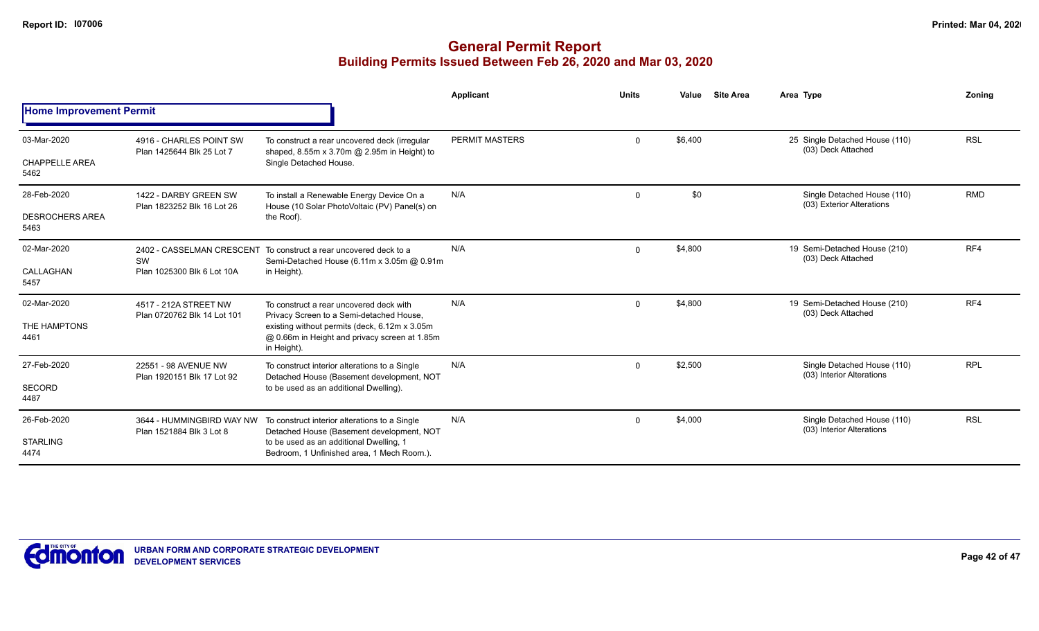# General Permit Report

## Building Permits Issued Between Feb 26, 2020 and Mar 03, 2020

### Home Improvement Permit

| Date / Neighbourhood | Address / Legal | Description | Applicant | Units | Value | Site Area | Area Type | Zoning |
|---|---|---|---|---|---|---|---|---|
| 03-Mar-2020<br>CHAPPELLE AREA<br>5462 | 4916 - CHARLES POINT SW<br>Plan 1425644 Blk 25 Lot 7 | To construct a rear uncovered deck (irregular shaped, 8.55m x 3.70m @ 2.95m in Height) to Single Detached House. | PERMIT MASTERS | 0 | $6,400 | | 25 Single Detached House (110)<br>(03) Deck Attached | RSL |
| 28-Feb-2020<br>DESROCHERS AREA<br>5463 | 1422 - DARBY GREEN SW<br>Plan 1823252 Blk 16 Lot 26 | To install a Renewable Energy Device On a House (10 Solar PhotoVoltaic (PV) Panel(s) on the Roof). | N/A | 0 | $0 | | Single Detached House (110)<br>(03) Exterior Alterations | RMD |
| 02-Mar-2020<br>CALLAGHAN<br>5457 | 2402 - CASSELMAN CRESCENT SW<br>Plan 1025300 Blk 6 Lot 10A | To construct a rear uncovered deck to a Semi-Detached House (6.11m x 3.05m @ 0.91m in Height). | N/A | 0 | $4,800 | | 19 Semi-Detached House (210)<br>(03) Deck Attached | RF4 |
| 02-Mar-2020<br>THE HAMPTONS<br>4461 | 4517 - 212A STREET NW<br>Plan 0720762 Blk 14 Lot 101 | To construct a rear uncovered deck with Privacy Screen to a Semi-detached House, existing without permits (deck, 6.12m x 3.05m @ 0.66m in Height and privacy screen at 1.85m in Height). | N/A | 0 | $4,800 | | 19 Semi-Detached House (210)<br>(03) Deck Attached | RF4 |
| 27-Feb-2020<br>SECORD<br>4487 | 22551 - 98 AVENUE NW<br>Plan 1920151 Blk 17 Lot 92 | To construct interior alterations to a Single Detached House (Basement development, NOT to be used as an additional Dwelling). | N/A | 0 | $2,500 | | Single Detached House (110)<br>(03) Interior Alterations | RPL |
| 26-Feb-2020<br>STARLING<br>4474 | 3644 - HUMMINGBIRD WAY NW<br>Plan 1521884 Blk 3 Lot 8 | To construct interior alterations to a Single Detached House (Basement development, NOT to be used as an additional Dwelling, 1 Bedroom, 1 Unfinished area, 1 Mech Room.). | N/A | 0 | $4,000 | | Single Detached House (110)<br>(03) Interior Alterations | RSL |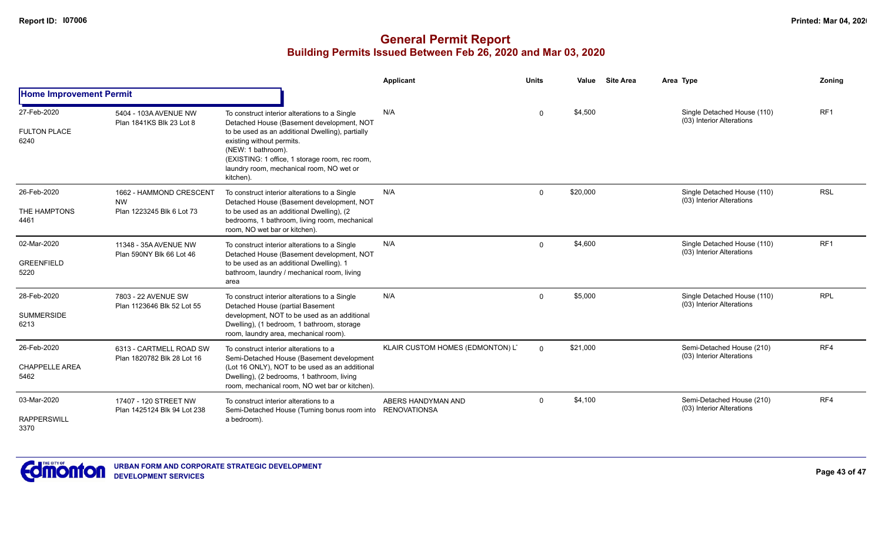# General Permit Report

## Building Permits Issued Between Feb 26, 2020 and Mar 03, 2020

### Home Improvement Permit

| Date / Neighbourhood | Address / Legal | Description | Applicant | Units | Value | Site Area | Area Type | Zoning |
|---|---|---|---|---|---|---|---|---|
| 27-Feb-2020 FULTON PLACE 6240 | 5404 - 103A AVENUE NW Plan 1841KS Blk 23 Lot 8 | To construct interior alterations to a Single Detached House (Basement development, NOT to be used as an additional Dwelling), partially existing without permits. (NEW: 1 bathroom). (EXISTING: 1 office, 1 storage room, rec room, laundry room, mechanical room, NO wet or kitchen). | N/A | 0 | $4,500 | | Single Detached House (110) (03) Interior Alterations | RF1 |
| 26-Feb-2020 THE HAMPTONS 4461 | 1662 - HAMMOND CRESCENT NW Plan 1223245 Blk 6 Lot 73 | To construct interior alterations to a Single Detached House (Basement development, NOT to be used as an additional Dwelling), (2 bedrooms, 1 bathroom, living room, mechanical room, NO wet bar or kitchen). | N/A | 0 | $20,000 | | Single Detached House (110) (03) Interior Alterations | RSL |
| 02-Mar-2020 GREENFIELD 5220 | 11348 - 35A AVENUE NW Plan 590NY Blk 66 Lot 46 | To construct interior alterations to a Single Detached House (Basement development, NOT to be used as an additional Dwelling). 1 bathroom, laundry / mechanical room, living area | N/A | 0 | $4,600 | | Single Detached House (110) (03) Interior Alterations | RF1 |
| 28-Feb-2020 SUMMERSIDE 6213 | 7803 - 22 AVENUE SW Plan 1123646 Blk 52 Lot 55 | To construct interior alterations to a Single Detached House (partial Basement development, NOT to be used as an additional Dwelling), (1 bedroom, 1 bathroom, storage room, laundry area, mechanical room). | N/A | 0 | $5,000 | | Single Detached House (110) (03) Interior Alterations | RPL |
| 26-Feb-2020 CHAPPELLE AREA 5462 | 6313 - CARTMELL ROAD SW Plan 1820782 Blk 28 Lot 16 | To construct interior alterations to a Semi-Detached House (Basement development (Lot 16 ONLY), NOT to be used as an additional Dwelling), (2 bedrooms, 1 bathroom, living room, mechanical room, NO wet bar or kitchen). | KLAIR CUSTOM HOMES (EDMONTON) L' | 0 | $21,000 | | Semi-Detached House (210) (03) Interior Alterations | RF4 |
| 03-Mar-2020 RAPPERSWILL 3370 | 17407 - 120 STREET NW Plan 1425124 Blk 94 Lot 238 | To construct interior alterations to a Semi-Detached House (Turning bonus room into a bedroom). | ABERS HANDYMAN AND RENOVATIONSA | 0 | $4,100 | | Semi-Detached House (210) (03) Interior Alterations | RF4 |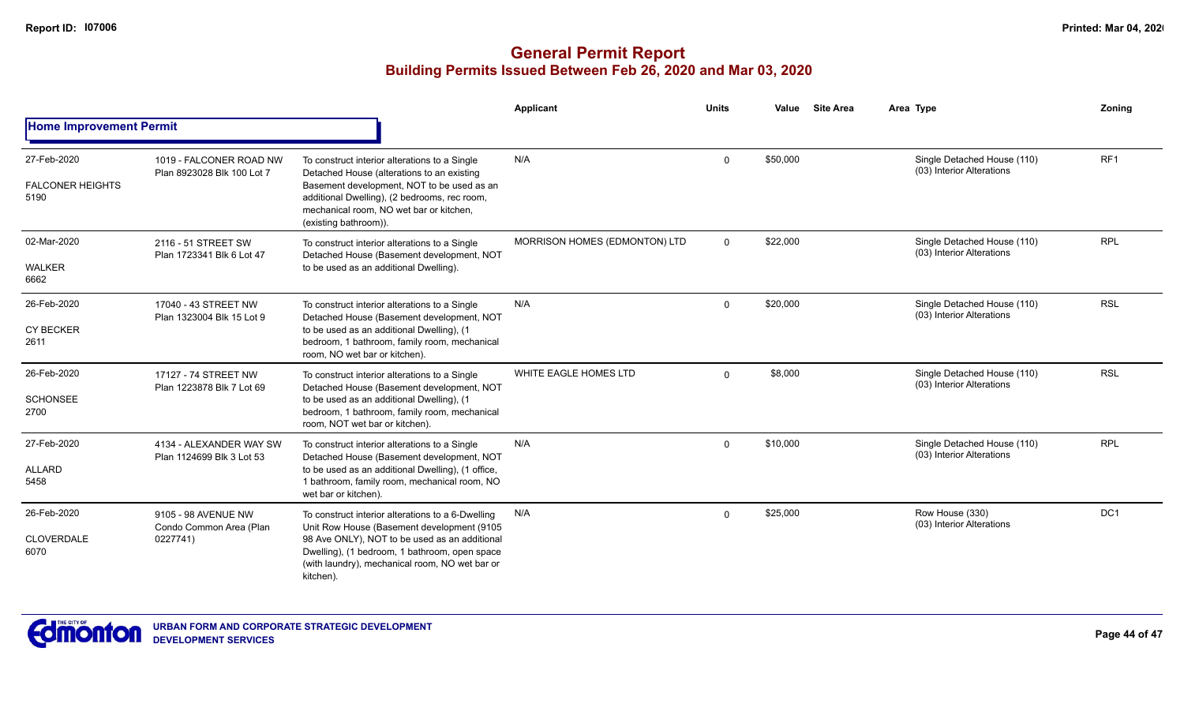# General Permit Report
## Building Permits Issued Between Feb 26, 2020 and Mar 03, 2020

| | | | Applicant | Units | Value | Site Area | Area Type | Zoning |
|---|---|---|---|---|---|---|---|---|
| **Home Improvement Permit** | | | | | | | | |
| 27-Feb-2020<br>FALCONER HEIGHTS<br>5190 | 1019 - FALCONER ROAD NW<br>Plan 8923028 Blk 100 Lot 7 | To construct interior alterations to a Single Detached House (alterations to an existing Basement development, NOT to be used as an additional Dwelling), (2 bedrooms, rec room, mechanical room, NO wet bar or kitchen, (existing bathroom)). | N/A | 0 | $50,000 | | Single Detached House (110)<br>(03) Interior Alterations | RF1 |
| 02-Mar-2020<br>WALKER<br>6662 | 2116 - 51 STREET SW<br>Plan 1723341 Blk 6 Lot 47 | To construct interior alterations to a Single Detached House (Basement development, NOT to be used as an additional Dwelling). | MORRISON HOMES (EDMONTON) LTD | 0 | $22,000 | | Single Detached House (110)<br>(03) Interior Alterations | RPL |
| 26-Feb-2020<br>CY BECKER<br>2611 | 17040 - 43 STREET NW<br>Plan 1323004 Blk 15 Lot 9 | To construct interior alterations to a Single Detached House (Basement development, NOT to be used as an additional Dwelling), (1 bedroom, 1 bathroom, family room, mechanical room, NO wet bar or kitchen). | N/A | 0 | $20,000 | | Single Detached House (110)<br>(03) Interior Alterations | RSL |
| 26-Feb-2020<br>SCHONSEE<br>2700 | 17127 - 74 STREET NW<br>Plan 1223878 Blk 7 Lot 69 | To construct interior alterations to a Single Detached House (Basement development, NOT to be used as an additional Dwelling), (1 bedroom, 1 bathroom, family room, mechanical room, NOT wet bar or kitchen). | WHITE EAGLE HOMES LTD | 0 | $8,000 | | Single Detached House (110)<br>(03) Interior Alterations | RSL |
| 27-Feb-2020<br>ALLARD<br>5458 | 4134 - ALEXANDER WAY SW<br>Plan 1124699 Blk 3 Lot 53 | To construct interior alterations to a Single Detached House (Basement development, NOT to be used as an additional Dwelling), (1 office, 1 bathroom, family room, mechanical room, NO wet bar or kitchen). | N/A | 0 | $10,000 | | Single Detached House (110)<br>(03) Interior Alterations | RPL |
| 26-Feb-2020<br>CLOVERDALE<br>6070 | 9105 - 98 AVENUE NW<br>Condo Common Area (Plan 0227741) | To construct interior alterations to a 6-Dwelling Unit Row House (Basement development (9105 98 Ave ONLY), NOT to be used as an additional Dwelling), (1 bedroom, 1 bathroom, open space (with laundry), mechanical room, NO wet bar or kitchen). | N/A | 0 | $25,000 | | Row House (330)<br>(03) Interior Alterations | DC1 |

URBAN FORM AND CORPORATE STRATEGIC DEVELOPMENT
DEVELOPMENT SERVICES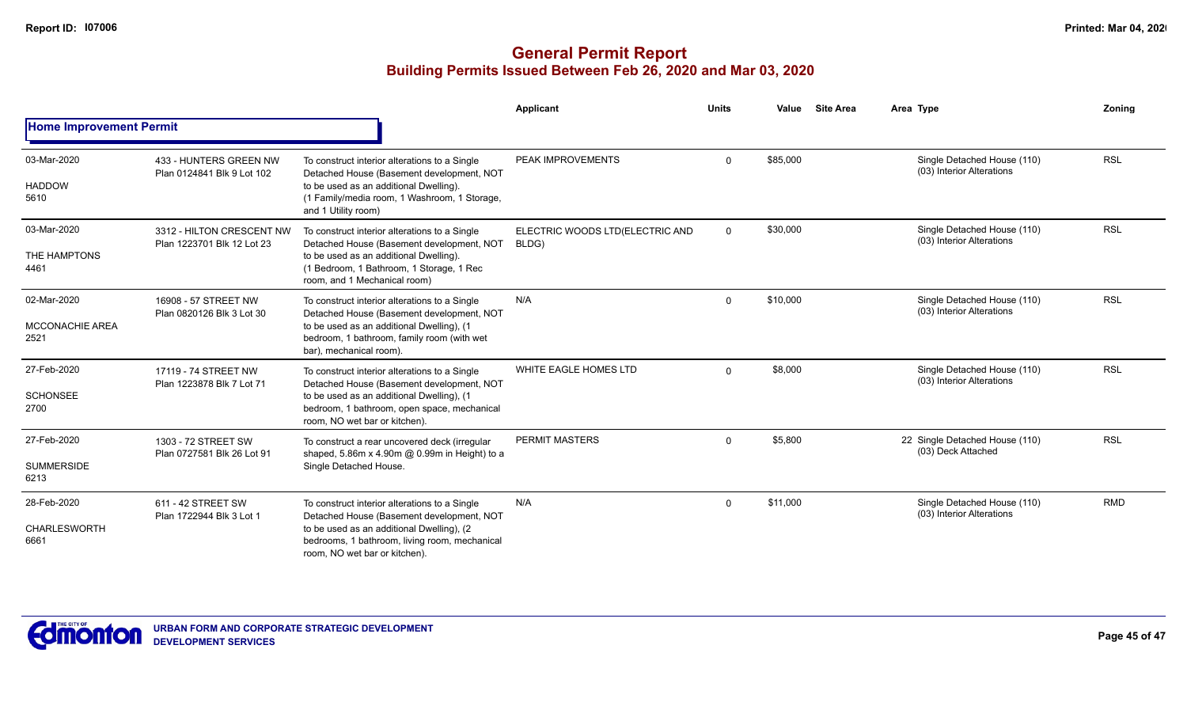## General Permit Report
### Building Permits Issued Between Feb 26, 2020 and Mar 03, 2020

| Date / Neighbourhood | Address / Legal | Description | Applicant | Units | Value | Site Area | Area Type | Zoning |
|---|---|---|---|---|---|---|---|---|
| **Home Improvement Permit** | | | | | | | | |
| 03-Mar-2020<br>HADDOW<br>5610 | 433 - HUNTERS GREEN NW<br>Plan 0124841 Blk 9 Lot 102 | To construct interior alterations to a Single Detached House (Basement development, NOT to be used as an additional Dwelling). (1 Family/media room, 1 Washroom, 1 Storage, and 1 Utility room) | PEAK IMPROVEMENTS | 0 | $85,000 | | Single Detached House (110)<br>(03) Interior Alterations | RSL |
| 03-Mar-2020<br>THE HAMPTONS<br>4461 | 3312 - HILTON CRESCENT NW<br>Plan 1223701 Blk 12 Lot 23 | To construct interior alterations to a Single Detached House (Basement development, NOT to be used as an additional Dwelling). (1 Bedroom, 1 Bathroom, 1 Storage, 1 Rec room, and 1 Mechanical room) | ELECTRIC WOODS LTD(ELECTRIC AND BLDG) | 0 | $30,000 | | Single Detached House (110)<br>(03) Interior Alterations | RSL |
| 02-Mar-2020<br>MCCONACHIE AREA<br>2521 | 16908 - 57 STREET NW<br>Plan 0820126 Blk 3 Lot 30 | To construct interior alterations to a Single Detached House (Basement development, NOT to be used as an additional Dwelling), (1 bedroom, 1 bathroom, family room (with wet bar), mechanical room). | N/A | 0 | $10,000 | | Single Detached House (110)<br>(03) Interior Alterations | RSL |
| 27-Feb-2020<br>SCHONSEE<br>2700 | 17119 - 74 STREET NW<br>Plan 1223878 Blk 7 Lot 71 | To construct interior alterations to a Single Detached House (Basement development, NOT to be used as an additional Dwelling), (1 bedroom, 1 bathroom, open space, mechanical room, NO wet bar or kitchen). | WHITE EAGLE HOMES LTD | 0 | $8,000 | | Single Detached House (110)<br>(03) Interior Alterations | RSL |
| 27-Feb-2020<br>SUMMERSIDE<br>6213 | 1303 - 72 STREET SW<br>Plan 0727581 Blk 26 Lot 91 | To construct a rear uncovered deck (irregular shaped, 5.86m x 4.90m @ 0.99m in Height) to a Single Detached House. | PERMIT MASTERS | 0 | $5,800 | | 22 Single Detached House (110)<br>(03) Deck Attached | RSL |
| 28-Feb-2020<br>CHARLESWORTH<br>6661 | 611 - 42 STREET SW<br>Plan 1722944 Blk 3 Lot 1 | To construct interior alterations to a Single Detached House (Basement development, NOT to be used as an additional Dwelling), (2 bedrooms, 1 bathroom, living room, mechanical room, NO wet bar or kitchen). | N/A | 0 | $11,000 | | Single Detached House (110)<br>(03) Interior Alterations | RMD |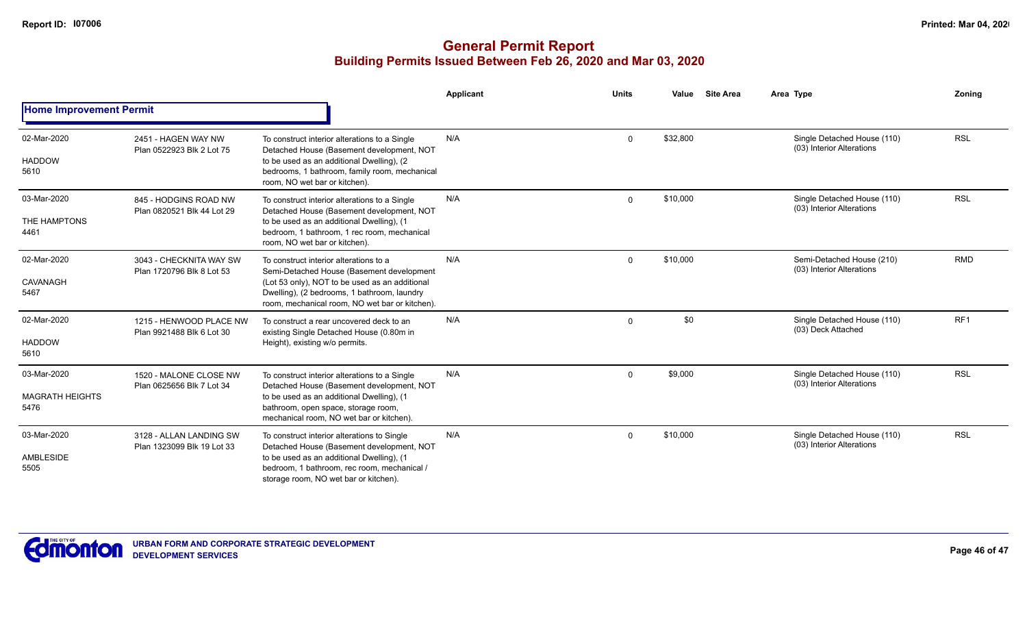# General Permit Report

## Building Permits Issued Between Feb 26, 2020 and Mar 03, 2020

### Home Improvement Permit

| Date / Neighbourhood | Address / Legal | Description | Applicant | Units | Value | Site Area | Area Type | Zoning |
|---|---|---|---|---|---|---|---|---|
| 02-Mar-2020<br>HADDOW<br>5610 | 2451 - HAGEN WAY NW<br>Plan 0522923 Blk 2 Lot 75 | To construct interior alterations to a Single Detached House (Basement development, NOT to be used as an additional Dwelling), (2 bedrooms, 1 bathroom, family room, mechanical room, NO wet bar or kitchen). | N/A | 0 | $32,800 | | Single Detached House (110)<br>(03) Interior Alterations | RSL |
| 03-Mar-2020<br>THE HAMPTONS<br>4461 | 845 - HODGINS ROAD NW<br>Plan 0820521 Blk 44 Lot 29 | To construct interior alterations to a Single Detached House (Basement development, NOT to be used as an additional Dwelling), (1 bedroom, 1 bathroom, 1 rec room, mechanical room, NO wet bar or kitchen). | N/A | 0 | $10,000 | | Single Detached House (110)<br>(03) Interior Alterations | RSL |
| 02-Mar-2020<br>CAVANAGH<br>5467 | 3043 - CHECKNITA WAY SW<br>Plan 1720796 Blk 8 Lot 53 | To construct interior alterations to a Semi-Detached House (Basement development (Lot 53 only), NOT to be used as an additional Dwelling), (2 bedrooms, 1 bathroom, laundry room, mechanical room, NO wet bar or kitchen). | N/A | 0 | $10,000 | | Semi-Detached House (210)<br>(03) Interior Alterations | RMD |
| 02-Mar-2020<br>HADDOW<br>5610 | 1215 - HENWOOD PLACE NW<br>Plan 9921488 Blk 6 Lot 30 | To construct a rear uncovered deck to an existing Single Detached House (0.80m in Height), existing w/o permits. | N/A | 0 | $0 | | Single Detached House (110)<br>(03) Deck Attached | RF1 |
| 03-Mar-2020<br>MAGRATH HEIGHTS<br>5476 | 1520 - MALONE CLOSE NW<br>Plan 0625656 Blk 7 Lot 34 | To construct interior alterations to a Single Detached House (Basement development, NOT to be used as an additional Dwelling), (1 bathroom, open space, storage room, mechanical room, NO wet bar or kitchen). | N/A | 0 | $9,000 | | Single Detached House (110)<br>(03) Interior Alterations | RSL |
| 03-Mar-2020<br>AMBLESIDE<br>5505 | 3128 - ALLAN LANDING SW<br>Plan 1323099 Blk 19 Lot 33 | To construct interior alterations to Single Detached House (Basement development, NOT to be used as an additional Dwelling), (1 bedroom, 1 bathroom, rec room, mechanical / storage room, NO wet bar or kitchen). | N/A | 0 | $10,000 | | Single Detached House (110)<br>(03) Interior Alterations | RSL |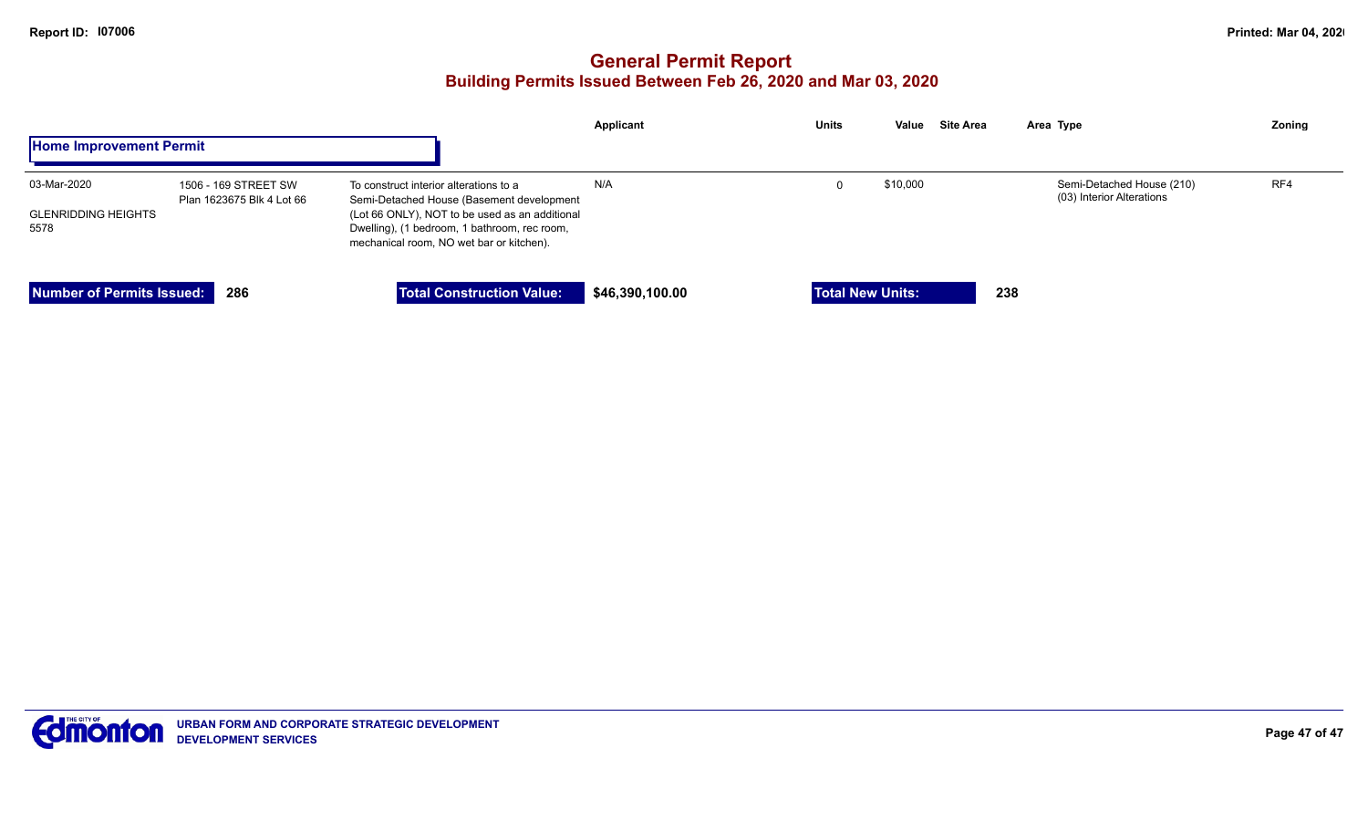# General Permit Report

## Building Permits Issued Between Feb 26, 2020 and Mar 03, 2020

### Home Improvement Permit

| | | | Applicant | Units | Value | Site Area | Area Type | Zoning |
|---|---|---|---|---|---|---|---|---|
| 03-Mar-2020<br>GLENRIDDING HEIGHTS<br>5578 | 1506 - 169 STREET SW<br>Plan 1623675 Blk 4 Lot 66 | To construct interior alterations to a Semi-Detached House (Basement development (Lot 66 ONLY), NOT to be used as an additional Dwelling), (1 bedroom, 1 bathroom, rec room, mechanical room, NO wet bar or kitchen). | N/A | 0 | $10,000 | | Semi-Detached House (210)<br>(03) Interior Alterations | RF4 |

**Number of Permits Issued:** 286 | **Total Construction Value:** $46,390,100.00 | **Total New Units:** 238

URBAN FORM AND CORPORATE STRATEGIC DEVELOPMENT
DEVELOPMENT SERVICES